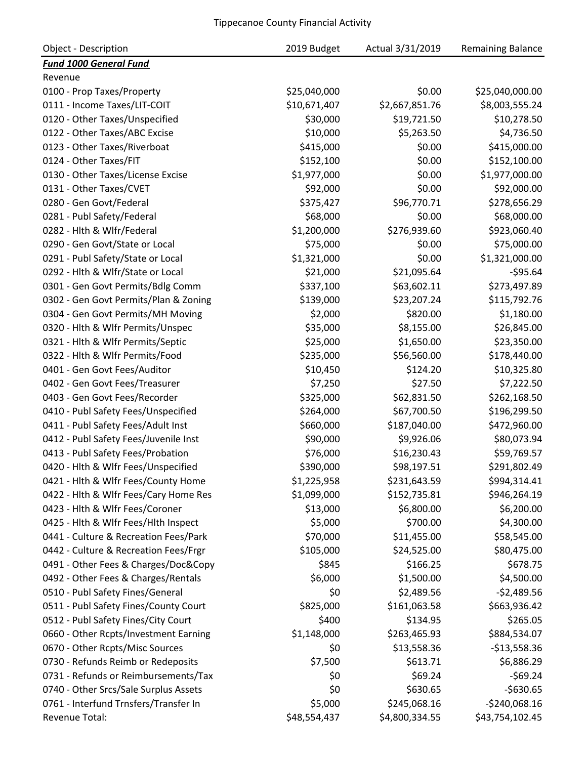# Tippecanoe County Financial Activity

| Object - Description | 2019 Budget | Actual 3/31/2019 | Remaining Balance |
|---|---|---|---|
| ***Fund 1000 General Fund*** | | | |
| Revenue | | | |
| 0100 - Prop Taxes/Property | $25,040,000 | $0.00 | $25,040,000.00 |
| 0111 - Income Taxes/LIT-COIT | $10,671,407 | $2,667,851.76 | $8,003,555.24 |
| 0120 - Other Taxes/Unspecified | $30,000 | $19,721.50 | $10,278.50 |
| 0122 - Other Taxes/ABC Excise | $10,000 | $5,263.50 | $4,736.50 |
| 0123 - Other Taxes/Riverboat | $415,000 | $0.00 | $415,000.00 |
| 0124 - Other Taxes/FIT | $152,100 | $0.00 | $152,100.00 |
| 0130 - Other Taxes/License Excise | $1,977,000 | $0.00 | $1,977,000.00 |
| 0131 - Other Taxes/CVET | $92,000 | $0.00 | $92,000.00 |
| 0280 - Gen Govt/Federal | $375,427 | $96,770.71 | $278,656.29 |
| 0281 - Publ Safety/Federal | $68,000 | $0.00 | $68,000.00 |
| 0282 - Hlth & Wlfr/Federal | $1,200,000 | $276,939.60 | $923,060.40 |
| 0290 - Gen Govt/State or Local | $75,000 | $0.00 | $75,000.00 |
| 0291 - Publ Safety/State or Local | $1,321,000 | $0.00 | $1,321,000.00 |
| 0292 - Hlth & Wlfr/State or Local | $21,000 | $21,095.64 | -$95.64 |
| 0301 - Gen Govt Permits/Bdlg Comm | $337,100 | $63,602.11 | $273,497.89 |
| 0302 - Gen Govt Permits/Plan & Zoning | $139,000 | $23,207.24 | $115,792.76 |
| 0304 - Gen Govt Permits/MH Moving | $2,000 | $820.00 | $1,180.00 |
| 0320 - Hlth & Wlfr Permits/Unspec | $35,000 | $8,155.00 | $26,845.00 |
| 0321 - Hlth & Wlfr Permits/Septic | $25,000 | $1,650.00 | $23,350.00 |
| 0322 - Hlth & Wlfr Permits/Food | $235,000 | $56,560.00 | $178,440.00 |
| 0401 - Gen Govt Fees/Auditor | $10,450 | $124.20 | $10,325.80 |
| 0402 - Gen Govt Fees/Treasurer | $7,250 | $27.50 | $7,222.50 |
| 0403 - Gen Govt Fees/Recorder | $325,000 | $62,831.50 | $262,168.50 |
| 0410 - Publ Safety Fees/Unspecified | $264,000 | $67,700.50 | $196,299.50 |
| 0411 - Publ Safety Fees/Adult Inst | $660,000 | $187,040.00 | $472,960.00 |
| 0412 - Publ Safety Fees/Juvenile Inst | $90,000 | $9,926.06 | $80,073.94 |
| 0413 - Publ Safety Fees/Probation | $76,000 | $16,230.43 | $59,769.57 |
| 0420 - Hlth & Wlfr Fees/Unspecified | $390,000 | $98,197.51 | $291,802.49 |
| 0421 - Hlth & Wlfr Fees/County Home | $1,225,958 | $231,643.59 | $994,314.41 |
| 0422 - Hlth & Wlfr Fees/Cary Home Res | $1,099,000 | $152,735.81 | $946,264.19 |
| 0423 - Hlth & Wlfr Fees/Coroner | $13,000 | $6,800.00 | $6,200.00 |
| 0425 - Hlth & Wlfr Fees/Hlth Inspect | $5,000 | $700.00 | $4,300.00 |
| 0441 - Culture & Recreation Fees/Park | $70,000 | $11,455.00 | $58,545.00 |
| 0442 - Culture & Recreation Fees/Frgr | $105,000 | $24,525.00 | $80,475.00 |
| 0491 - Other Fees & Charges/Doc&Copy | $845 | $166.25 | $678.75 |
| 0492 - Other Fees & Charges/Rentals | $6,000 | $1,500.00 | $4,500.00 |
| 0510 - Publ Safety Fines/General | $0 | $2,489.56 | -$2,489.56 |
| 0511 - Publ Safety Fines/County Court | $825,000 | $161,063.58 | $663,936.42 |
| 0512 - Publ Safety Fines/City Court | $400 | $134.95 | $265.05 |
| 0660 - Other Rcpts/Investment Earning | $1,148,000 | $263,465.93 | $884,534.07 |
| 0670 - Other Rcpts/Misc Sources | $0 | $13,558.36 | -$13,558.36 |
| 0730 - Refunds Reimb or Redeposits | $7,500 | $613.71 | $6,886.29 |
| 0731 - Refunds or Reimbursements/Tax | $0 | $69.24 | -$69.24 |
| 0740 - Other Srcs/Sale Surplus Assets | $0 | $630.65 | -$630.65 |
| 0761 - Interfund Trnsfers/Transfer In | $5,000 | $245,068.16 | -$240,068.16 |
| Revenue Total: | $48,554,437 | $4,800,334.55 | $43,754,102.45 |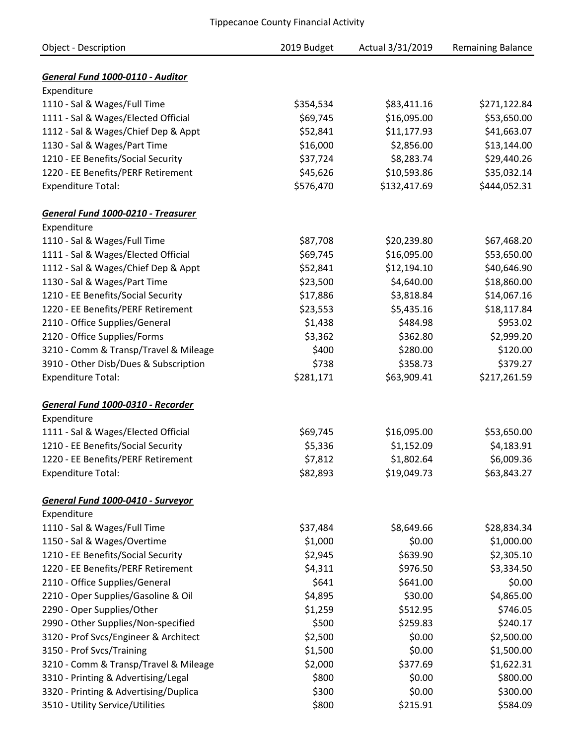Tippecanoe County Financial Activity

| Object - Description | 2019 Budget | Actual 3/31/2019 | Remaining Balance |
|---|---|---|---|
| ***General Fund 1000-0110 - Auditor*** | | | |
| Expenditure | | | |
| 1110 - Sal & Wages/Full Time | $354,534 | $83,411.16 | $271,122.84 |
| 1111 - Sal & Wages/Elected Official | $69,745 | $16,095.00 | $53,650.00 |
| 1112 - Sal & Wages/Chief Dep & Appt | $52,841 | $11,177.93 | $41,663.07 |
| 1130 - Sal & Wages/Part Time | $16,000 | $2,856.00 | $13,144.00 |
| 1210 - EE Benefits/Social Security | $37,724 | $8,283.74 | $29,440.26 |
| 1220 - EE Benefits/PERF Retirement | $45,626 | $10,593.86 | $35,032.14 |
| Expenditure Total: | $576,470 | $132,417.69 | $444,052.31 |
| ***General Fund 1000-0210 - Treasurer*** | | | |
| Expenditure | | | |
| 1110 - Sal & Wages/Full Time | $87,708 | $20,239.80 | $67,468.20 |
| 1111 - Sal & Wages/Elected Official | $69,745 | $16,095.00 | $53,650.00 |
| 1112 - Sal & Wages/Chief Dep & Appt | $52,841 | $12,194.10 | $40,646.90 |
| 1130 - Sal & Wages/Part Time | $23,500 | $4,640.00 | $18,860.00 |
| 1210 - EE Benefits/Social Security | $17,886 | $3,818.84 | $14,067.16 |
| 1220 - EE Benefits/PERF Retirement | $23,553 | $5,435.16 | $18,117.84 |
| 2110 - Office Supplies/General | $1,438 | $484.98 | $953.02 |
| 2120 - Office Supplies/Forms | $3,362 | $362.80 | $2,999.20 |
| 3210 - Comm & Transp/Travel & Mileage | $400 | $280.00 | $120.00 |
| 3910 - Other Disb/Dues & Subscription | $738 | $358.73 | $379.27 |
| Expenditure Total: | $281,171 | $63,909.41 | $217,261.59 |
| ***General Fund 1000-0310 - Recorder*** | | | |
| Expenditure | | | |
| 1111 - Sal & Wages/Elected Official | $69,745 | $16,095.00 | $53,650.00 |
| 1210 - EE Benefits/Social Security | $5,336 | $1,152.09 | $4,183.91 |
| 1220 - EE Benefits/PERF Retirement | $7,812 | $1,802.64 | $6,009.36 |
| Expenditure Total: | $82,893 | $19,049.73 | $63,843.27 |
| ***General Fund 1000-0410 - Surveyor*** | | | |
| Expenditure | | | |
| 1110 - Sal & Wages/Full Time | $37,484 | $8,649.66 | $28,834.34 |
| 1150 - Sal & Wages/Overtime | $1,000 | $0.00 | $1,000.00 |
| 1210 - EE Benefits/Social Security | $2,945 | $639.90 | $2,305.10 |
| 1220 - EE Benefits/PERF Retirement | $4,311 | $976.50 | $3,334.50 |
| 2110 - Office Supplies/General | $641 | $641.00 | $0.00 |
| 2210 - Oper Supplies/Gasoline & Oil | $4,895 | $30.00 | $4,865.00 |
| 2290 - Oper Supplies/Other | $1,259 | $512.95 | $746.05 |
| 2990 - Other Supplies/Non-specified | $500 | $259.83 | $240.17 |
| 3120 - Prof Svcs/Engineer & Architect | $2,500 | $0.00 | $2,500.00 |
| 3150 - Prof Svcs/Training | $1,500 | $0.00 | $1,500.00 |
| 3210 - Comm & Transp/Travel & Mileage | $2,000 | $377.69 | $1,622.31 |
| 3310 - Printing & Advertising/Legal | $800 | $0.00 | $800.00 |
| 3320 - Printing & Advertising/Duplica | $300 | $0.00 | $300.00 |
| 3510 - Utility Service/Utilities | $800 | $215.91 | $584.09 |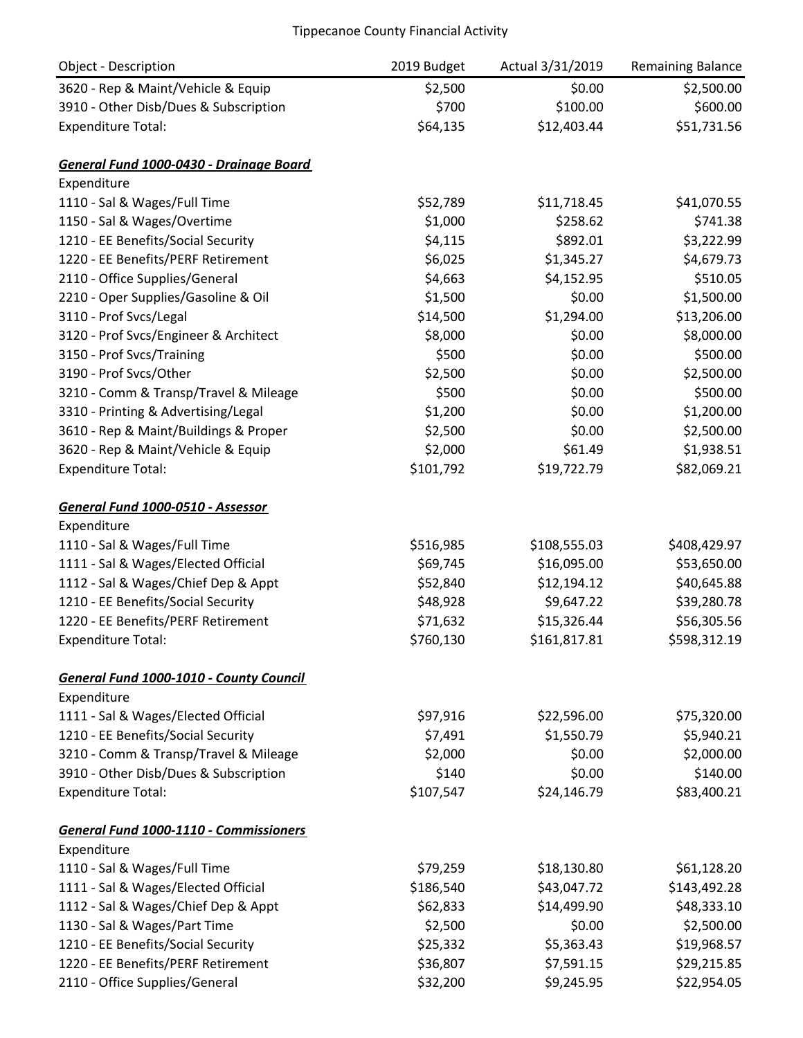Tippecanoe County Financial Activity

| Object - Description | 2019 Budget | Actual 3/31/2019 | Remaining Balance |
|---|---|---|---|
| 3620 - Rep & Maint/Vehicle & Equip | $2,500 | $0.00 | $2,500.00 |
| 3910 - Other Disb/Dues & Subscription | $700 | $100.00 | $600.00 |
| Expenditure Total: | $64,135 | $12,403.44 | $51,731.56 |
| | | | |
| ***General Fund 1000-0430 - Drainage Board*** | | | |
| Expenditure | | | |
| 1110 - Sal & Wages/Full Time | $52,789 | $11,718.45 | $41,070.55 |
| 1150 - Sal & Wages/Overtime | $1,000 | $258.62 | $741.38 |
| 1210 - EE Benefits/Social Security | $4,115 | $892.01 | $3,222.99 |
| 1220 - EE Benefits/PERF Retirement | $6,025 | $1,345.27 | $4,679.73 |
| 2110 - Office Supplies/General | $4,663 | $4,152.95 | $510.05 |
| 2210 - Oper Supplies/Gasoline & Oil | $1,500 | $0.00 | $1,500.00 |
| 3110 - Prof Svcs/Legal | $14,500 | $1,294.00 | $13,206.00 |
| 3120 - Prof Svcs/Engineer & Architect | $8,000 | $0.00 | $8,000.00 |
| 3150 - Prof Svcs/Training | $500 | $0.00 | $500.00 |
| 3190 - Prof Svcs/Other | $2,500 | $0.00 | $2,500.00 |
| 3210 - Comm & Transp/Travel & Mileage | $500 | $0.00 | $500.00 |
| 3310 - Printing & Advertising/Legal | $1,200 | $0.00 | $1,200.00 |
| 3610 - Rep & Maint/Buildings & Proper | $2,500 | $0.00 | $2,500.00 |
| 3620 - Rep & Maint/Vehicle & Equip | $2,000 | $61.49 | $1,938.51 |
| Expenditure Total: | $101,792 | $19,722.79 | $82,069.21 |
| | | | |
| ***General Fund 1000-0510 - Assessor*** | | | |
| Expenditure | | | |
| 1110 - Sal & Wages/Full Time | $516,985 | $108,555.03 | $408,429.97 |
| 1111 - Sal & Wages/Elected Official | $69,745 | $16,095.00 | $53,650.00 |
| 1112 - Sal & Wages/Chief Dep & Appt | $52,840 | $12,194.12 | $40,645.88 |
| 1210 - EE Benefits/Social Security | $48,928 | $9,647.22 | $39,280.78 |
| 1220 - EE Benefits/PERF Retirement | $71,632 | $15,326.44 | $56,305.56 |
| Expenditure Total: | $760,130 | $161,817.81 | $598,312.19 |
| | | | |
| ***General Fund 1000-1010 - County Council*** | | | |
| Expenditure | | | |
| 1111 - Sal & Wages/Elected Official | $97,916 | $22,596.00 | $75,320.00 |
| 1210 - EE Benefits/Social Security | $7,491 | $1,550.79 | $5,940.21 |
| 3210 - Comm & Transp/Travel & Mileage | $2,000 | $0.00 | $2,000.00 |
| 3910 - Other Disb/Dues & Subscription | $140 | $0.00 | $140.00 |
| Expenditure Total: | $107,547 | $24,146.79 | $83,400.21 |
| | | | |
| ***General Fund 1000-1110 - Commissioners*** | | | |
| Expenditure | | | |
| 1110 - Sal & Wages/Full Time | $79,259 | $18,130.80 | $61,128.20 |
| 1111 - Sal & Wages/Elected Official | $186,540 | $43,047.72 | $143,492.28 |
| 1112 - Sal & Wages/Chief Dep & Appt | $62,833 | $14,499.90 | $48,333.10 |
| 1130 - Sal & Wages/Part Time | $2,500 | $0.00 | $2,500.00 |
| 1210 - EE Benefits/Social Security | $25,332 | $5,363.43 | $19,968.57 |
| 1220 - EE Benefits/PERF Retirement | $36,807 | $7,591.15 | $29,215.85 |
| 2110 - Office Supplies/General | $32,200 | $9,245.95 | $22,954.05 |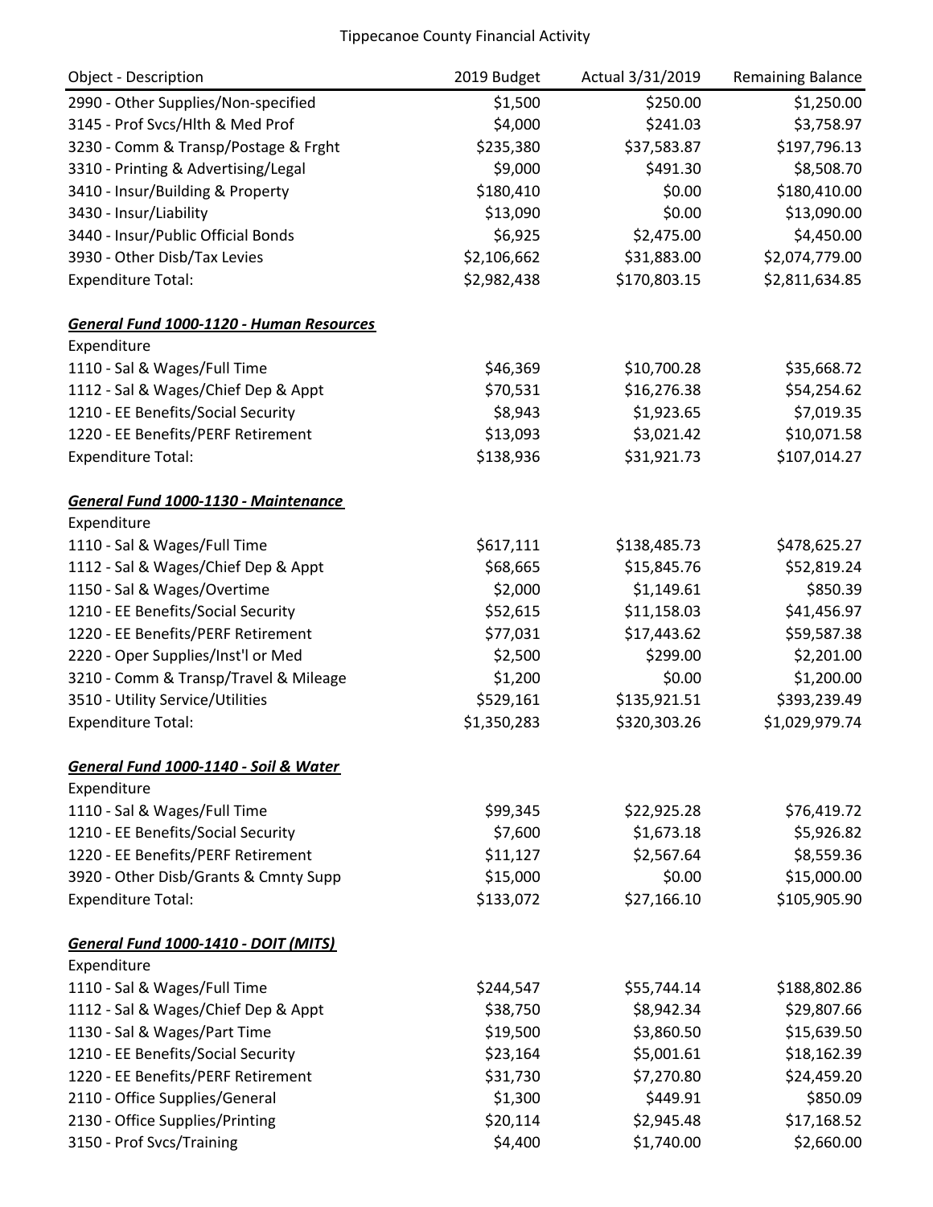| Object - Description | 2019 Budget | Actual 3/31/2019 | Remaining Balance |
|---|---|---|---|
| 2990 - Other Supplies/Non-specified | $1,500 | $250.00 | $1,250.00 |
| 3145 - Prof Svcs/Hlth & Med Prof | $4,000 | $241.03 | $3,758.97 |
| 3230 - Comm & Transp/Postage & Frght | $235,380 | $37,583.87 | $197,796.13 |
| 3310 - Printing & Advertising/Legal | $9,000 | $491.30 | $8,508.70 |
| 3410 - Insur/Building & Property | $180,410 | $0.00 | $180,410.00 |
| 3430 - Insur/Liability | $13,090 | $0.00 | $13,090.00 |
| 3440 - Insur/Public Official Bonds | $6,925 | $2,475.00 | $4,450.00 |
| 3930 - Other Disb/Tax Levies | $2,106,662 | $31,883.00 | $2,074,779.00 |
| Expenditure Total: | $2,982,438 | $170,803.15 | $2,811,634.85 |
| | | | |
| ***General Fund 1000-1120 - Human Resources*** | | | |
| Expenditure | | | |
| 1110 - Sal & Wages/Full Time | $46,369 | $10,700.28 | $35,668.72 |
| 1112 - Sal & Wages/Chief Dep & Appt | $70,531 | $16,276.38 | $54,254.62 |
| 1210 - EE Benefits/Social Security | $8,943 | $1,923.65 | $7,019.35 |
| 1220 - EE Benefits/PERF Retirement | $13,093 | $3,021.42 | $10,071.58 |
| Expenditure Total: | $138,936 | $31,921.73 | $107,014.27 |
| | | | |
| ***General Fund 1000-1130 - Maintenance*** | | | |
| Expenditure | | | |
| 1110 - Sal & Wages/Full Time | $617,111 | $138,485.73 | $478,625.27 |
| 1112 - Sal & Wages/Chief Dep & Appt | $68,665 | $15,845.76 | $52,819.24 |
| 1150 - Sal & Wages/Overtime | $2,000 | $1,149.61 | $850.39 |
| 1210 - EE Benefits/Social Security | $52,615 | $11,158.03 | $41,456.97 |
| 1220 - EE Benefits/PERF Retirement | $77,031 | $17,443.62 | $59,587.38 |
| 2220 - Oper Supplies/Inst'l or Med | $2,500 | $299.00 | $2,201.00 |
| 3210 - Comm & Transp/Travel & Mileage | $1,200 | $0.00 | $1,200.00 |
| 3510 - Utility Service/Utilities | $529,161 | $135,921.51 | $393,239.49 |
| Expenditure Total: | $1,350,283 | $320,303.26 | $1,029,979.74 |
| | | | |
| ***General Fund 1000-1140 - Soil & Water*** | | | |
| Expenditure | | | |
| 1110 - Sal & Wages/Full Time | $99,345 | $22,925.28 | $76,419.72 |
| 1210 - EE Benefits/Social Security | $7,600 | $1,673.18 | $5,926.82 |
| 1220 - EE Benefits/PERF Retirement | $11,127 | $2,567.64 | $8,559.36 |
| 3920 - Other Disb/Grants & Cmnty Supp | $15,000 | $0.00 | $15,000.00 |
| Expenditure Total: | $133,072 | $27,166.10 | $105,905.90 |
| | | | |
| ***General Fund 1000-1410 - DOIT (MITS)*** | | | |
| Expenditure | | | |
| 1110 - Sal & Wages/Full Time | $244,547 | $55,744.14 | $188,802.86 |
| 1112 - Sal & Wages/Chief Dep & Appt | $38,750 | $8,942.34 | $29,807.66 |
| 1130 - Sal & Wages/Part Time | $19,500 | $3,860.50 | $15,639.50 |
| 1210 - EE Benefits/Social Security | $23,164 | $5,001.61 | $18,162.39 |
| 1220 - EE Benefits/PERF Retirement | $31,730 | $7,270.80 | $24,459.20 |
| 2110 - Office Supplies/General | $1,300 | $449.91 | $850.09 |
| 2130 - Office Supplies/Printing | $20,114 | $2,945.48 | $17,168.52 |
| 3150 - Prof Svcs/Training | $4,400 | $1,740.00 | $2,660.00 |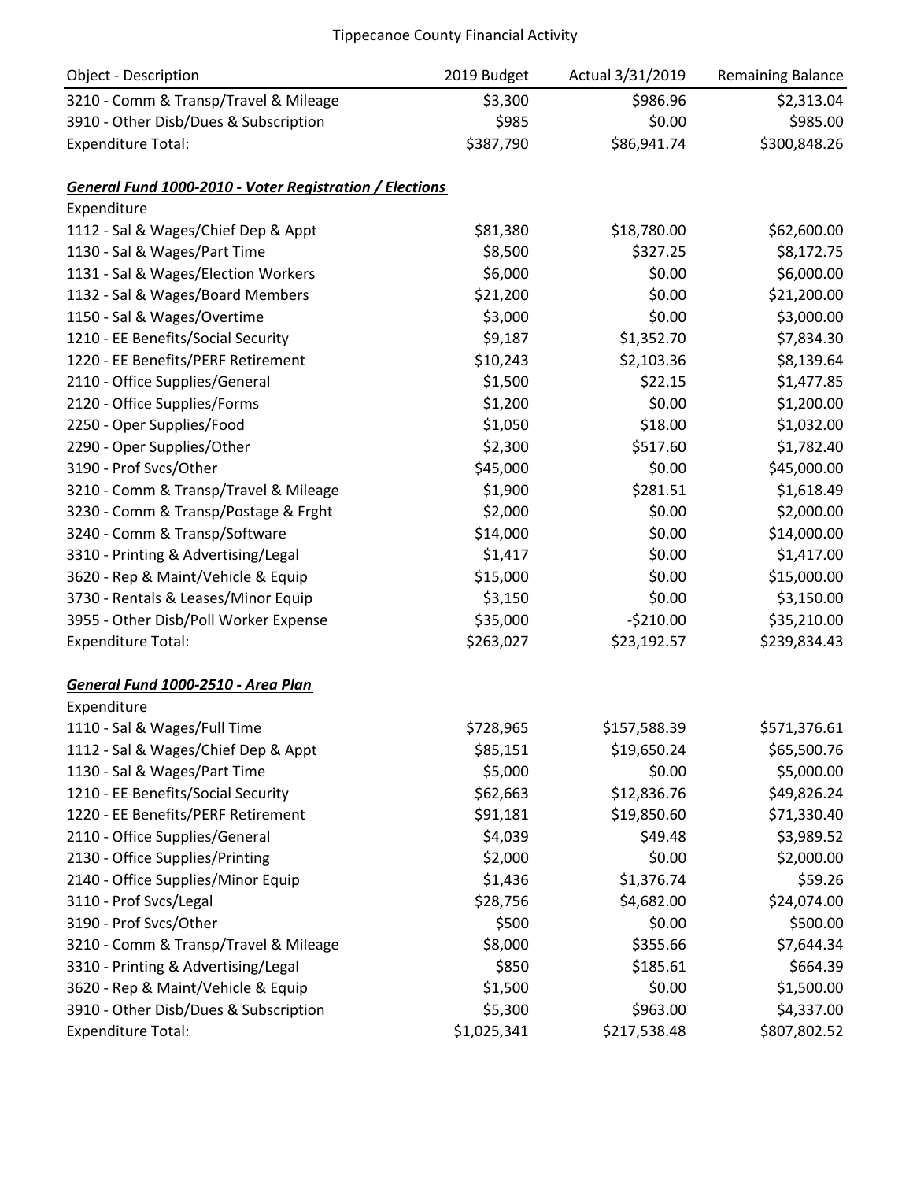| Object - Description | 2019 Budget | Actual 3/31/2019 | Remaining Balance |
|---|---|---|---|
| 3210 - Comm & Transp/Travel & Mileage | $3,300 | $986.96 | $2,313.04 |
| 3910 - Other Disb/Dues & Subscription | $985 | $0.00 | $985.00 |
| Expenditure Total: | $387,790 | $86,941.74 | $300,848.26 |

***General Fund 1000-2010 - Voter Registration / Elections***

| Object - Description | 2019 Budget | Actual 3/31/2019 | Remaining Balance |
|---|---|---|---|
| Expenditure | | | |
| 1112 - Sal & Wages/Chief Dep & Appt | $81,380 | $18,780.00 | $62,600.00 |
| 1130 - Sal & Wages/Part Time | $8,500 | $327.25 | $8,172.75 |
| 1131 - Sal & Wages/Election Workers | $6,000 | $0.00 | $6,000.00 |
| 1132 - Sal & Wages/Board Members | $21,200 | $0.00 | $21,200.00 |
| 1150 - Sal & Wages/Overtime | $3,000 | $0.00 | $3,000.00 |
| 1210 - EE Benefits/Social Security | $9,187 | $1,352.70 | $7,834.30 |
| 1220 - EE Benefits/PERF Retirement | $10,243 | $2,103.36 | $8,139.64 |
| 2110 - Office Supplies/General | $1,500 | $22.15 | $1,477.85 |
| 2120 - Office Supplies/Forms | $1,200 | $0.00 | $1,200.00 |
| 2250 - Oper Supplies/Food | $1,050 | $18.00 | $1,032.00 |
| 2290 - Oper Supplies/Other | $2,300 | $517.60 | $1,782.40 |
| 3190 - Prof Svcs/Other | $45,000 | $0.00 | $45,000.00 |
| 3210 - Comm & Transp/Travel & Mileage | $1,900 | $281.51 | $1,618.49 |
| 3230 - Comm & Transp/Postage & Frght | $2,000 | $0.00 | $2,000.00 |
| 3240 - Comm & Transp/Software | $14,000 | $0.00 | $14,000.00 |
| 3310 - Printing & Advertising/Legal | $1,417 | $0.00 | $1,417.00 |
| 3620 - Rep & Maint/Vehicle & Equip | $15,000 | $0.00 | $15,000.00 |
| 3730 - Rentals & Leases/Minor Equip | $3,150 | $0.00 | $3,150.00 |
| 3955 - Other Disb/Poll Worker Expense | $35,000 | -$210.00 | $35,210.00 |
| Expenditure Total: | $263,027 | $23,192.57 | $239,834.43 |

***General Fund 1000-2510 - Area Plan***

| Object - Description | 2019 Budget | Actual 3/31/2019 | Remaining Balance |
|---|---|---|---|
| Expenditure | | | |
| 1110 - Sal & Wages/Full Time | $728,965 | $157,588.39 | $571,376.61 |
| 1112 - Sal & Wages/Chief Dep & Appt | $85,151 | $19,650.24 | $65,500.76 |
| 1130 - Sal & Wages/Part Time | $5,000 | $0.00 | $5,000.00 |
| 1210 - EE Benefits/Social Security | $62,663 | $12,836.76 | $49,826.24 |
| 1220 - EE Benefits/PERF Retirement | $91,181 | $19,850.60 | $71,330.40 |
| 2110 - Office Supplies/General | $4,039 | $49.48 | $3,989.52 |
| 2130 - Office Supplies/Printing | $2,000 | $0.00 | $2,000.00 |
| 2140 - Office Supplies/Minor Equip | $1,436 | $1,376.74 | $59.26 |
| 3110 - Prof Svcs/Legal | $28,756 | $4,682.00 | $24,074.00 |
| 3190 - Prof Svcs/Other | $500 | $0.00 | $500.00 |
| 3210 - Comm & Transp/Travel & Mileage | $8,000 | $355.66 | $7,644.34 |
| 3310 - Printing & Advertising/Legal | $850 | $185.61 | $664.39 |
| 3620 - Rep & Maint/Vehicle & Equip | $1,500 | $0.00 | $1,500.00 |
| 3910 - Other Disb/Dues & Subscription | $5,300 | $963.00 | $4,337.00 |
| Expenditure Total: | $1,025,341 | $217,538.48 | $807,802.52 |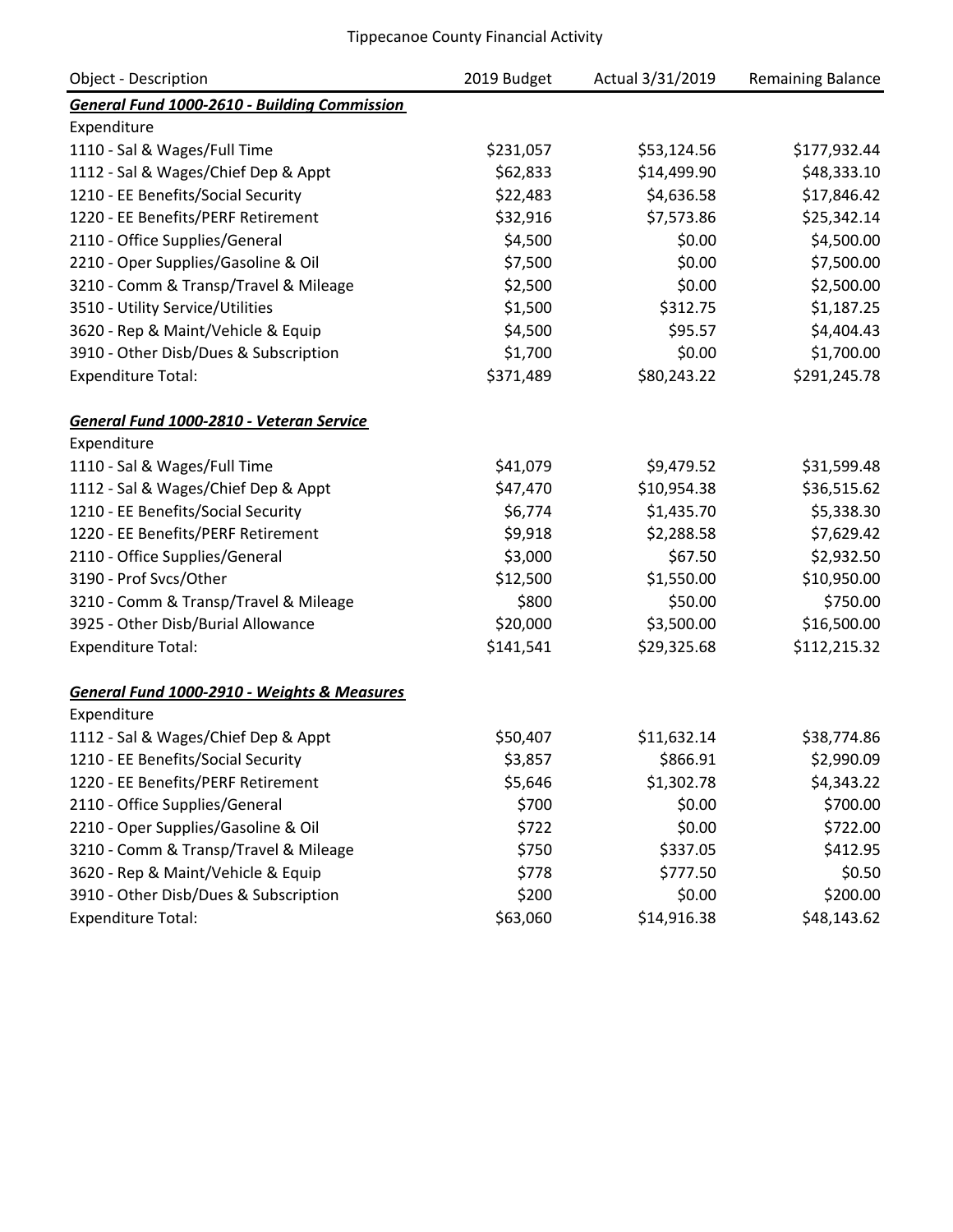Tippecanoe County Financial Activity

| Object - Description | 2019 Budget | Actual 3/31/2019 | Remaining Balance |
|---|---|---|---|
| ***General Fund 1000-2610 - Building Commission*** | | | |
| Expenditure | | | |
| 1110 - Sal & Wages/Full Time | $231,057 | $53,124.56 | $177,932.44 |
| 1112 - Sal & Wages/Chief Dep & Appt | $62,833 | $14,499.90 | $48,333.10 |
| 1210 - EE Benefits/Social Security | $22,483 | $4,636.58 | $17,846.42 |
| 1220 - EE Benefits/PERF Retirement | $32,916 | $7,573.86 | $25,342.14 |
| 2110 - Office Supplies/General | $4,500 | $0.00 | $4,500.00 |
| 2210 - Oper Supplies/Gasoline & Oil | $7,500 | $0.00 | $7,500.00 |
| 3210 - Comm & Transp/Travel & Mileage | $2,500 | $0.00 | $2,500.00 |
| 3510 - Utility Service/Utilities | $1,500 | $312.75 | $1,187.25 |
| 3620 - Rep & Maint/Vehicle & Equip | $4,500 | $95.57 | $4,404.43 |
| 3910 - Other Disb/Dues & Subscription | $1,700 | $0.00 | $1,700.00 |
| Expenditure Total: | $371,489 | $80,243.22 | $291,245.78 |
| | | | |
| ***General Fund 1000-2810 - Veteran Service*** | | | |
| Expenditure | | | |
| 1110 - Sal & Wages/Full Time | $41,079 | $9,479.52 | $31,599.48 |
| 1112 - Sal & Wages/Chief Dep & Appt | $47,470 | $10,954.38 | $36,515.62 |
| 1210 - EE Benefits/Social Security | $6,774 | $1,435.70 | $5,338.30 |
| 1220 - EE Benefits/PERF Retirement | $9,918 | $2,288.58 | $7,629.42 |
| 2110 - Office Supplies/General | $3,000 | $67.50 | $2,932.50 |
| 3190 - Prof Svcs/Other | $12,500 | $1,550.00 | $10,950.00 |
| 3210 - Comm & Transp/Travel & Mileage | $800 | $50.00 | $750.00 |
| 3925 - Other Disb/Burial Allowance | $20,000 | $3,500.00 | $16,500.00 |
| Expenditure Total: | $141,541 | $29,325.68 | $112,215.32 |
| | | | |
| ***General Fund 1000-2910 - Weights & Measures*** | | | |
| Expenditure | | | |
| 1112 - Sal & Wages/Chief Dep & Appt | $50,407 | $11,632.14 | $38,774.86 |
| 1210 - EE Benefits/Social Security | $3,857 | $866.91 | $2,990.09 |
| 1220 - EE Benefits/PERF Retirement | $5,646 | $1,302.78 | $4,343.22 |
| 2110 - Office Supplies/General | $700 | $0.00 | $700.00 |
| 2210 - Oper Supplies/Gasoline & Oil | $722 | $0.00 | $722.00 |
| 3210 - Comm & Transp/Travel & Mileage | $750 | $337.05 | $412.95 |
| 3620 - Rep & Maint/Vehicle & Equip | $778 | $777.50 | $0.50 |
| 3910 - Other Disb/Dues & Subscription | $200 | $0.00 | $200.00 |
| Expenditure Total: | $63,060 | $14,916.38 | $48,143.62 |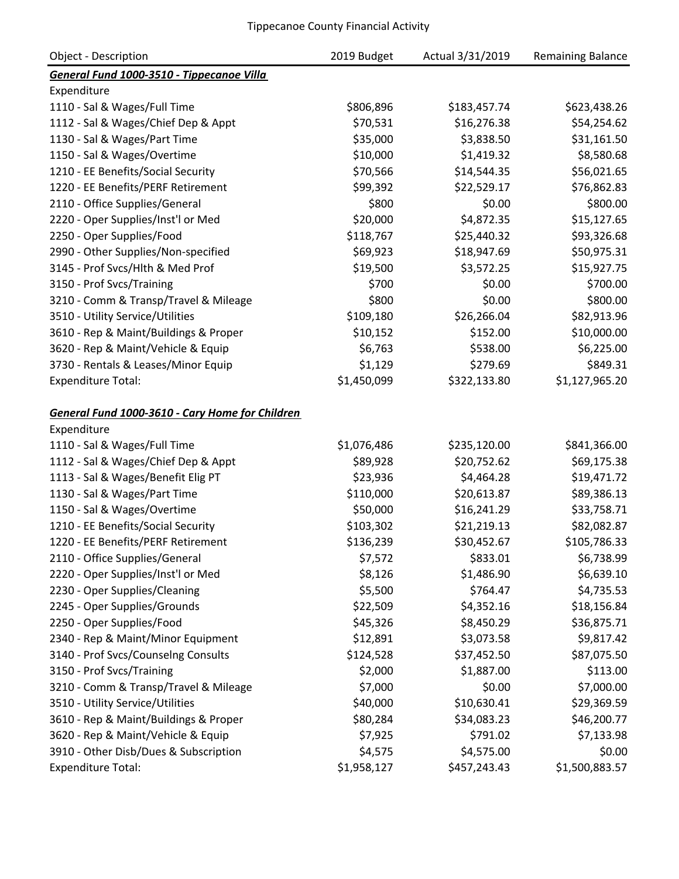Tippecanoe County Financial Activity

| Object - Description | 2019 Budget | Actual 3/31/2019 | Remaining Balance |
|---|---|---|---|
| ***General Fund 1000-3510 - Tippecanoe Villa*** | | | |
| Expenditure | | | |
| 1110 - Sal & Wages/Full Time | \$806,896 | \$183,457.74 | \$623,438.26 |
| 1112 - Sal & Wages/Chief Dep & Appt | \$70,531 | \$16,276.38 | \$54,254.62 |
| 1130 - Sal & Wages/Part Time | \$35,000 | \$3,838.50 | \$31,161.50 |
| 1150 - Sal & Wages/Overtime | \$10,000 | \$1,419.32 | \$8,580.68 |
| 1210 - EE Benefits/Social Security | \$70,566 | \$14,544.35 | \$56,021.65 |
| 1220 - EE Benefits/PERF Retirement | \$99,392 | \$22,529.17 | \$76,862.83 |
| 2110 - Office Supplies/General | \$800 | \$0.00 | \$800.00 |
| 2220 - Oper Supplies/Inst'l or Med | \$20,000 | \$4,872.35 | \$15,127.65 |
| 2250 - Oper Supplies/Food | \$118,767 | \$25,440.32 | \$93,326.68 |
| 2990 - Other Supplies/Non-specified | \$69,923 | \$18,947.69 | \$50,975.31 |
| 3145 - Prof Svcs/Hlth & Med Prof | \$19,500 | \$3,572.25 | \$15,927.75 |
| 3150 - Prof Svcs/Training | \$700 | \$0.00 | \$700.00 |
| 3210 - Comm & Transp/Travel & Mileage | \$800 | \$0.00 | \$800.00 |
| 3510 - Utility Service/Utilities | \$109,180 | \$26,266.04 | \$82,913.96 |
| 3610 - Rep & Maint/Buildings & Proper | \$10,152 | \$152.00 | \$10,000.00 |
| 3620 - Rep & Maint/Vehicle & Equip | \$6,763 | \$538.00 | \$6,225.00 |
| 3730 - Rentals & Leases/Minor Equip | \$1,129 | \$279.69 | \$849.31 |
| Expenditure Total: | \$1,450,099 | \$322,133.80 | \$1,127,965.20 |
| | | | |
| ***General Fund 1000-3610 - Cary Home for Children*** | | | |
| Expenditure | | | |
| 1110 - Sal & Wages/Full Time | \$1,076,486 | \$235,120.00 | \$841,366.00 |
| 1112 - Sal & Wages/Chief Dep & Appt | \$89,928 | \$20,752.62 | \$69,175.38 |
| 1113 - Sal & Wages/Benefit Elig PT | \$23,936 | \$4,464.28 | \$19,471.72 |
| 1130 - Sal & Wages/Part Time | \$110,000 | \$20,613.87 | \$89,386.13 |
| 1150 - Sal & Wages/Overtime | \$50,000 | \$16,241.29 | \$33,758.71 |
| 1210 - EE Benefits/Social Security | \$103,302 | \$21,219.13 | \$82,082.87 |
| 1220 - EE Benefits/PERF Retirement | \$136,239 | \$30,452.67 | \$105,786.33 |
| 2110 - Office Supplies/General | \$7,572 | \$833.01 | \$6,738.99 |
| 2220 - Oper Supplies/Inst'l or Med | \$8,126 | \$1,486.90 | \$6,639.10 |
| 2230 - Oper Supplies/Cleaning | \$5,500 | \$764.47 | \$4,735.53 |
| 2245 - Oper Supplies/Grounds | \$22,509 | \$4,352.16 | \$18,156.84 |
| 2250 - Oper Supplies/Food | \$45,326 | \$8,450.29 | \$36,875.71 |
| 2340 - Rep & Maint/Minor Equipment | \$12,891 | \$3,073.58 | \$9,817.42 |
| 3140 - Prof Svcs/Counselng Consults | \$124,528 | \$37,452.50 | \$87,075.50 |
| 3150 - Prof Svcs/Training | \$2,000 | \$1,887.00 | \$113.00 |
| 3210 - Comm & Transp/Travel & Mileage | \$7,000 | \$0.00 | \$7,000.00 |
| 3510 - Utility Service/Utilities | \$40,000 | \$10,630.41 | \$29,369.59 |
| 3610 - Rep & Maint/Buildings & Proper | \$80,284 | \$34,083.23 | \$46,200.77 |
| 3620 - Rep & Maint/Vehicle & Equip | \$7,925 | \$791.02 | \$7,133.98 |
| 3910 - Other Disb/Dues & Subscription | \$4,575 | \$4,575.00 | \$0.00 |
| Expenditure Total: | \$1,958,127 | \$457,243.43 | \$1,500,883.57 |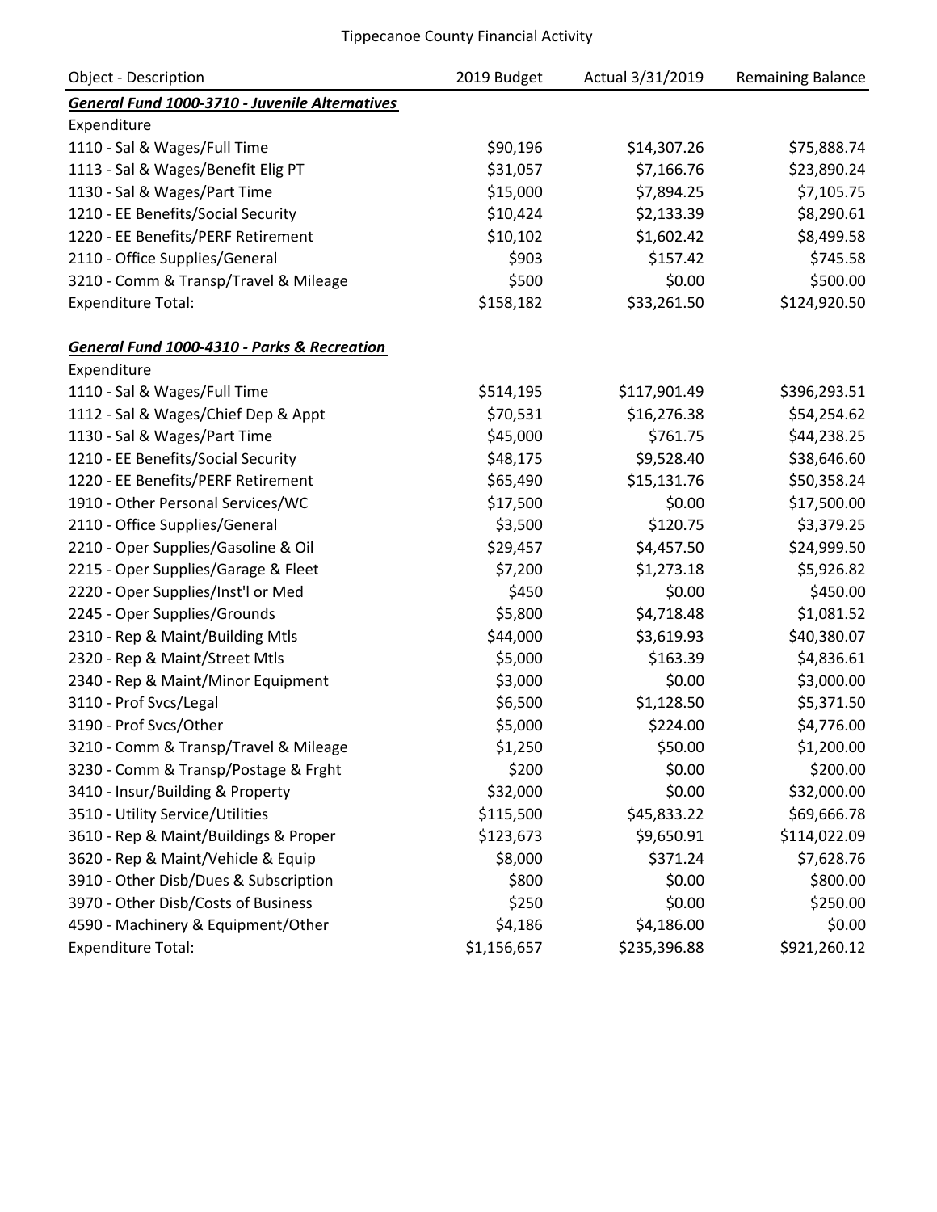Tippecanoe County Financial Activity

| Object - Description | 2019 Budget | Actual 3/31/2019 | Remaining Balance |
|---|---|---|---|
| ***General Fund 1000-3710 - Juvenile Alternatives*** | | | |
| Expenditure | | | |
| 1110 - Sal & Wages/Full Time | $90,196 | $14,307.26 | $75,888.74 |
| 1113 - Sal & Wages/Benefit Elig PT | $31,057 | $7,166.76 | $23,890.24 |
| 1130 - Sal & Wages/Part Time | $15,000 | $7,894.25 | $7,105.75 |
| 1210 - EE Benefits/Social Security | $10,424 | $2,133.39 | $8,290.61 |
| 1220 - EE Benefits/PERF Retirement | $10,102 | $1,602.42 | $8,499.58 |
| 2110 - Office Supplies/General | $903 | $157.42 | $745.58 |
| 3210 - Comm & Transp/Travel & Mileage | $500 | $0.00 | $500.00 |
| Expenditure Total: | $158,182 | $33,261.50 | $124,920.50 |
| | | | |
| ***General Fund 1000-4310 - Parks & Recreation*** | | | |
| Expenditure | | | |
| 1110 - Sal & Wages/Full Time | $514,195 | $117,901.49 | $396,293.51 |
| 1112 - Sal & Wages/Chief Dep & Appt | $70,531 | $16,276.38 | $54,254.62 |
| 1130 - Sal & Wages/Part Time | $45,000 | $761.75 | $44,238.25 |
| 1210 - EE Benefits/Social Security | $48,175 | $9,528.40 | $38,646.60 |
| 1220 - EE Benefits/PERF Retirement | $65,490 | $15,131.76 | $50,358.24 |
| 1910 - Other Personal Services/WC | $17,500 | $0.00 | $17,500.00 |
| 2110 - Office Supplies/General | $3,500 | $120.75 | $3,379.25 |
| 2210 - Oper Supplies/Gasoline & Oil | $29,457 | $4,457.50 | $24,999.50 |
| 2215 - Oper Supplies/Garage & Fleet | $7,200 | $1,273.18 | $5,926.82 |
| 2220 - Oper Supplies/Inst'l or Med | $450 | $0.00 | $450.00 |
| 2245 - Oper Supplies/Grounds | $5,800 | $4,718.48 | $1,081.52 |
| 2310 - Rep & Maint/Building Mtls | $44,000 | $3,619.93 | $40,380.07 |
| 2320 - Rep & Maint/Street Mtls | $5,000 | $163.39 | $4,836.61 |
| 2340 - Rep & Maint/Minor Equipment | $3,000 | $0.00 | $3,000.00 |
| 3110 - Prof Svcs/Legal | $6,500 | $1,128.50 | $5,371.50 |
| 3190 - Prof Svcs/Other | $5,000 | $224.00 | $4,776.00 |
| 3210 - Comm & Transp/Travel & Mileage | $1,250 | $50.00 | $1,200.00 |
| 3230 - Comm & Transp/Postage & Frght | $200 | $0.00 | $200.00 |
| 3410 - Insur/Building & Property | $32,000 | $0.00 | $32,000.00 |
| 3510 - Utility Service/Utilities | $115,500 | $45,833.22 | $69,666.78 |
| 3610 - Rep & Maint/Buildings & Proper | $123,673 | $9,650.91 | $114,022.09 |
| 3620 - Rep & Maint/Vehicle & Equip | $8,000 | $371.24 | $7,628.76 |
| 3910 - Other Disb/Dues & Subscription | $800 | $0.00 | $800.00 |
| 3970 - Other Disb/Costs of Business | $250 | $0.00 | $250.00 |
| 4590 - Machinery & Equipment/Other | $4,186 | $4,186.00 | $0.00 |
| Expenditure Total: | $1,156,657 | $235,396.88 | $921,260.12 |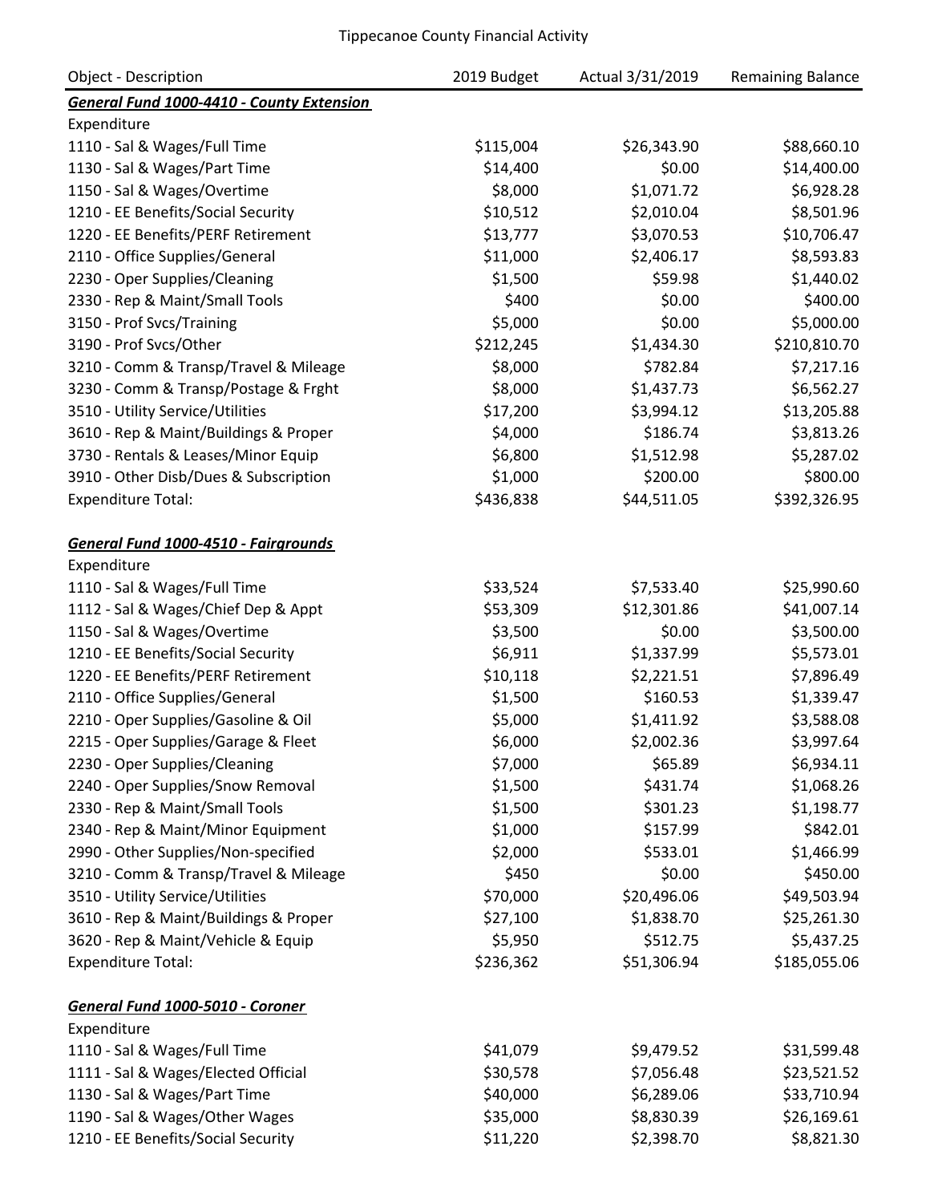Tippecanoe County Financial Activity

| Object - Description | 2019 Budget | Actual 3/31/2019 | Remaining Balance |
|---|---|---|---|
| ***General Fund 1000-4410 - County Extension*** | | | |
| Expenditure | | | |
| 1110 - Sal & Wages/Full Time | $115,004 | $26,343.90 | $88,660.10 |
| 1130 - Sal & Wages/Part Time | $14,400 | $0.00 | $14,400.00 |
| 1150 - Sal & Wages/Overtime | $8,000 | $1,071.72 | $6,928.28 |
| 1210 - EE Benefits/Social Security | $10,512 | $2,010.04 | $8,501.96 |
| 1220 - EE Benefits/PERF Retirement | $13,777 | $3,070.53 | $10,706.47 |
| 2110 - Office Supplies/General | $11,000 | $2,406.17 | $8,593.83 |
| 2230 - Oper Supplies/Cleaning | $1,500 | $59.98 | $1,440.02 |
| 2330 - Rep & Maint/Small Tools | $400 | $0.00 | $400.00 |
| 3150 - Prof Svcs/Training | $5,000 | $0.00 | $5,000.00 |
| 3190 - Prof Svcs/Other | $212,245 | $1,434.30 | $210,810.70 |
| 3210 - Comm & Transp/Travel & Mileage | $8,000 | $782.84 | $7,217.16 |
| 3230 - Comm & Transp/Postage & Frght | $8,000 | $1,437.73 | $6,562.27 |
| 3510 - Utility Service/Utilities | $17,200 | $3,994.12 | $13,205.88 |
| 3610 - Rep & Maint/Buildings & Proper | $4,000 | $186.74 | $3,813.26 |
| 3730 - Rentals & Leases/Minor Equip | $6,800 | $1,512.98 | $5,287.02 |
| 3910 - Other Disb/Dues & Subscription | $1,000 | $200.00 | $800.00 |
| Expenditure Total: | $436,838 | $44,511.05 | $392,326.95 |
| | | | |
| ***General Fund 1000-4510 - Fairgrounds*** | | | |
| Expenditure | | | |
| 1110 - Sal & Wages/Full Time | $33,524 | $7,533.40 | $25,990.60 |
| 1112 - Sal & Wages/Chief Dep & Appt | $53,309 | $12,301.86 | $41,007.14 |
| 1150 - Sal & Wages/Overtime | $3,500 | $0.00 | $3,500.00 |
| 1210 - EE Benefits/Social Security | $6,911 | $1,337.99 | $5,573.01 |
| 1220 - EE Benefits/PERF Retirement | $10,118 | $2,221.51 | $7,896.49 |
| 2110 - Office Supplies/General | $1,500 | $160.53 | $1,339.47 |
| 2210 - Oper Supplies/Gasoline & Oil | $5,000 | $1,411.92 | $3,588.08 |
| 2215 - Oper Supplies/Garage & Fleet | $6,000 | $2,002.36 | $3,997.64 |
| 2230 - Oper Supplies/Cleaning | $7,000 | $65.89 | $6,934.11 |
| 2240 - Oper Supplies/Snow Removal | $1,500 | $431.74 | $1,068.26 |
| 2330 - Rep & Maint/Small Tools | $1,500 | $301.23 | $1,198.77 |
| 2340 - Rep & Maint/Minor Equipment | $1,000 | $157.99 | $842.01 |
| 2990 - Other Supplies/Non-specified | $2,000 | $533.01 | $1,466.99 |
| 3210 - Comm & Transp/Travel & Mileage | $450 | $0.00 | $450.00 |
| 3510 - Utility Service/Utilities | $70,000 | $20,496.06 | $49,503.94 |
| 3610 - Rep & Maint/Buildings & Proper | $27,100 | $1,838.70 | $25,261.30 |
| 3620 - Rep & Maint/Vehicle & Equip | $5,950 | $512.75 | $5,437.25 |
| Expenditure Total: | $236,362 | $51,306.94 | $185,055.06 |
| | | | |
| ***General Fund 1000-5010 - Coroner*** | | | |
| Expenditure | | | |
| 1110 - Sal & Wages/Full Time | $41,079 | $9,479.52 | $31,599.48 |
| 1111 - Sal & Wages/Elected Official | $30,578 | $7,056.48 | $23,521.52 |
| 1130 - Sal & Wages/Part Time | $40,000 | $6,289.06 | $33,710.94 |
| 1190 - Sal & Wages/Other Wages | $35,000 | $8,830.39 | $26,169.61 |
| 1210 - EE Benefits/Social Security | $11,220 | $2,398.70 | $8,821.30 |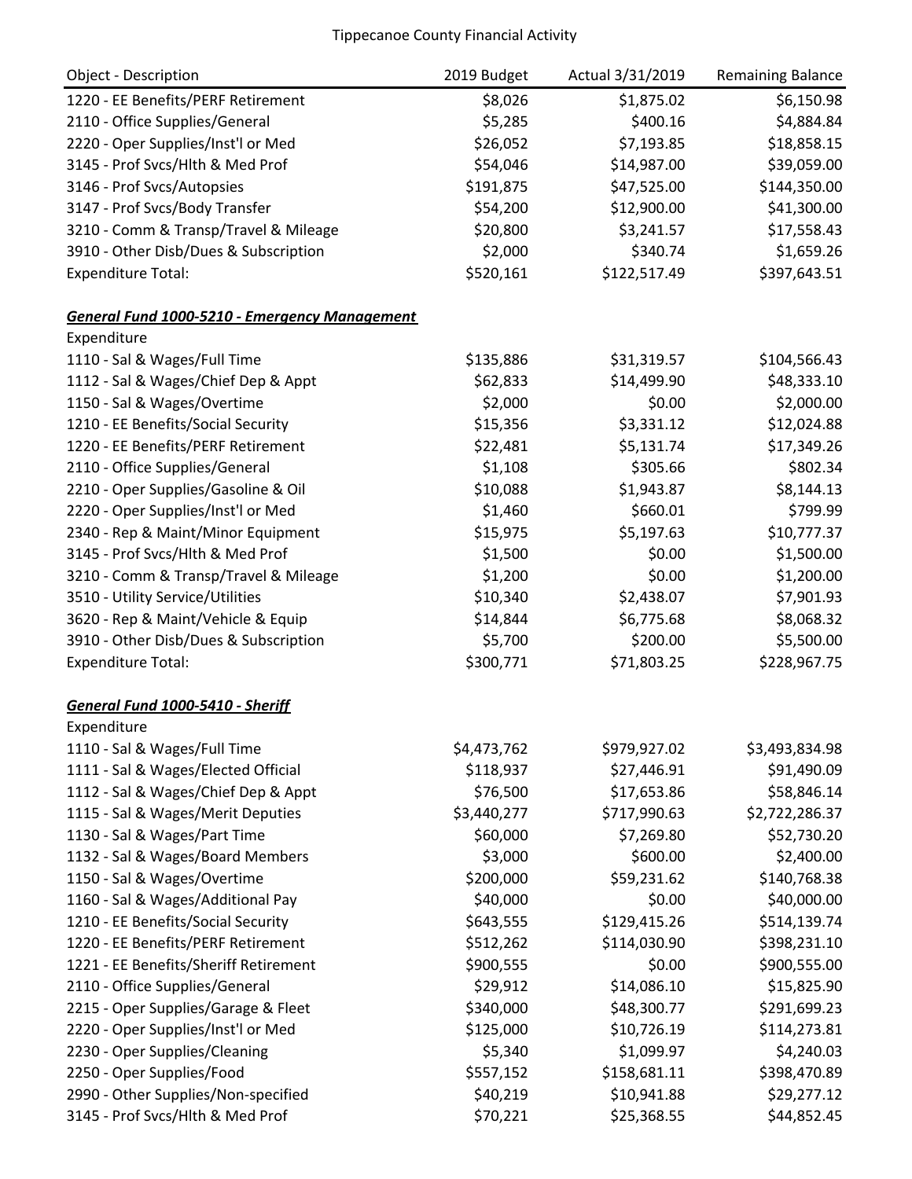| Object - Description | 2019 Budget | Actual 3/31/2019 | Remaining Balance |
|---|---|---|---|
| 1220 - EE Benefits/PERF Retirement | $8,026 | $1,875.02 | $6,150.98 |
| 2110 - Office Supplies/General | $5,285 | $400.16 | $4,884.84 |
| 2220 - Oper Supplies/Inst'l or Med | $26,052 | $7,193.85 | $18,858.15 |
| 3145 - Prof Svcs/Hlth & Med Prof | $54,046 | $14,987.00 | $39,059.00 |
| 3146 - Prof Svcs/Autopsies | $191,875 | $47,525.00 | $144,350.00 |
| 3147 - Prof Svcs/Body Transfer | $54,200 | $12,900.00 | $41,300.00 |
| 3210 - Comm & Transp/Travel & Mileage | $20,800 | $3,241.57 | $17,558.43 |
| 3910 - Other Disb/Dues & Subscription | $2,000 | $340.74 | $1,659.26 |
| Expenditure Total: | $520,161 | $122,517.49 | $397,643.51 |
| | | | |
| ***General Fund 1000-5210 - Emergency Management*** | | | |
| Expenditure | | | |
| 1110 - Sal & Wages/Full Time | $135,886 | $31,319.57 | $104,566.43 |
| 1112 - Sal & Wages/Chief Dep & Appt | $62,833 | $14,499.90 | $48,333.10 |
| 1150 - Sal & Wages/Overtime | $2,000 | $0.00 | $2,000.00 |
| 1210 - EE Benefits/Social Security | $15,356 | $3,331.12 | $12,024.88 |
| 1220 - EE Benefits/PERF Retirement | $22,481 | $5,131.74 | $17,349.26 |
| 2110 - Office Supplies/General | $1,108 | $305.66 | $802.34 |
| 2210 - Oper Supplies/Gasoline & Oil | $10,088 | $1,943.87 | $8,144.13 |
| 2220 - Oper Supplies/Inst'l or Med | $1,460 | $660.01 | $799.99 |
| 2340 - Rep & Maint/Minor Equipment | $15,975 | $5,197.63 | $10,777.37 |
| 3145 - Prof Svcs/Hlth & Med Prof | $1,500 | $0.00 | $1,500.00 |
| 3210 - Comm & Transp/Travel & Mileage | $1,200 | $0.00 | $1,200.00 |
| 3510 - Utility Service/Utilities | $10,340 | $2,438.07 | $7,901.93 |
| 3620 - Rep & Maint/Vehicle & Equip | $14,844 | $6,775.68 | $8,068.32 |
| 3910 - Other Disb/Dues & Subscription | $5,700 | $200.00 | $5,500.00 |
| Expenditure Total: | $300,771 | $71,803.25 | $228,967.75 |
| | | | |
| ***General Fund 1000-5410 - Sheriff*** | | | |
| Expenditure | | | |
| 1110 - Sal & Wages/Full Time | $4,473,762 | $979,927.02 | $3,493,834.98 |
| 1111 - Sal & Wages/Elected Official | $118,937 | $27,446.91 | $91,490.09 |
| 1112 - Sal & Wages/Chief Dep & Appt | $76,500 | $17,653.86 | $58,846.14 |
| 1115 - Sal & Wages/Merit Deputies | $3,440,277 | $717,990.63 | $2,722,286.37 |
| 1130 - Sal & Wages/Part Time | $60,000 | $7,269.80 | $52,730.20 |
| 1132 - Sal & Wages/Board Members | $3,000 | $600.00 | $2,400.00 |
| 1150 - Sal & Wages/Overtime | $200,000 | $59,231.62 | $140,768.38 |
| 1160 - Sal & Wages/Additional Pay | $40,000 | $0.00 | $40,000.00 |
| 1210 - EE Benefits/Social Security | $643,555 | $129,415.26 | $514,139.74 |
| 1220 - EE Benefits/PERF Retirement | $512,262 | $114,030.90 | $398,231.10 |
| 1221 - EE Benefits/Sheriff Retirement | $900,555 | $0.00 | $900,555.00 |
| 2110 - Office Supplies/General | $29,912 | $14,086.10 | $15,825.90 |
| 2215 - Oper Supplies/Garage & Fleet | $340,000 | $48,300.77 | $291,699.23 |
| 2220 - Oper Supplies/Inst'l or Med | $125,000 | $10,726.19 | $114,273.81 |
| 2230 - Oper Supplies/Cleaning | $5,340 | $1,099.97 | $4,240.03 |
| 2250 - Oper Supplies/Food | $557,152 | $158,681.11 | $398,470.89 |
| 2990 - Other Supplies/Non-specified | $40,219 | $10,941.88 | $29,277.12 |
| 3145 - Prof Svcs/Hlth & Med Prof | $70,221 | $25,368.55 | $44,852.45 |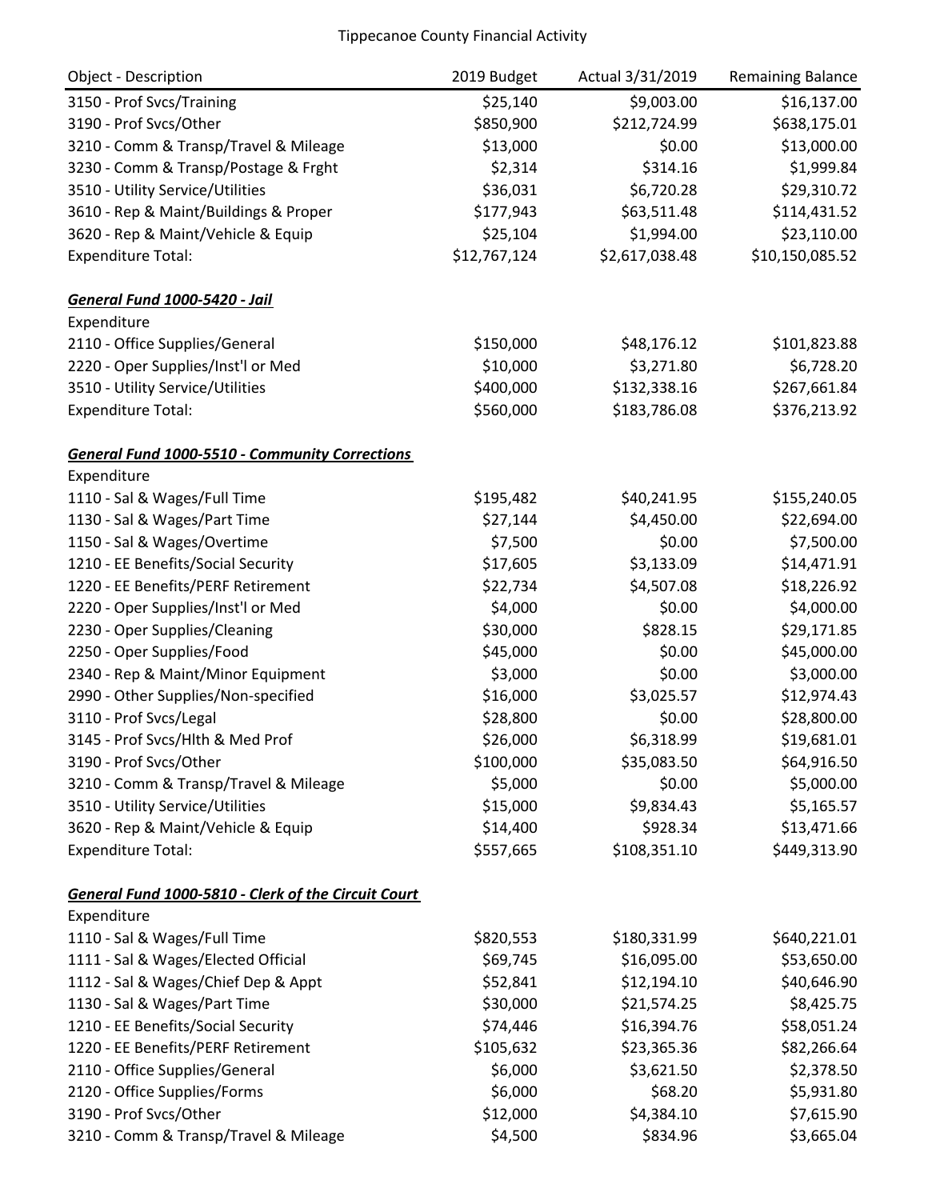Tippecanoe County Financial Activity

| Object - Description | 2019 Budget | Actual 3/31/2019 | Remaining Balance |
|---|---|---|---|
| 3150 - Prof Svcs/Training | $25,140 | $9,003.00 | $16,137.00 |
| 3190 - Prof Svcs/Other | $850,900 | $212,724.99 | $638,175.01 |
| 3210 - Comm & Transp/Travel & Mileage | $13,000 | $0.00 | $13,000.00 |
| 3230 - Comm & Transp/Postage & Frght | $2,314 | $314.16 | $1,999.84 |
| 3510 - Utility Service/Utilities | $36,031 | $6,720.28 | $29,310.72 |
| 3610 - Rep & Maint/Buildings & Proper | $177,943 | $63,511.48 | $114,431.52 |
| 3620 - Rep & Maint/Vehicle & Equip | $25,104 | $1,994.00 | $23,110.00 |
| Expenditure Total: | $12,767,124 | $2,617,038.48 | $10,150,085.52 |

***General Fund 1000-5420 - Jail***

| Object - Description | 2019 Budget | Actual 3/31/2019 | Remaining Balance |
|---|---|---|---|
| Expenditure | | | |
| 2110 - Office Supplies/General | $150,000 | $48,176.12 | $101,823.88 |
| 2220 - Oper Supplies/Inst'l or Med | $10,000 | $3,271.80 | $6,728.20 |
| 3510 - Utility Service/Utilities | $400,000 | $132,338.16 | $267,661.84 |
| Expenditure Total: | $560,000 | $183,786.08 | $376,213.92 |

***General Fund 1000-5510 - Community Corrections***

| Object - Description | 2019 Budget | Actual 3/31/2019 | Remaining Balance |
|---|---|---|---|
| Expenditure | | | |
| 1110 - Sal & Wages/Full Time | $195,482 | $40,241.95 | $155,240.05 |
| 1130 - Sal & Wages/Part Time | $27,144 | $4,450.00 | $22,694.00 |
| 1150 - Sal & Wages/Overtime | $7,500 | $0.00 | $7,500.00 |
| 1210 - EE Benefits/Social Security | $17,605 | $3,133.09 | $14,471.91 |
| 1220 - EE Benefits/PERF Retirement | $22,734 | $4,507.08 | $18,226.92 |
| 2220 - Oper Supplies/Inst'l or Med | $4,000 | $0.00 | $4,000.00 |
| 2230 - Oper Supplies/Cleaning | $30,000 | $828.15 | $29,171.85 |
| 2250 - Oper Supplies/Food | $45,000 | $0.00 | $45,000.00 |
| 2340 - Rep & Maint/Minor Equipment | $3,000 | $0.00 | $3,000.00 |
| 2990 - Other Supplies/Non-specified | $16,000 | $3,025.57 | $12,974.43 |
| 3110 - Prof Svcs/Legal | $28,800 | $0.00 | $28,800.00 |
| 3145 - Prof Svcs/Hlth & Med Prof | $26,000 | $6,318.99 | $19,681.01 |
| 3190 - Prof Svcs/Other | $100,000 | $35,083.50 | $64,916.50 |
| 3210 - Comm & Transp/Travel & Mileage | $5,000 | $0.00 | $5,000.00 |
| 3510 - Utility Service/Utilities | $15,000 | $9,834.43 | $5,165.57 |
| 3620 - Rep & Maint/Vehicle & Equip | $14,400 | $928.34 | $13,471.66 |
| Expenditure Total: | $557,665 | $108,351.10 | $449,313.90 |

***General Fund 1000-5810 - Clerk of the Circuit Court***

| Object - Description | 2019 Budget | Actual 3/31/2019 | Remaining Balance |
|---|---|---|---|
| Expenditure | | | |
| 1110 - Sal & Wages/Full Time | $820,553 | $180,331.99 | $640,221.01 |
| 1111 - Sal & Wages/Elected Official | $69,745 | $16,095.00 | $53,650.00 |
| 1112 - Sal & Wages/Chief Dep & Appt | $52,841 | $12,194.10 | $40,646.90 |
| 1130 - Sal & Wages/Part Time | $30,000 | $21,574.25 | $8,425.75 |
| 1210 - EE Benefits/Social Security | $74,446 | $16,394.76 | $58,051.24 |
| 1220 - EE Benefits/PERF Retirement | $105,632 | $23,365.36 | $82,266.64 |
| 2110 - Office Supplies/General | $6,000 | $3,621.50 | $2,378.50 |
| 2120 - Office Supplies/Forms | $6,000 | $68.20 | $5,931.80 |
| 3190 - Prof Svcs/Other | $12,000 | $4,384.10 | $7,615.90 |
| 3210 - Comm & Transp/Travel & Mileage | $4,500 | $834.96 | $3,665.04 |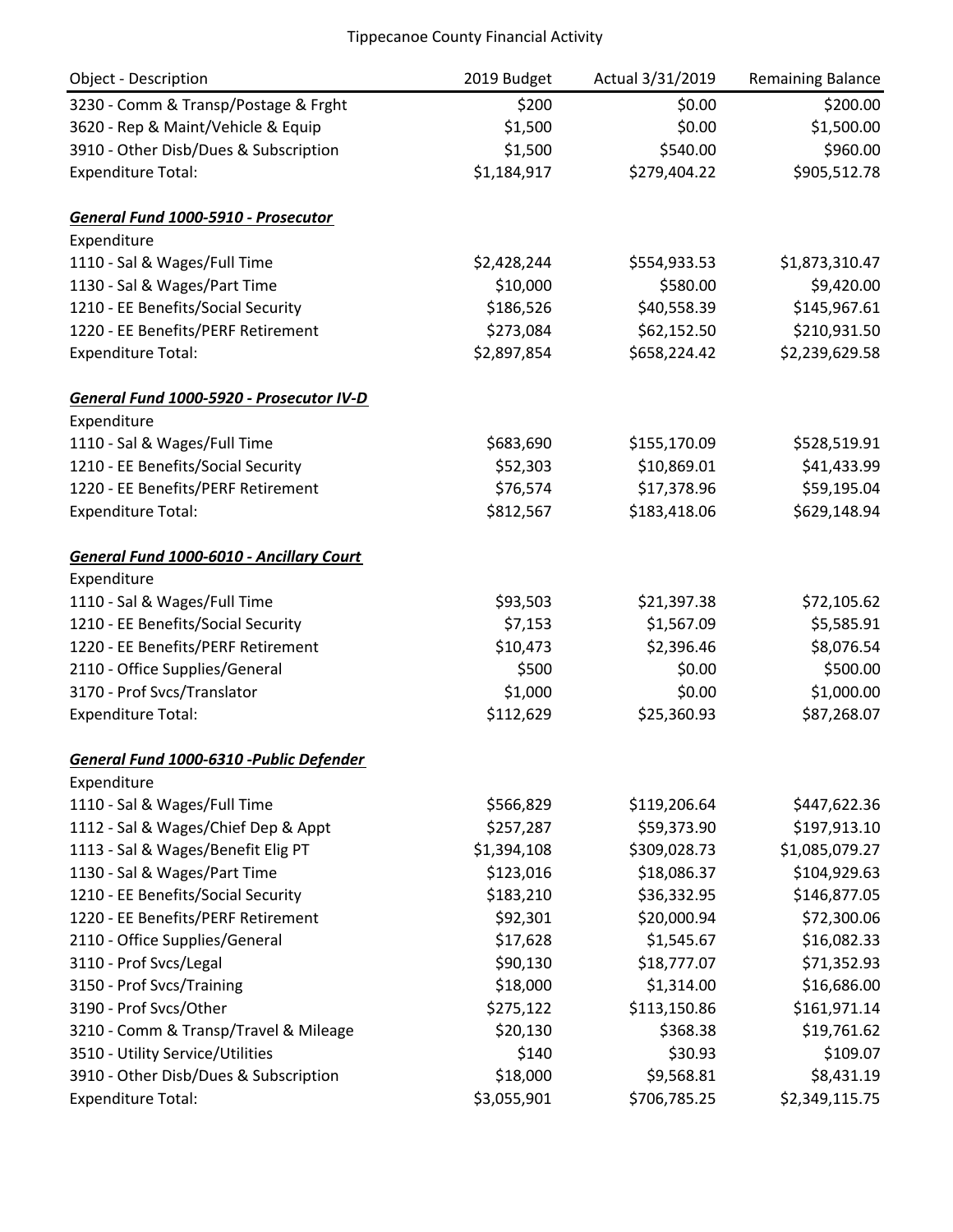| Object - Description | 2019 Budget | Actual 3/31/2019 | Remaining Balance |
|---|---|---|---|
| 3230 - Comm & Transp/Postage & Frght | $200 | $0.00 | $200.00 |
| 3620 - Rep & Maint/Vehicle & Equip | $1,500 | $0.00 | $1,500.00 |
| 3910 - Other Disb/Dues & Subscription | $1,500 | $540.00 | $960.00 |
| Expenditure Total: | $1,184,917 | $279,404.22 | $905,512.78 |
| | | | |
| ***General Fund 1000-5910 - Prosecutor*** | | | |
| Expenditure | | | |
| 1110 - Sal & Wages/Full Time | $2,428,244 | $554,933.53 | $1,873,310.47 |
| 1130 - Sal & Wages/Part Time | $10,000 | $580.00 | $9,420.00 |
| 1210 - EE Benefits/Social Security | $186,526 | $40,558.39 | $145,967.61 |
| 1220 - EE Benefits/PERF Retirement | $273,084 | $62,152.50 | $210,931.50 |
| Expenditure Total: | $2,897,854 | $658,224.42 | $2,239,629.58 |
| | | | |
| ***General Fund 1000-5920 - Prosecutor IV-D*** | | | |
| Expenditure | | | |
| 1110 - Sal & Wages/Full Time | $683,690 | $155,170.09 | $528,519.91 |
| 1210 - EE Benefits/Social Security | $52,303 | $10,869.01 | $41,433.99 |
| 1220 - EE Benefits/PERF Retirement | $76,574 | $17,378.96 | $59,195.04 |
| Expenditure Total: | $812,567 | $183,418.06 | $629,148.94 |
| | | | |
| ***General Fund 1000-6010 - Ancillary Court*** | | | |
| Expenditure | | | |
| 1110 - Sal & Wages/Full Time | $93,503 | $21,397.38 | $72,105.62 |
| 1210 - EE Benefits/Social Security | $7,153 | $1,567.09 | $5,585.91 |
| 1220 - EE Benefits/PERF Retirement | $10,473 | $2,396.46 | $8,076.54 |
| 2110 - Office Supplies/General | $500 | $0.00 | $500.00 |
| 3170 - Prof Svcs/Translator | $1,000 | $0.00 | $1,000.00 |
| Expenditure Total: | $112,629 | $25,360.93 | $87,268.07 |
| | | | |
| ***General Fund 1000-6310 -Public Defender*** | | | |
| Expenditure | | | |
| 1110 - Sal & Wages/Full Time | $566,829 | $119,206.64 | $447,622.36 |
| 1112 - Sal & Wages/Chief Dep & Appt | $257,287 | $59,373.90 | $197,913.10 |
| 1113 - Sal & Wages/Benefit Elig PT | $1,394,108 | $309,028.73 | $1,085,079.27 |
| 1130 - Sal & Wages/Part Time | $123,016 | $18,086.37 | $104,929.63 |
| 1210 - EE Benefits/Social Security | $183,210 | $36,332.95 | $146,877.05 |
| 1220 - EE Benefits/PERF Retirement | $92,301 | $20,000.94 | $72,300.06 |
| 2110 - Office Supplies/General | $17,628 | $1,545.67 | $16,082.33 |
| 3110 - Prof Svcs/Legal | $90,130 | $18,777.07 | $71,352.93 |
| 3150 - Prof Svcs/Training | $18,000 | $1,314.00 | $16,686.00 |
| 3190 - Prof Svcs/Other | $275,122 | $113,150.86 | $161,971.14 |
| 3210 - Comm & Transp/Travel & Mileage | $20,130 | $368.38 | $19,761.62 |
| 3510 - Utility Service/Utilities | $140 | $30.93 | $109.07 |
| 3910 - Other Disb/Dues & Subscription | $18,000 | $9,568.81 | $8,431.19 |
| Expenditure Total: | $3,055,901 | $706,785.25 | $2,349,115.75 |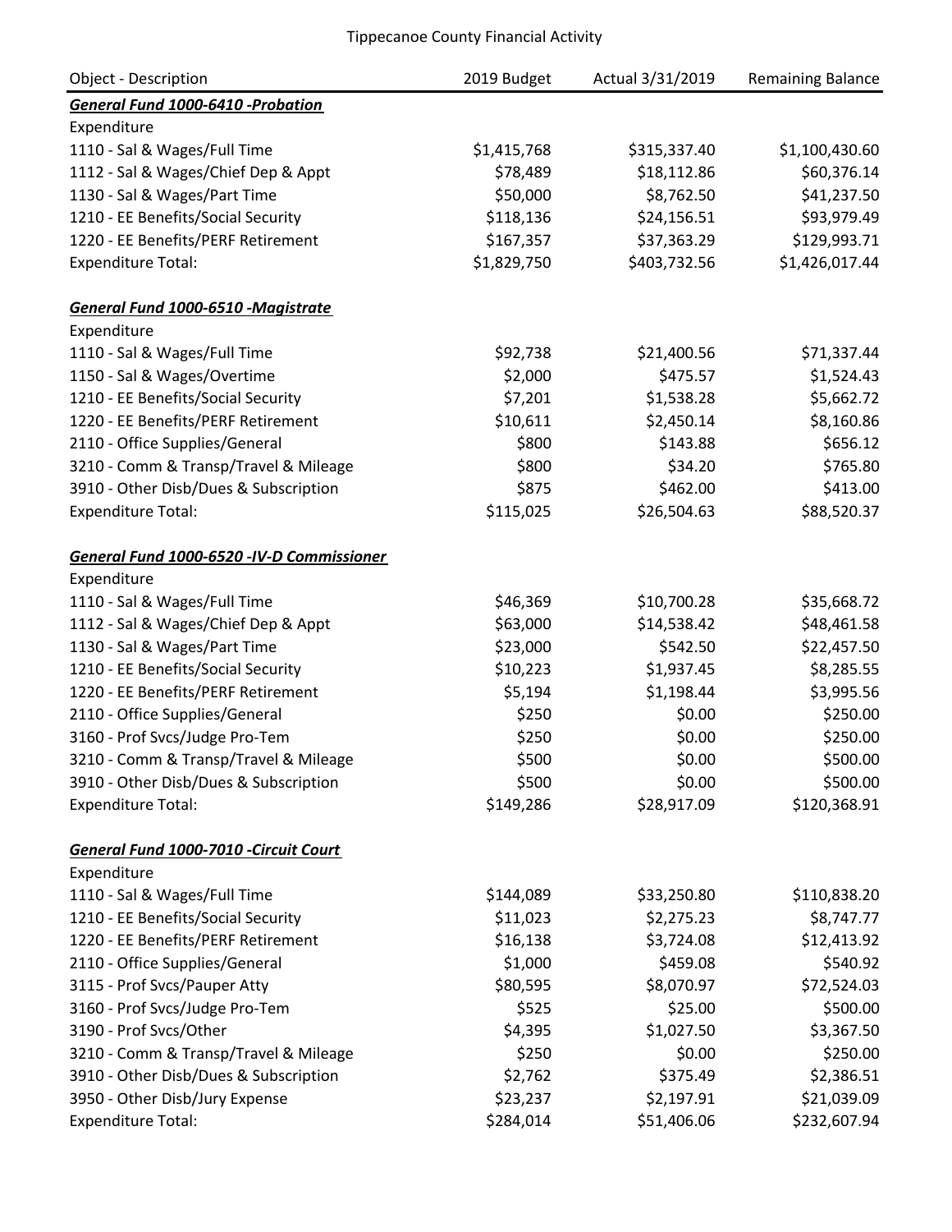Tippecanoe County Financial Activity

| Object - Description | 2019 Budget | Actual 3/31/2019 | Remaining Balance |
|---|---|---|---|
| ***General Fund 1000-6410 -Probation*** | | | |
| Expenditure | | | |
| 1110 - Sal & Wages/Full Time | $1,415,768 | $315,337.40 | $1,100,430.60 |
| 1112 - Sal & Wages/Chief Dep & Appt | $78,489 | $18,112.86 | $60,376.14 |
| 1130 - Sal & Wages/Part Time | $50,000 | $8,762.50 | $41,237.50 |
| 1210 - EE Benefits/Social Security | $118,136 | $24,156.51 | $93,979.49 |
| 1220 - EE Benefits/PERF Retirement | $167,357 | $37,363.29 | $129,993.71 |
| Expenditure Total: | $1,829,750 | $403,732.56 | $1,426,017.44 |
| | | | |
| ***General Fund 1000-6510 -Magistrate*** | | | |
| Expenditure | | | |
| 1110 - Sal & Wages/Full Time | $92,738 | $21,400.56 | $71,337.44 |
| 1150 - Sal & Wages/Overtime | $2,000 | $475.57 | $1,524.43 |
| 1210 - EE Benefits/Social Security | $7,201 | $1,538.28 | $5,662.72 |
| 1220 - EE Benefits/PERF Retirement | $10,611 | $2,450.14 | $8,160.86 |
| 2110 - Office Supplies/General | $800 | $143.88 | $656.12 |
| 3210 - Comm & Transp/Travel & Mileage | $800 | $34.20 | $765.80 |
| 3910 - Other Disb/Dues & Subscription | $875 | $462.00 | $413.00 |
| Expenditure Total: | $115,025 | $26,504.63 | $88,520.37 |
| | | | |
| ***General Fund 1000-6520 -IV-D Commissioner*** | | | |
| Expenditure | | | |
| 1110 - Sal & Wages/Full Time | $46,369 | $10,700.28 | $35,668.72 |
| 1112 - Sal & Wages/Chief Dep & Appt | $63,000 | $14,538.42 | $48,461.58 |
| 1130 - Sal & Wages/Part Time | $23,000 | $542.50 | $22,457.50 |
| 1210 - EE Benefits/Social Security | $10,223 | $1,937.45 | $8,285.55 |
| 1220 - EE Benefits/PERF Retirement | $5,194 | $1,198.44 | $3,995.56 |
| 2110 - Office Supplies/General | $250 | $0.00 | $250.00 |
| 3160 - Prof Svcs/Judge Pro-Tem | $250 | $0.00 | $250.00 |
| 3210 - Comm & Transp/Travel & Mileage | $500 | $0.00 | $500.00 |
| 3910 - Other Disb/Dues & Subscription | $500 | $0.00 | $500.00 |
| Expenditure Total: | $149,286 | $28,917.09 | $120,368.91 |
| | | | |
| ***General Fund 1000-7010 -Circuit Court*** | | | |
| Expenditure | | | |
| 1110 - Sal & Wages/Full Time | $144,089 | $33,250.80 | $110,838.20 |
| 1210 - EE Benefits/Social Security | $11,023 | $2,275.23 | $8,747.77 |
| 1220 - EE Benefits/PERF Retirement | $16,138 | $3,724.08 | $12,413.92 |
| 2110 - Office Supplies/General | $1,000 | $459.08 | $540.92 |
| 3115 - Prof Svcs/Pauper Atty | $80,595 | $8,070.97 | $72,524.03 |
| 3160 - Prof Svcs/Judge Pro-Tem | $525 | $25.00 | $500.00 |
| 3190 - Prof Svcs/Other | $4,395 | $1,027.50 | $3,367.50 |
| 3210 - Comm & Transp/Travel & Mileage | $250 | $0.00 | $250.00 |
| 3910 - Other Disb/Dues & Subscription | $2,762 | $375.49 | $2,386.51 |
| 3950 - Other Disb/Jury Expense | $23,237 | $2,197.91 | $21,039.09 |
| Expenditure Total: | $284,014 | $51,406.06 | $232,607.94 |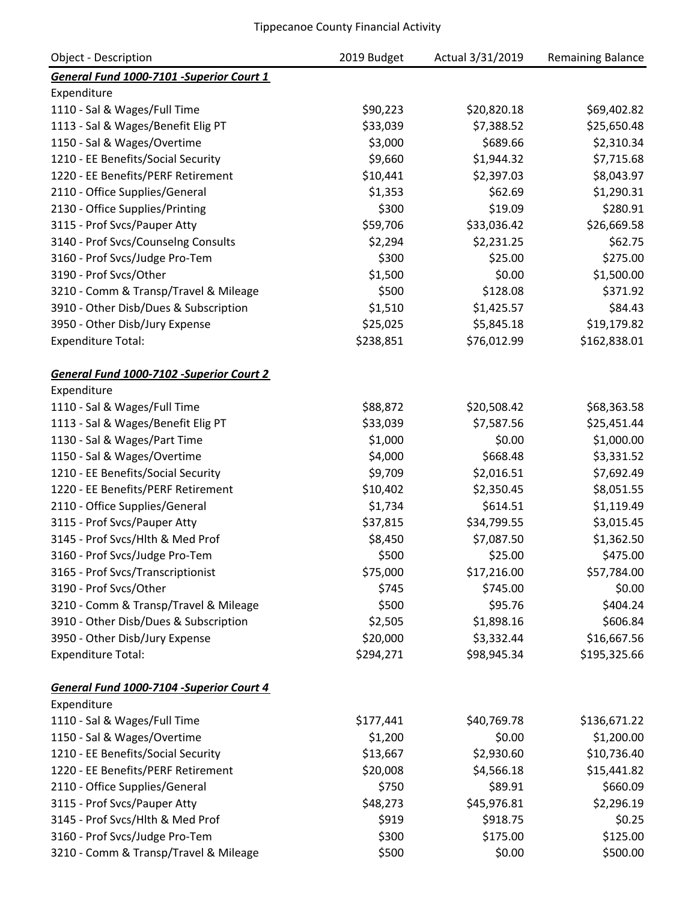Tippecanoe County Financial Activity

| Object - Description | 2019 Budget | Actual 3/31/2019 | Remaining Balance |
|---|---|---|---|
| ***General Fund 1000-7101 -Superior Court 1*** | | | |
| Expenditure | | | |
| 1110 - Sal & Wages/Full Time | $90,223 | $20,820.18 | $69,402.82 |
| 1113 - Sal & Wages/Benefit Elig PT | $33,039 | $7,388.52 | $25,650.48 |
| 1150 - Sal & Wages/Overtime | $3,000 | $689.66 | $2,310.34 |
| 1210 - EE Benefits/Social Security | $9,660 | $1,944.32 | $7,715.68 |
| 1220 - EE Benefits/PERF Retirement | $10,441 | $2,397.03 | $8,043.97 |
| 2110 - Office Supplies/General | $1,353 | $62.69 | $1,290.31 |
| 2130 - Office Supplies/Printing | $300 | $19.09 | $280.91 |
| 3115 - Prof Svcs/Pauper Atty | $59,706 | $33,036.42 | $26,669.58 |
| 3140 - Prof Svcs/Counselng Consults | $2,294 | $2,231.25 | $62.75 |
| 3160 - Prof Svcs/Judge Pro-Tem | $300 | $25.00 | $275.00 |
| 3190 - Prof Svcs/Other | $1,500 | $0.00 | $1,500.00 |
| 3210 - Comm & Transp/Travel & Mileage | $500 | $128.08 | $371.92 |
| 3910 - Other Disb/Dues & Subscription | $1,510 | $1,425.57 | $84.43 |
| 3950 - Other Disb/Jury Expense | $25,025 | $5,845.18 | $19,179.82 |
| Expenditure Total: | $238,851 | $76,012.99 | $162,838.01 |
| | | | |
| ***General Fund 1000-7102 -Superior Court 2*** | | | |
| Expenditure | | | |
| 1110 - Sal & Wages/Full Time | $88,872 | $20,508.42 | $68,363.58 |
| 1113 - Sal & Wages/Benefit Elig PT | $33,039 | $7,587.56 | $25,451.44 |
| 1130 - Sal & Wages/Part Time | $1,000 | $0.00 | $1,000.00 |
| 1150 - Sal & Wages/Overtime | $4,000 | $668.48 | $3,331.52 |
| 1210 - EE Benefits/Social Security | $9,709 | $2,016.51 | $7,692.49 |
| 1220 - EE Benefits/PERF Retirement | $10,402 | $2,350.45 | $8,051.55 |
| 2110 - Office Supplies/General | $1,734 | $614.51 | $1,119.49 |
| 3115 - Prof Svcs/Pauper Atty | $37,815 | $34,799.55 | $3,015.45 |
| 3145 - Prof Svcs/Hlth & Med Prof | $8,450 | $7,087.50 | $1,362.50 |
| 3160 - Prof Svcs/Judge Pro-Tem | $500 | $25.00 | $475.00 |
| 3165 - Prof Svcs/Transcriptionist | $75,000 | $17,216.00 | $57,784.00 |
| 3190 - Prof Svcs/Other | $745 | $745.00 | $0.00 |
| 3210 - Comm & Transp/Travel & Mileage | $500 | $95.76 | $404.24 |
| 3910 - Other Disb/Dues & Subscription | $2,505 | $1,898.16 | $606.84 |
| 3950 - Other Disb/Jury Expense | $20,000 | $3,332.44 | $16,667.56 |
| Expenditure Total: | $294,271 | $98,945.34 | $195,325.66 |
| | | | |
| ***General Fund 1000-7104 -Superior Court 4*** | | | |
| Expenditure | | | |
| 1110 - Sal & Wages/Full Time | $177,441 | $40,769.78 | $136,671.22 |
| 1150 - Sal & Wages/Overtime | $1,200 | $0.00 | $1,200.00 |
| 1210 - EE Benefits/Social Security | $13,667 | $2,930.60 | $10,736.40 |
| 1220 - EE Benefits/PERF Retirement | $20,008 | $4,566.18 | $15,441.82 |
| 2110 - Office Supplies/General | $750 | $89.91 | $660.09 |
| 3115 - Prof Svcs/Pauper Atty | $48,273 | $45,976.81 | $2,296.19 |
| 3145 - Prof Svcs/Hlth & Med Prof | $919 | $918.75 | $0.25 |
| 3160 - Prof Svcs/Judge Pro-Tem | $300 | $175.00 | $125.00 |
| 3210 - Comm & Transp/Travel & Mileage | $500 | $0.00 | $500.00 |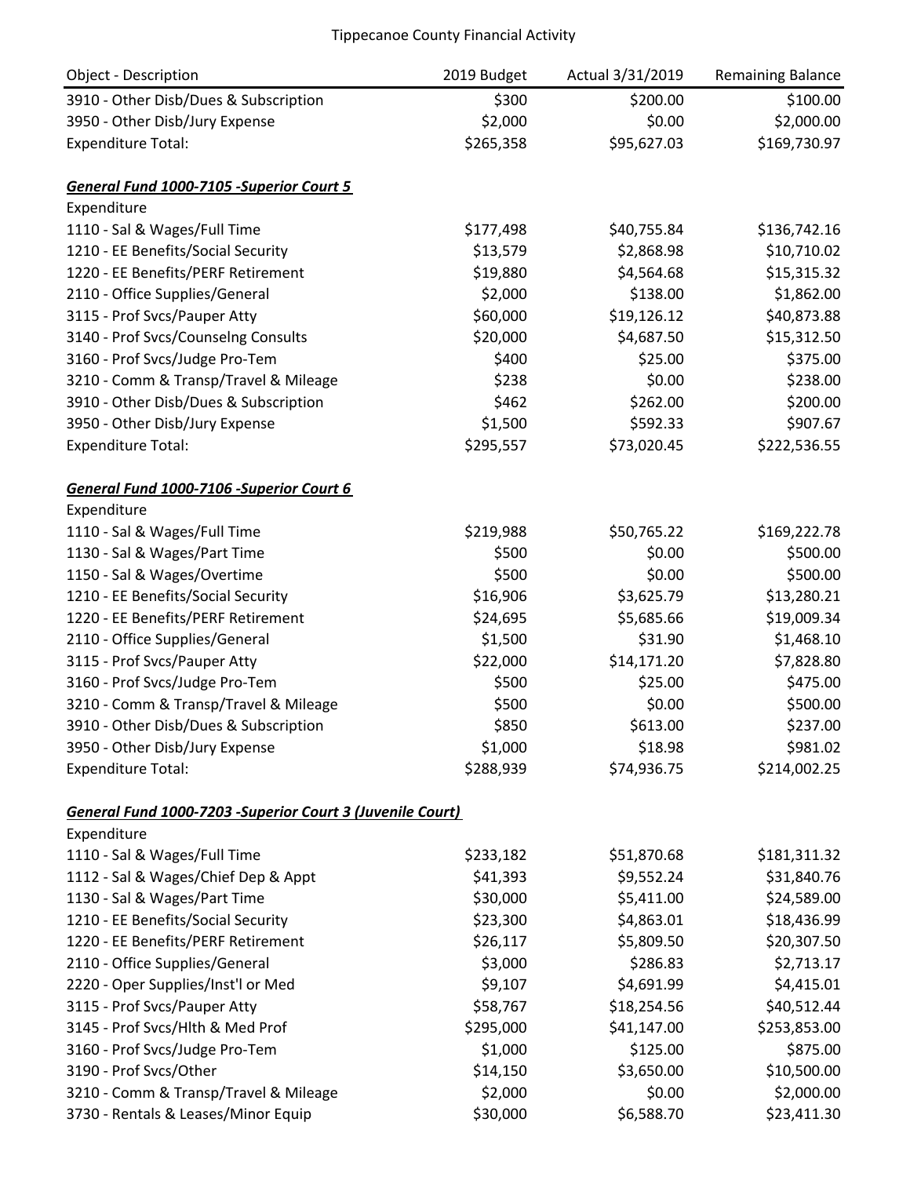Tippecanoe County Financial Activity

| Object - Description | 2019 Budget | Actual 3/31/2019 | Remaining Balance |
|---|---|---|---|
| 3910 - Other Disb/Dues & Subscription | $300 | $200.00 | $100.00 |
| 3950 - Other Disb/Jury Expense | $2,000 | $0.00 | $2,000.00 |
| Expenditure Total: | $265,358 | $95,627.03 | $169,730.97 |
| | | | |
| ***General Fund 1000-7105 -Superior Court 5*** | | | |
| Expenditure | | | |
| 1110 - Sal & Wages/Full Time | $177,498 | $40,755.84 | $136,742.16 |
| 1210 - EE Benefits/Social Security | $13,579 | $2,868.98 | $10,710.02 |
| 1220 - EE Benefits/PERF Retirement | $19,880 | $4,564.68 | $15,315.32 |
| 2110 - Office Supplies/General | $2,000 | $138.00 | $1,862.00 |
| 3115 - Prof Svcs/Pauper Atty | $60,000 | $19,126.12 | $40,873.88 |
| 3140 - Prof Svcs/Counselng Consults | $20,000 | $4,687.50 | $15,312.50 |
| 3160 - Prof Svcs/Judge Pro-Tem | $400 | $25.00 | $375.00 |
| 3210 - Comm & Transp/Travel & Mileage | $238 | $0.00 | $238.00 |
| 3910 - Other Disb/Dues & Subscription | $462 | $262.00 | $200.00 |
| 3950 - Other Disb/Jury Expense | $1,500 | $592.33 | $907.67 |
| Expenditure Total: | $295,557 | $73,020.45 | $222,536.55 |
| | | | |
| ***General Fund 1000-7106 -Superior Court 6*** | | | |
| Expenditure | | | |
| 1110 - Sal & Wages/Full Time | $219,988 | $50,765.22 | $169,222.78 |
| 1130 - Sal & Wages/Part Time | $500 | $0.00 | $500.00 |
| 1150 - Sal & Wages/Overtime | $500 | $0.00 | $500.00 |
| 1210 - EE Benefits/Social Security | $16,906 | $3,625.79 | $13,280.21 |
| 1220 - EE Benefits/PERF Retirement | $24,695 | $5,685.66 | $19,009.34 |
| 2110 - Office Supplies/General | $1,500 | $31.90 | $1,468.10 |
| 3115 - Prof Svcs/Pauper Atty | $22,000 | $14,171.20 | $7,828.80 |
| 3160 - Prof Svcs/Judge Pro-Tem | $500 | $25.00 | $475.00 |
| 3210 - Comm & Transp/Travel & Mileage | $500 | $0.00 | $500.00 |
| 3910 - Other Disb/Dues & Subscription | $850 | $613.00 | $237.00 |
| 3950 - Other Disb/Jury Expense | $1,000 | $18.98 | $981.02 |
| Expenditure Total: | $288,939 | $74,936.75 | $214,002.25 |
| | | | |
| ***General Fund 1000-7203 -Superior Court 3 (Juvenile Court)*** | | | |
| Expenditure | | | |
| 1110 - Sal & Wages/Full Time | $233,182 | $51,870.68 | $181,311.32 |
| 1112 - Sal & Wages/Chief Dep & Appt | $41,393 | $9,552.24 | $31,840.76 |
| 1130 - Sal & Wages/Part Time | $30,000 | $5,411.00 | $24,589.00 |
| 1210 - EE Benefits/Social Security | $23,300 | $4,863.01 | $18,436.99 |
| 1220 - EE Benefits/PERF Retirement | $26,117 | $5,809.50 | $20,307.50 |
| 2110 - Office Supplies/General | $3,000 | $286.83 | $2,713.17 |
| 2220 - Oper Supplies/Inst'l or Med | $9,107 | $4,691.99 | $4,415.01 |
| 3115 - Prof Svcs/Pauper Atty | $58,767 | $18,254.56 | $40,512.44 |
| 3145 - Prof Svcs/Hlth & Med Prof | $295,000 | $41,147.00 | $253,853.00 |
| 3160 - Prof Svcs/Judge Pro-Tem | $1,000 | $125.00 | $875.00 |
| 3190 - Prof Svcs/Other | $14,150 | $3,650.00 | $10,500.00 |
| 3210 - Comm & Transp/Travel & Mileage | $2,000 | $0.00 | $2,000.00 |
| 3730 - Rentals & Leases/Minor Equip | $30,000 | $6,588.70 | $23,411.30 |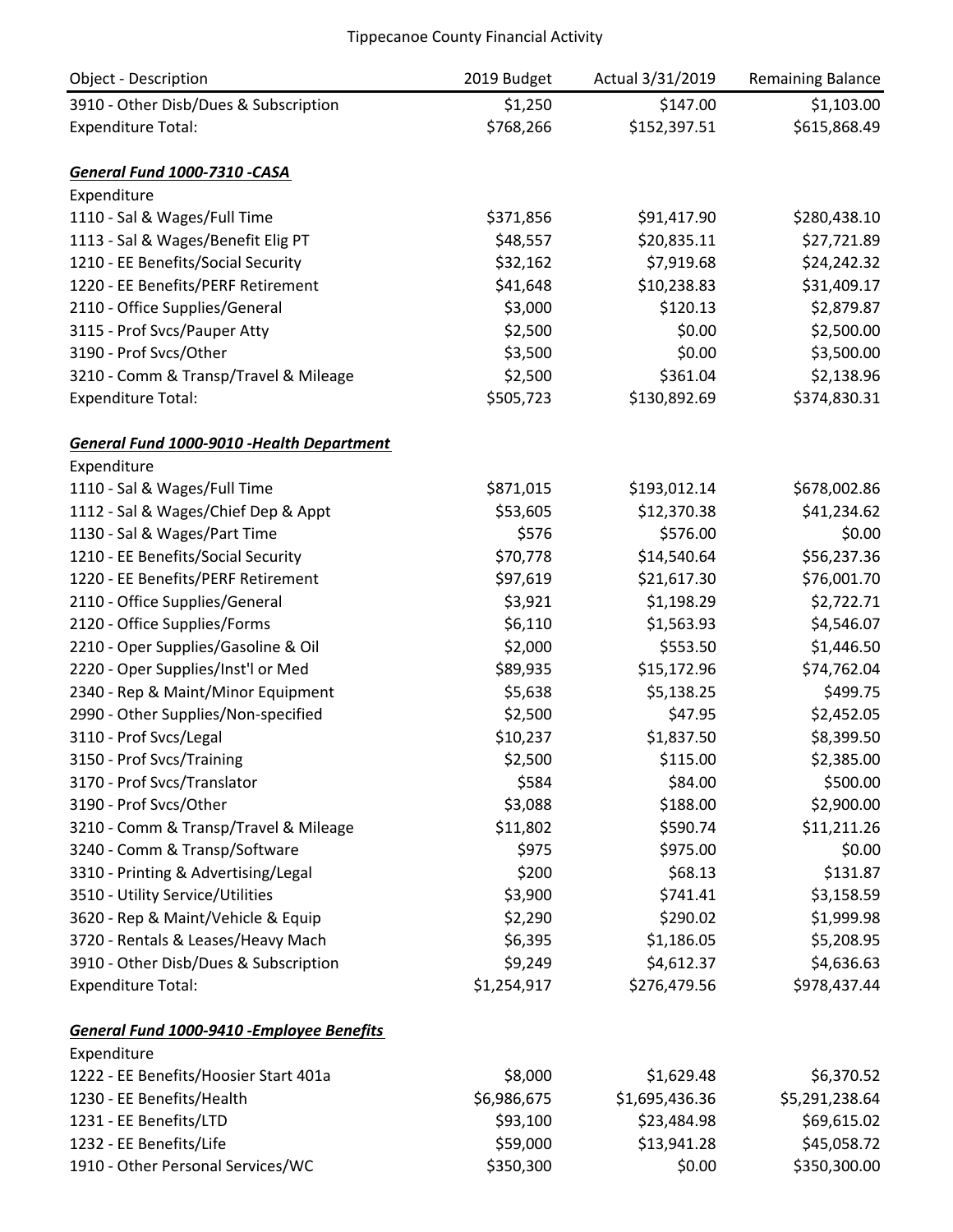Tippecanoe County Financial Activity

| Object - Description | 2019 Budget | Actual 3/31/2019 | Remaining Balance |
|---|---|---|---|
| 3910 - Other Disb/Dues & Subscription | $1,250 | $147.00 | $1,103.00 |
| Expenditure Total: | $768,266 | $152,397.51 | $615,868.49 |
| | | | |
| ***General Fund 1000-7310 -CASA*** | | | |
| Expenditure | | | |
| 1110 - Sal & Wages/Full Time | $371,856 | $91,417.90 | $280,438.10 |
| 1113 - Sal & Wages/Benefit Elig PT | $48,557 | $20,835.11 | $27,721.89 |
| 1210 - EE Benefits/Social Security | $32,162 | $7,919.68 | $24,242.32 |
| 1220 - EE Benefits/PERF Retirement | $41,648 | $10,238.83 | $31,409.17 |
| 2110 - Office Supplies/General | $3,000 | $120.13 | $2,879.87 |
| 3115 - Prof Svcs/Pauper Atty | $2,500 | $0.00 | $2,500.00 |
| 3190 - Prof Svcs/Other | $3,500 | $0.00 | $3,500.00 |
| 3210 - Comm & Transp/Travel & Mileage | $2,500 | $361.04 | $2,138.96 |
| Expenditure Total: | $505,723 | $130,892.69 | $374,830.31 |
| | | | |
| ***General Fund 1000-9010 -Health Department*** | | | |
| Expenditure | | | |
| 1110 - Sal & Wages/Full Time | $871,015 | $193,012.14 | $678,002.86 |
| 1112 - Sal & Wages/Chief Dep & Appt | $53,605 | $12,370.38 | $41,234.62 |
| 1130 - Sal & Wages/Part Time | $576 | $576.00 | $0.00 |
| 1210 - EE Benefits/Social Security | $70,778 | $14,540.64 | $56,237.36 |
| 1220 - EE Benefits/PERF Retirement | $97,619 | $21,617.30 | $76,001.70 |
| 2110 - Office Supplies/General | $3,921 | $1,198.29 | $2,722.71 |
| 2120 - Office Supplies/Forms | $6,110 | $1,563.93 | $4,546.07 |
| 2210 - Oper Supplies/Gasoline & Oil | $2,000 | $553.50 | $1,446.50 |
| 2220 - Oper Supplies/Inst'l or Med | $89,935 | $15,172.96 | $74,762.04 |
| 2340 - Rep & Maint/Minor Equipment | $5,638 | $5,138.25 | $499.75 |
| 2990 - Other Supplies/Non-specified | $2,500 | $47.95 | $2,452.05 |
| 3110 - Prof Svcs/Legal | $10,237 | $1,837.50 | $8,399.50 |
| 3150 - Prof Svcs/Training | $2,500 | $115.00 | $2,385.00 |
| 3170 - Prof Svcs/Translator | $584 | $84.00 | $500.00 |
| 3190 - Prof Svcs/Other | $3,088 | $188.00 | $2,900.00 |
| 3210 - Comm & Transp/Travel & Mileage | $11,802 | $590.74 | $11,211.26 |
| 3240 - Comm & Transp/Software | $975 | $975.00 | $0.00 |
| 3310 - Printing & Advertising/Legal | $200 | $68.13 | $131.87 |
| 3510 - Utility Service/Utilities | $3,900 | $741.41 | $3,158.59 |
| 3620 - Rep & Maint/Vehicle & Equip | $2,290 | $290.02 | $1,999.98 |
| 3720 - Rentals & Leases/Heavy Mach | $6,395 | $1,186.05 | $5,208.95 |
| 3910 - Other Disb/Dues & Subscription | $9,249 | $4,612.37 | $4,636.63 |
| Expenditure Total: | $1,254,917 | $276,479.56 | $978,437.44 |
| | | | |
| ***General Fund 1000-9410 -Employee Benefits*** | | | |
| Expenditure | | | |
| 1222 - EE Benefits/Hoosier Start 401a | $8,000 | $1,629.48 | $6,370.52 |
| 1230 - EE Benefits/Health | $6,986,675 | $1,695,436.36 | $5,291,238.64 |
| 1231 - EE Benefits/LTD | $93,100 | $23,484.98 | $69,615.02 |
| 1232 - EE Benefits/Life | $59,000 | $13,941.28 | $45,058.72 |
| 1910 - Other Personal Services/WC | $350,300 | $0.00 | $350,300.00 |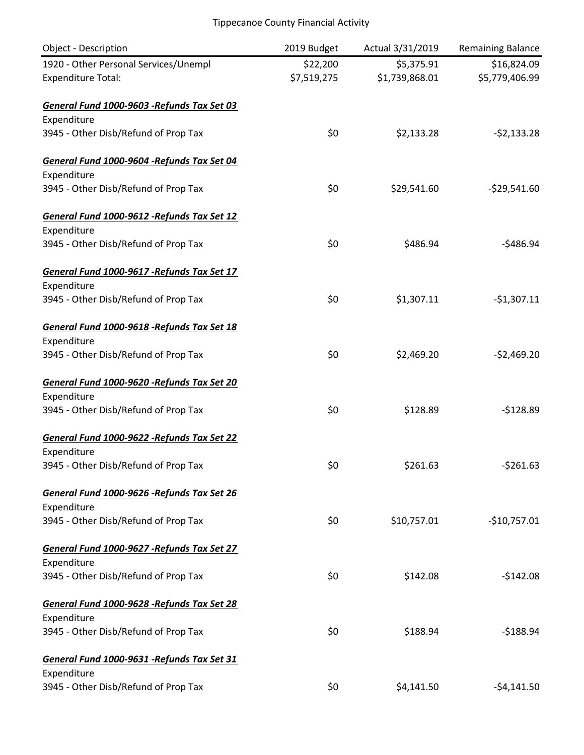| Object - Description | 2019 Budget | Actual 3/31/2019 | Remaining Balance |
|---|---|---|---|
| 1920 - Other Personal Services/Unempl | $22,200 | $5,375.91 | $16,824.09 |
| Expenditure Total: | $7,519,275 | $1,739,868.01 | $5,779,406.99 |
| | | | |
| ***General Fund 1000-9603 -Refunds Tax Set 03*** | | | |
| Expenditure | | | |
| 3945 - Other Disb/Refund of Prop Tax | $0 | $2,133.28 | -$2,133.28 |
| | | | |
| ***General Fund 1000-9604 -Refunds Tax Set 04*** | | | |
| Expenditure | | | |
| 3945 - Other Disb/Refund of Prop Tax | $0 | $29,541.60 | -$29,541.60 |
| | | | |
| ***General Fund 1000-9612 -Refunds Tax Set 12*** | | | |
| Expenditure | | | |
| 3945 - Other Disb/Refund of Prop Tax | $0 | $486.94 | -$486.94 |
| | | | |
| ***General Fund 1000-9617 -Refunds Tax Set 17*** | | | |
| Expenditure | | | |
| 3945 - Other Disb/Refund of Prop Tax | $0 | $1,307.11 | -$1,307.11 |
| | | | |
| ***General Fund 1000-9618 -Refunds Tax Set 18*** | | | |
| Expenditure | | | |
| 3945 - Other Disb/Refund of Prop Tax | $0 | $2,469.20 | -$2,469.20 |
| | | | |
| ***General Fund 1000-9620 -Refunds Tax Set 20*** | | | |
| Expenditure | | | |
| 3945 - Other Disb/Refund of Prop Tax | $0 | $128.89 | -$128.89 |
| | | | |
| ***General Fund 1000-9622 -Refunds Tax Set 22*** | | | |
| Expenditure | | | |
| 3945 - Other Disb/Refund of Prop Tax | $0 | $261.63 | -$261.63 |
| | | | |
| ***General Fund 1000-9626 -Refunds Tax Set 26*** | | | |
| Expenditure | | | |
| 3945 - Other Disb/Refund of Prop Tax | $0 | $10,757.01 | -$10,757.01 |
| | | | |
| ***General Fund 1000-9627 -Refunds Tax Set 27*** | | | |
| Expenditure | | | |
| 3945 - Other Disb/Refund of Prop Tax | $0 | $142.08 | -$142.08 |
| | | | |
| ***General Fund 1000-9628 -Refunds Tax Set 28*** | | | |
| Expenditure | | | |
| 3945 - Other Disb/Refund of Prop Tax | $0 | $188.94 | -$188.94 |
| | | | |
| ***General Fund 1000-9631 -Refunds Tax Set 31*** | | | |
| Expenditure | | | |
| 3945 - Other Disb/Refund of Prop Tax | $0 | $4,141.50 | -$4,141.50 |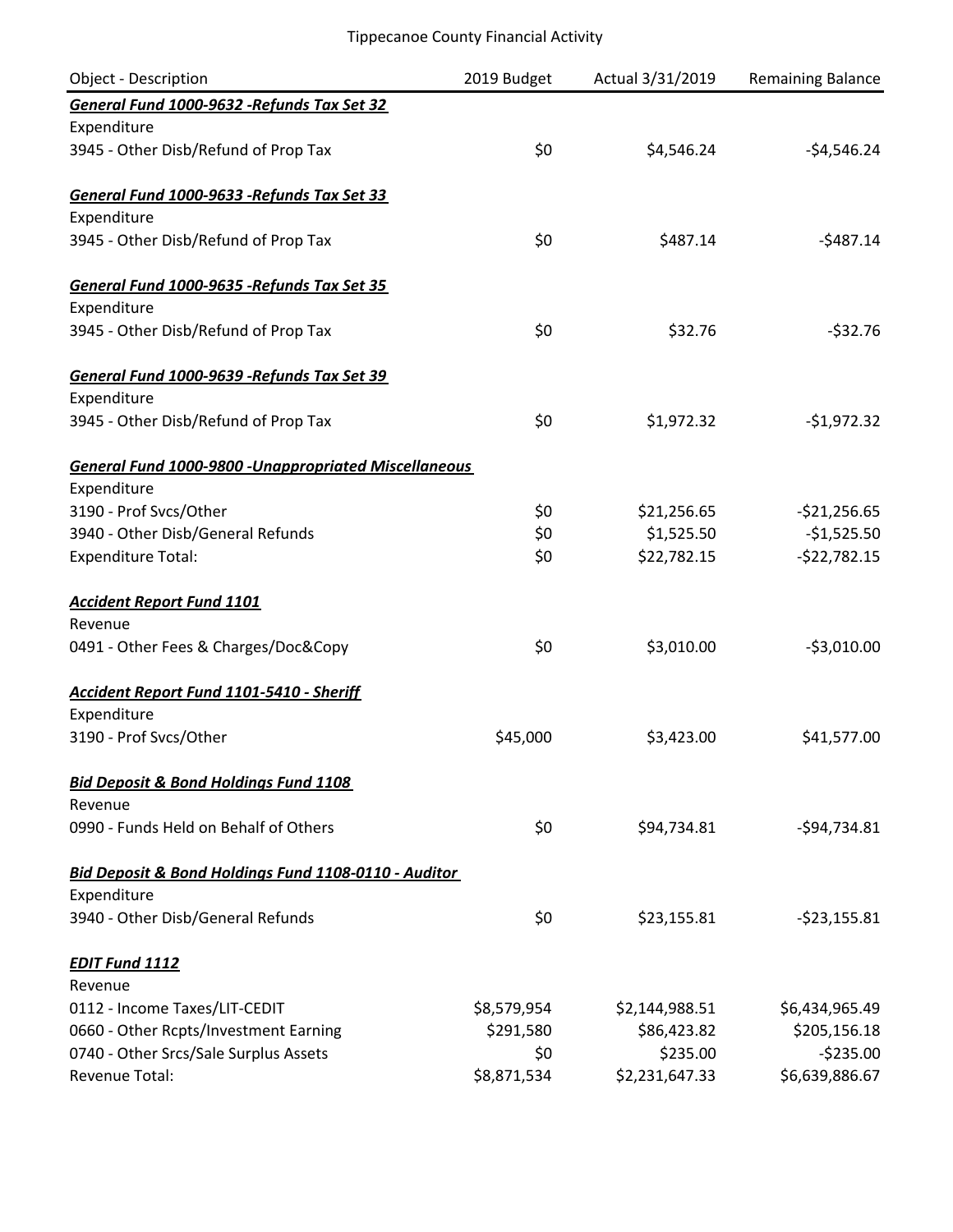| Object - Description | 2019 Budget | Actual 3/31/2019 | Remaining Balance |
|---|---|---|---|
| ***General Fund 1000-9632 -Refunds Tax Set 32*** | | | |
| Expenditure | | | |
| 3945 - Other Disb/Refund of Prop Tax | $0 | $4,546.24 | -$4,546.24 |
| | | | |
| ***General Fund 1000-9633 -Refunds Tax Set 33*** | | | |
| Expenditure | | | |
| 3945 - Other Disb/Refund of Prop Tax | $0 | $487.14 | -$487.14 |
| | | | |
| ***General Fund 1000-9635 -Refunds Tax Set 35*** | | | |
| Expenditure | | | |
| 3945 - Other Disb/Refund of Prop Tax | $0 | $32.76 | -$32.76 |
| | | | |
| ***General Fund 1000-9639 -Refunds Tax Set 39*** | | | |
| Expenditure | | | |
| 3945 - Other Disb/Refund of Prop Tax | $0 | $1,972.32 | -$1,972.32 |
| | | | |
| ***General Fund 1000-9800 -Unappropriated Miscellaneous*** | | | |
| Expenditure | | | |
| 3190 - Prof Svcs/Other | $0 | $21,256.65 | -$21,256.65 |
| 3940 - Other Disb/General Refunds | $0 | $1,525.50 | -$1,525.50 |
| Expenditure Total: | $0 | $22,782.15 | -$22,782.15 |
| | | | |
| ***Accident Report Fund 1101*** | | | |
| Revenue | | | |
| 0491 - Other Fees & Charges/Doc&Copy | $0 | $3,010.00 | -$3,010.00 |
| | | | |
| ***Accident Report Fund 1101-5410 - Sheriff*** | | | |
| Expenditure | | | |
| 3190 - Prof Svcs/Other | $45,000 | $3,423.00 | $41,577.00 |
| | | | |
| ***Bid Deposit & Bond Holdings Fund 1108*** | | | |
| Revenue | | | |
| 0990 - Funds Held on Behalf of Others | $0 | $94,734.81 | -$94,734.81 |
| | | | |
| ***Bid Deposit & Bond Holdings Fund 1108-0110 - Auditor*** | | | |
| Expenditure | | | |
| 3940 - Other Disb/General Refunds | $0 | $23,155.81 | -$23,155.81 |
| | | | |
| ***EDIT Fund 1112*** | | | |
| Revenue | | | |
| 0112 - Income Taxes/LIT-CEDIT | $8,579,954 | $2,144,988.51 | $6,434,965.49 |
| 0660 - Other Rcpts/Investment Earning | $291,580 | $86,423.82 | $205,156.18 |
| 0740 - Other Srcs/Sale Surplus Assets | $0 | $235.00 | -$235.00 |
| Revenue Total: | $8,871,534 | $2,231,647.33 | $6,639,886.67 |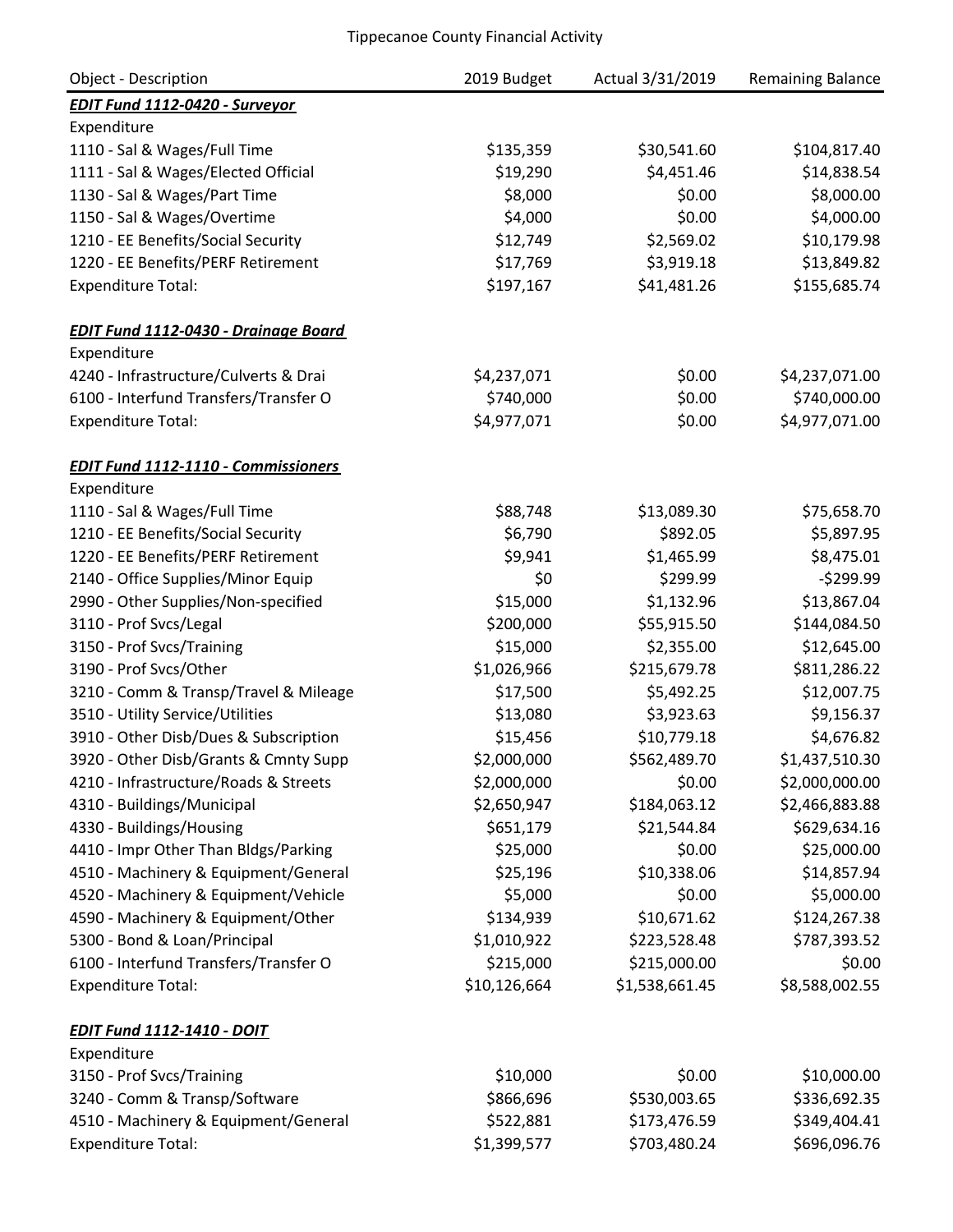Tippecanoe County Financial Activity

| Object - Description | 2019 Budget | Actual 3/31/2019 | Remaining Balance |
|---|---|---|---|
| ***EDIT Fund 1112-0420 - Surveyor*** | | | |
| Expenditure | | | |
| 1110 - Sal & Wages/Full Time | $135,359 | $30,541.60 | $104,817.40 |
| 1111 - Sal & Wages/Elected Official | $19,290 | $4,451.46 | $14,838.54 |
| 1130 - Sal & Wages/Part Time | $8,000 | $0.00 | $8,000.00 |
| 1150 - Sal & Wages/Overtime | $4,000 | $0.00 | $4,000.00 |
| 1210 - EE Benefits/Social Security | $12,749 | $2,569.02 | $10,179.98 |
| 1220 - EE Benefits/PERF Retirement | $17,769 | $3,919.18 | $13,849.82 |
| Expenditure Total: | $197,167 | $41,481.26 | $155,685.74 |
| | | | |
| ***EDIT Fund 1112-0430 - Drainage Board*** | | | |
| Expenditure | | | |
| 4240 - Infrastructure/Culverts & Drai | $4,237,071 | $0.00 | $4,237,071.00 |
| 6100 - Interfund Transfers/Transfer O | $740,000 | $0.00 | $740,000.00 |
| Expenditure Total: | $4,977,071 | $0.00 | $4,977,071.00 |
| | | | |
| ***EDIT Fund 1112-1110 - Commissioners*** | | | |
| Expenditure | | | |
| 1110 - Sal & Wages/Full Time | $88,748 | $13,089.30 | $75,658.70 |
| 1210 - EE Benefits/Social Security | $6,790 | $892.05 | $5,897.95 |
| 1220 - EE Benefits/PERF Retirement | $9,941 | $1,465.99 | $8,475.01 |
| 2140 - Office Supplies/Minor Equip | $0 | $299.99 | -$299.99 |
| 2990 - Other Supplies/Non-specified | $15,000 | $1,132.96 | $13,867.04 |
| 3110 - Prof Svcs/Legal | $200,000 | $55,915.50 | $144,084.50 |
| 3150 - Prof Svcs/Training | $15,000 | $2,355.00 | $12,645.00 |
| 3190 - Prof Svcs/Other | $1,026,966 | $215,679.78 | $811,286.22 |
| 3210 - Comm & Transp/Travel & Mileage | $17,500 | $5,492.25 | $12,007.75 |
| 3510 - Utility Service/Utilities | $13,080 | $3,923.63 | $9,156.37 |
| 3910 - Other Disb/Dues & Subscription | $15,456 | $10,779.18 | $4,676.82 |
| 3920 - Other Disb/Grants & Cmnty Supp | $2,000,000 | $562,489.70 | $1,437,510.30 |
| 4210 - Infrastructure/Roads & Streets | $2,000,000 | $0.00 | $2,000,000.00 |
| 4310 - Buildings/Municipal | $2,650,947 | $184,063.12 | $2,466,883.88 |
| 4330 - Buildings/Housing | $651,179 | $21,544.84 | $629,634.16 |
| 4410 - Impr Other Than Bldgs/Parking | $25,000 | $0.00 | $25,000.00 |
| 4510 - Machinery & Equipment/General | $25,196 | $10,338.06 | $14,857.94 |
| 4520 - Machinery & Equipment/Vehicle | $5,000 | $0.00 | $5,000.00 |
| 4590 - Machinery & Equipment/Other | $134,939 | $10,671.62 | $124,267.38 |
| 5300 - Bond & Loan/Principal | $1,010,922 | $223,528.48 | $787,393.52 |
| 6100 - Interfund Transfers/Transfer O | $215,000 | $215,000.00 | $0.00 |
| Expenditure Total: | $10,126,664 | $1,538,661.45 | $8,588,002.55 |
| | | | |
| ***EDIT Fund 1112-1410 - DOIT*** | | | |
| Expenditure | | | |
| 3150 - Prof Svcs/Training | $10,000 | $0.00 | $10,000.00 |
| 3240 - Comm & Transp/Software | $866,696 | $530,003.65 | $336,692.35 |
| 4510 - Machinery & Equipment/General | $522,881 | $173,476.59 | $349,404.41 |
| Expenditure Total: | $1,399,577 | $703,480.24 | $696,096.76 |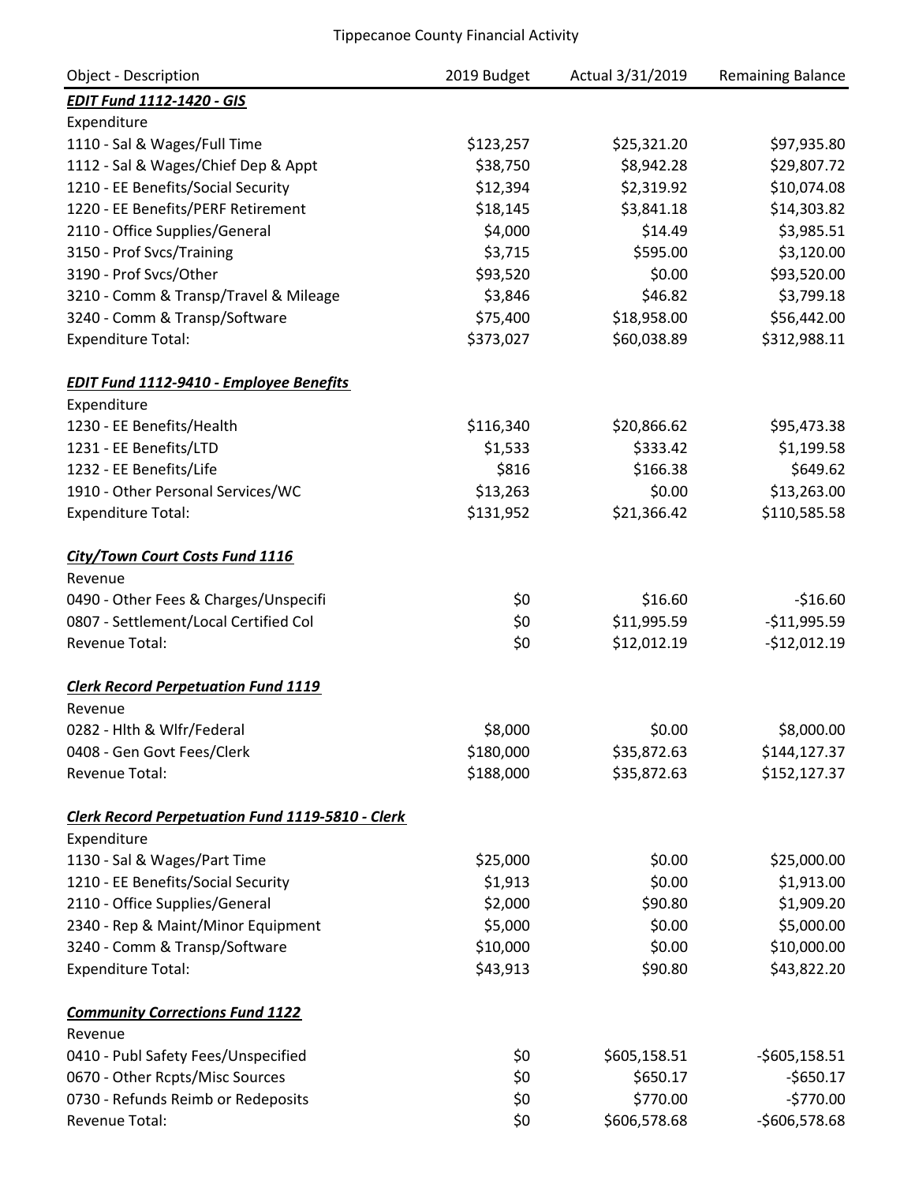Tippecanoe County Financial Activity

| Object - Description | 2019 Budget | Actual 3/31/2019 | Remaining Balance |
|---|---|---|---|
| ***EDIT Fund 1112-1420 - GIS*** | | | |
| Expenditure | | | |
| 1110 - Sal & Wages/Full Time | $123,257 | $25,321.20 | $97,935.80 |
| 1112 - Sal & Wages/Chief Dep & Appt | $38,750 | $8,942.28 | $29,807.72 |
| 1210 - EE Benefits/Social Security | $12,394 | $2,319.92 | $10,074.08 |
| 1220 - EE Benefits/PERF Retirement | $18,145 | $3,841.18 | $14,303.82 |
| 2110 - Office Supplies/General | $4,000 | $14.49 | $3,985.51 |
| 3150 - Prof Svcs/Training | $3,715 | $595.00 | $3,120.00 |
| 3190 - Prof Svcs/Other | $93,520 | $0.00 | $93,520.00 |
| 3210 - Comm & Transp/Travel & Mileage | $3,846 | $46.82 | $3,799.18 |
| 3240 - Comm & Transp/Software | $75,400 | $18,958.00 | $56,442.00 |
| Expenditure Total: | $373,027 | $60,038.89 | $312,988.11 |
| ***EDIT Fund 1112-9410 - Employee Benefits*** | | | |
| Expenditure | | | |
| 1230 - EE Benefits/Health | $116,340 | $20,866.62 | $95,473.38 |
| 1231 - EE Benefits/LTD | $1,533 | $333.42 | $1,199.58 |
| 1232 - EE Benefits/Life | $816 | $166.38 | $649.62 |
| 1910 - Other Personal Services/WC | $13,263 | $0.00 | $13,263.00 |
| Expenditure Total: | $131,952 | $21,366.42 | $110,585.58 |
| ***City/Town Court Costs Fund 1116*** | | | |
| Revenue | | | |
| 0490 - Other Fees & Charges/Unspecifi | $0 | $16.60 | -$16.60 |
| 0807 - Settlement/Local Certified Col | $0 | $11,995.59 | -$11,995.59 |
| Revenue Total: | $0 | $12,012.19 | -$12,012.19 |
| ***Clerk Record Perpetuation Fund 1119*** | | | |
| Revenue | | | |
| 0282 - Hlth & Wlfr/Federal | $8,000 | $0.00 | $8,000.00 |
| 0408 - Gen Govt Fees/Clerk | $180,000 | $35,872.63 | $144,127.37 |
| Revenue Total: | $188,000 | $35,872.63 | $152,127.37 |
| ***Clerk Record Perpetuation Fund 1119-5810 - Clerk*** | | | |
| Expenditure | | | |
| 1130 - Sal & Wages/Part Time | $25,000 | $0.00 | $25,000.00 |
| 1210 - EE Benefits/Social Security | $1,913 | $0.00 | $1,913.00 |
| 2110 - Office Supplies/General | $2,000 | $90.80 | $1,909.20 |
| 2340 - Rep & Maint/Minor Equipment | $5,000 | $0.00 | $5,000.00 |
| 3240 - Comm & Transp/Software | $10,000 | $0.00 | $10,000.00 |
| Expenditure Total: | $43,913 | $90.80 | $43,822.20 |
| ***Community Corrections Fund 1122*** | | | |
| Revenue | | | |
| 0410 - Publ Safety Fees/Unspecified | $0 | $605,158.51 | -$605,158.51 |
| 0670 - Other Rcpts/Misc Sources | $0 | $650.17 | -$650.17 |
| 0730 - Refunds Reimb or Redeposits | $0 | $770.00 | -$770.00 |
| Revenue Total: | $0 | $606,578.68 | -$606,578.68 |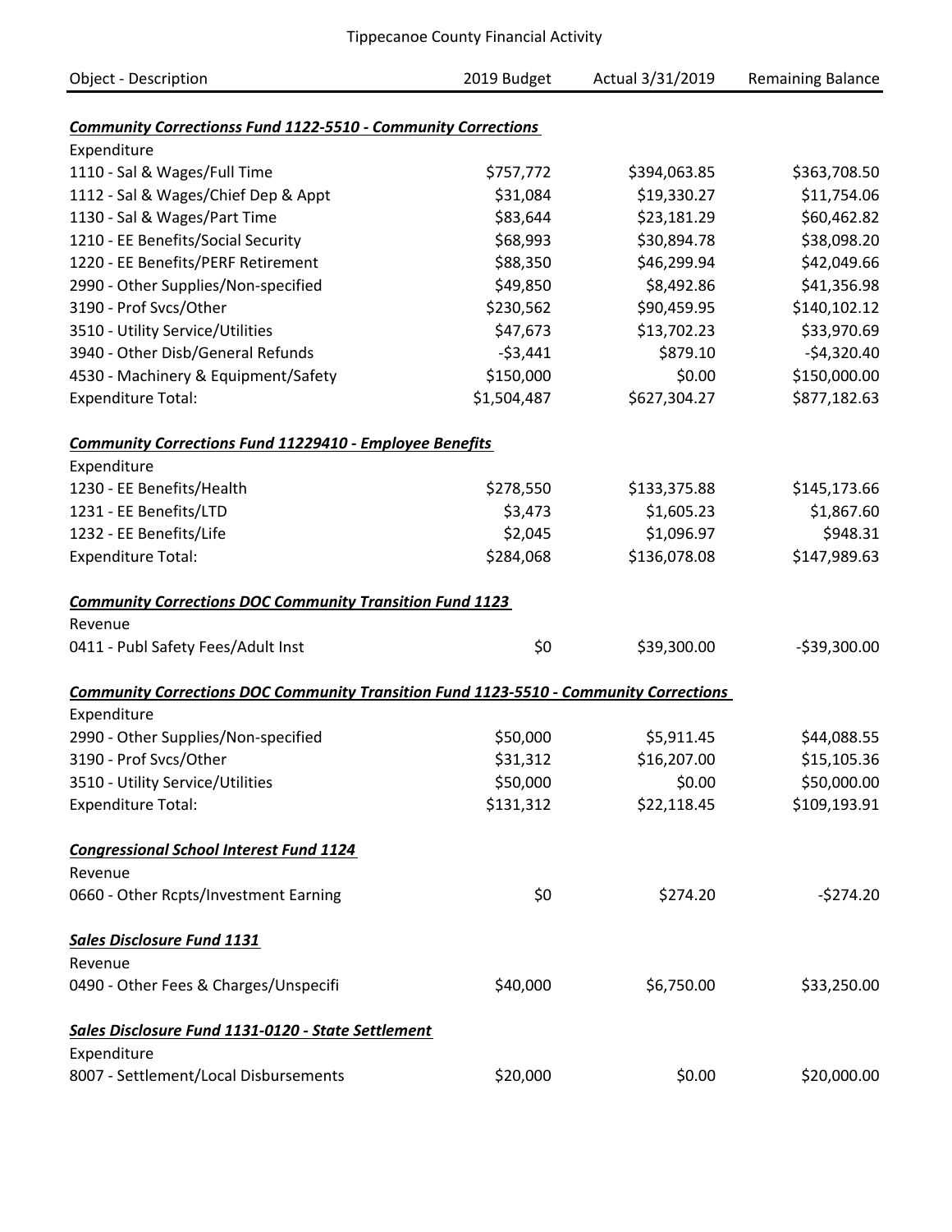Tippecanoe County Financial Activity

| Object - Description | 2019 Budget | Actual 3/31/2019 | Remaining Balance |
|---|---|---|---|
| ***Community Correctionss Fund 1122-5510 - Community Corrections*** | | | |
| Expenditure | | | |
| 1110 - Sal & Wages/Full Time | $757,772 | $394,063.85 | $363,708.50 |
| 1112 - Sal & Wages/Chief Dep & Appt | $31,084 | $19,330.27 | $11,754.06 |
| 1130 - Sal & Wages/Part Time | $83,644 | $23,181.29 | $60,462.82 |
| 1210 - EE Benefits/Social Security | $68,993 | $30,894.78 | $38,098.20 |
| 1220 - EE Benefits/PERF Retirement | $88,350 | $46,299.94 | $42,049.66 |
| 2990 - Other Supplies/Non-specified | $49,850 | $8,492.86 | $41,356.98 |
| 3190 - Prof Svcs/Other | $230,562 | $90,459.95 | $140,102.12 |
| 3510 - Utility Service/Utilities | $47,673 | $13,702.23 | $33,970.69 |
| 3940 - Other Disb/General Refunds | -$3,441 | $879.10 | -$4,320.40 |
| 4530 - Machinery & Equipment/Safety | $150,000 | $0.00 | $150,000.00 |
| Expenditure Total: | $1,504,487 | $627,304.27 | $877,182.63 |
| ***Community Corrections Fund 11229410 - Employee Benefits*** | | | |
| Expenditure | | | |
| 1230 - EE Benefits/Health | $278,550 | $133,375.88 | $145,173.66 |
| 1231 - EE Benefits/LTD | $3,473 | $1,605.23 | $1,867.60 |
| 1232 - EE Benefits/Life | $2,045 | $1,096.97 | $948.31 |
| Expenditure Total: | $284,068 | $136,078.08 | $147,989.63 |
| ***Community Corrections DOC Community Transition Fund 1123*** | | | |
| Revenue | | | |
| 0411 - Publ Safety Fees/Adult Inst | $0 | $39,300.00 | -$39,300.00 |
| ***Community Corrections DOC Community Transition Fund 1123-5510 - Community Corrections*** | | | |
| Expenditure | | | |
| 2990 - Other Supplies/Non-specified | $50,000 | $5,911.45 | $44,088.55 |
| 3190 - Prof Svcs/Other | $31,312 | $16,207.00 | $15,105.36 |
| 3510 - Utility Service/Utilities | $50,000 | $0.00 | $50,000.00 |
| Expenditure Total: | $131,312 | $22,118.45 | $109,193.91 |
| ***Congressional School Interest Fund 1124*** | | | |
| Revenue | | | |
| 0660 - Other Rcpts/Investment Earning | $0 | $274.20 | -$274.20 |
| ***Sales Disclosure Fund 1131*** | | | |
| Revenue | | | |
| 0490 - Other Fees & Charges/Unspecifi | $40,000 | $6,750.00 | $33,250.00 |
| ***Sales Disclosure Fund 1131-0120 - State Settlement*** | | | |
| Expenditure | | | |
| 8007 - Settlement/Local Disbursements | $20,000 | $0.00 | $20,000.00 |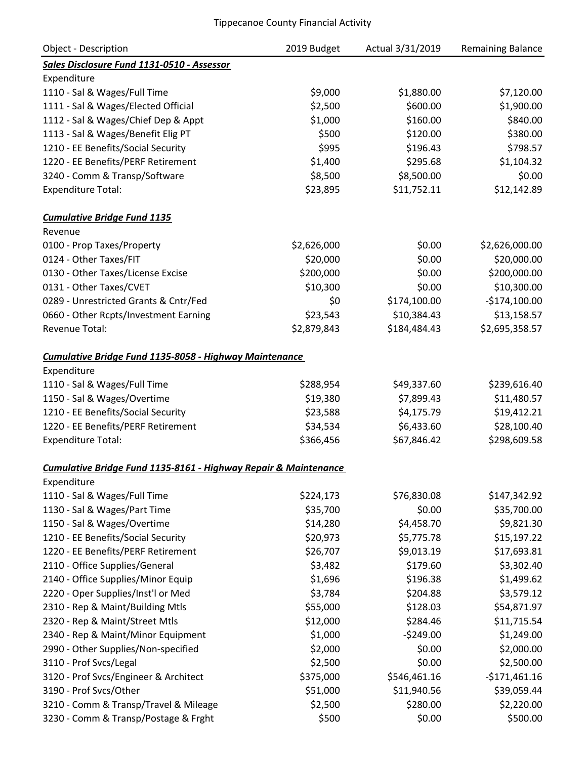Tippecanoe County Financial Activity

| Object - Description | 2019 Budget | Actual 3/31/2019 | Remaining Balance |
|---|---|---|---|
| ***Sales Disclosure Fund 1131-0510 - Assessor*** | | | |
| Expenditure | | | |
| 1110 - Sal & Wages/Full Time | $9,000 | $1,880.00 | $7,120.00 |
| 1111 - Sal & Wages/Elected Official | $2,500 | $600.00 | $1,900.00 |
| 1112 - Sal & Wages/Chief Dep & Appt | $1,000 | $160.00 | $840.00 |
| 1113 - Sal & Wages/Benefit Elig PT | $500 | $120.00 | $380.00 |
| 1210 - EE Benefits/Social Security | $995 | $196.43 | $798.57 |
| 1220 - EE Benefits/PERF Retirement | $1,400 | $295.68 | $1,104.32 |
| 3240 - Comm & Transp/Software | $8,500 | $8,500.00 | $0.00 |
| Expenditure Total: | $23,895 | $11,752.11 | $12,142.89 |
| | | | |
| ***Cumulative Bridge Fund 1135*** | | | |
| Revenue | | | |
| 0100 - Prop Taxes/Property | $2,626,000 | $0.00 | $2,626,000.00 |
| 0124 - Other Taxes/FIT | $20,000 | $0.00 | $20,000.00 |
| 0130 - Other Taxes/License Excise | $200,000 | $0.00 | $200,000.00 |
| 0131 - Other Taxes/CVET | $10,300 | $0.00 | $10,300.00 |
| 0289 - Unrestricted Grants & Cntr/Fed | $0 | $174,100.00 | -$174,100.00 |
| 0660 - Other Rcpts/Investment Earning | $23,543 | $10,384.43 | $13,158.57 |
| Revenue Total: | $2,879,843 | $184,484.43 | $2,695,358.57 |
| | | | |
| ***Cumulative Bridge Fund 1135-8058 - Highway Maintenance*** | | | |
| Expenditure | | | |
| 1110 - Sal & Wages/Full Time | $288,954 | $49,337.60 | $239,616.40 |
| 1150 - Sal & Wages/Overtime | $19,380 | $7,899.43 | $11,480.57 |
| 1210 - EE Benefits/Social Security | $23,588 | $4,175.79 | $19,412.21 |
| 1220 - EE Benefits/PERF Retirement | $34,534 | $6,433.60 | $28,100.40 |
| Expenditure Total: | $366,456 | $67,846.42 | $298,609.58 |
| | | | |
| ***Cumulative Bridge Fund 1135-8161 - Highway Repair & Maintenance*** | | | |
| Expenditure | | | |
| 1110 - Sal & Wages/Full Time | $224,173 | $76,830.08 | $147,342.92 |
| 1130 - Sal & Wages/Part Time | $35,700 | $0.00 | $35,700.00 |
| 1150 - Sal & Wages/Overtime | $14,280 | $4,458.70 | $9,821.30 |
| 1210 - EE Benefits/Social Security | $20,973 | $5,775.78 | $15,197.22 |
| 1220 - EE Benefits/PERF Retirement | $26,707 | $9,013.19 | $17,693.81 |
| 2110 - Office Supplies/General | $3,482 | $179.60 | $3,302.40 |
| 2140 - Office Supplies/Minor Equip | $1,696 | $196.38 | $1,499.62 |
| 2220 - Oper Supplies/Inst'l or Med | $3,784 | $204.88 | $3,579.12 |
| 2310 - Rep & Maint/Building Mtls | $55,000 | $128.03 | $54,871.97 |
| 2320 - Rep & Maint/Street Mtls | $12,000 | $284.46 | $11,715.54 |
| 2340 - Rep & Maint/Minor Equipment | $1,000 | -$249.00 | $1,249.00 |
| 2990 - Other Supplies/Non-specified | $2,000 | $0.00 | $2,000.00 |
| 3110 - Prof Svcs/Legal | $2,500 | $0.00 | $2,500.00 |
| 3120 - Prof Svcs/Engineer & Architect | $375,000 | $546,461.16 | -$171,461.16 |
| 3190 - Prof Svcs/Other | $51,000 | $11,940.56 | $39,059.44 |
| 3210 - Comm & Transp/Travel & Mileage | $2,500 | $280.00 | $2,220.00 |
| 3230 - Comm & Transp/Postage & Frght | $500 | $0.00 | $500.00 |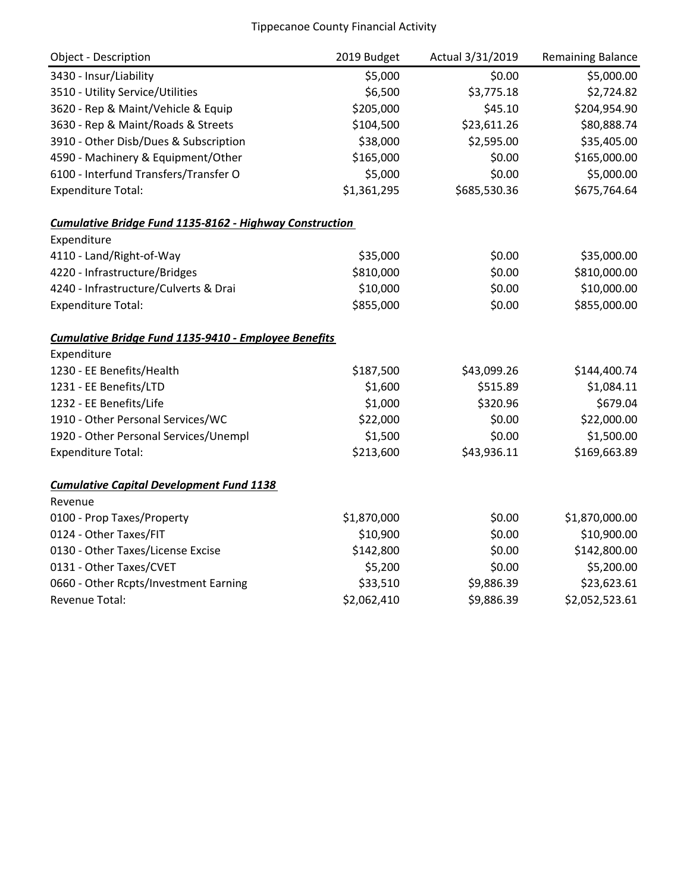Tippecanoe County Financial Activity

| Object - Description | 2019 Budget | Actual 3/31/2019 | Remaining Balance |
|---|---|---|---|
| 3430 - Insur/Liability | $5,000 | $0.00 | $5,000.00 |
| 3510 - Utility Service/Utilities | $6,500 | $3,775.18 | $2,724.82 |
| 3620 - Rep & Maint/Vehicle & Equip | $205,000 | $45.10 | $204,954.90 |
| 3630 - Rep & Maint/Roads & Streets | $104,500 | $23,611.26 | $80,888.74 |
| 3910 - Other Disb/Dues & Subscription | $38,000 | $2,595.00 | $35,405.00 |
| 4590 - Machinery & Equipment/Other | $165,000 | $0.00 | $165,000.00 |
| 6100 - Interfund Transfers/Transfer O | $5,000 | $0.00 | $5,000.00 |
| Expenditure Total: | $1,361,295 | $685,530.36 | $675,764.64 |
| | | | |
| ***Cumulative Bridge Fund 1135-8162 - Highway Construction*** | | | |
| Expenditure | | | |
| 4110 - Land/Right-of-Way | $35,000 | $0.00 | $35,000.00 |
| 4220 - Infrastructure/Bridges | $810,000 | $0.00 | $810,000.00 |
| 4240 - Infrastructure/Culverts & Drai | $10,000 | $0.00 | $10,000.00 |
| Expenditure Total: | $855,000 | $0.00 | $855,000.00 |
| | | | |
| ***Cumulative Bridge Fund 1135-9410 - Employee Benefits*** | | | |
| Expenditure | | | |
| 1230 - EE Benefits/Health | $187,500 | $43,099.26 | $144,400.74 |
| 1231 - EE Benefits/LTD | $1,600 | $515.89 | $1,084.11 |
| 1232 - EE Benefits/Life | $1,000 | $320.96 | $679.04 |
| 1910 - Other Personal Services/WC | $22,000 | $0.00 | $22,000.00 |
| 1920 - Other Personal Services/Unempl | $1,500 | $0.00 | $1,500.00 |
| Expenditure Total: | $213,600 | $43,936.11 | $169,663.89 |
| | | | |
| ***Cumulative Capital Development Fund 1138*** | | | |
| Revenue | | | |
| 0100 - Prop Taxes/Property | $1,870,000 | $0.00 | $1,870,000.00 |
| 0124 - Other Taxes/FIT | $10,900 | $0.00 | $10,900.00 |
| 0130 - Other Taxes/License Excise | $142,800 | $0.00 | $142,800.00 |
| 0131 - Other Taxes/CVET | $5,200 | $0.00 | $5,200.00 |
| 0660 - Other Rcpts/Investment Earning | $33,510 | $9,886.39 | $23,623.61 |
| Revenue Total: | $2,062,410 | $9,886.39 | $2,052,523.61 |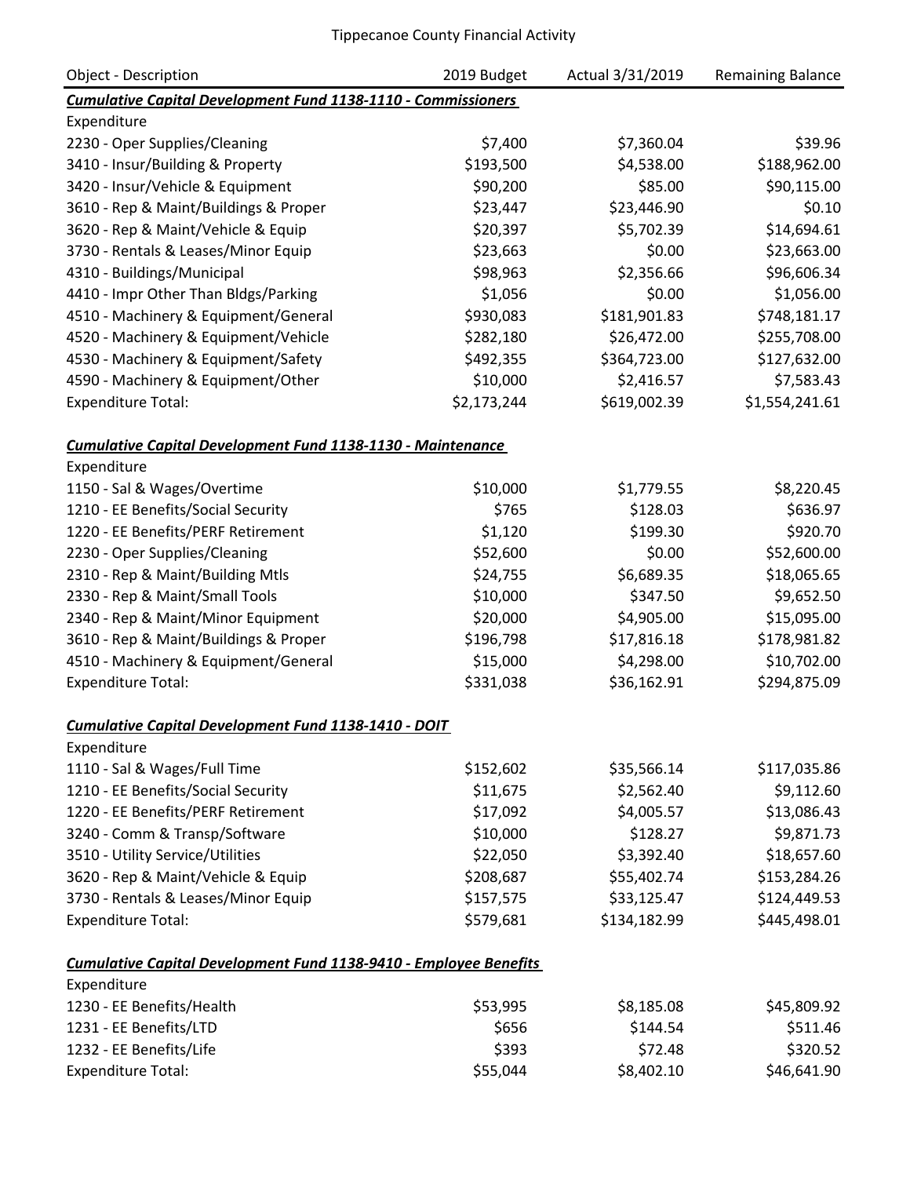Tippecanoe County Financial Activity

| Object - Description | 2019 Budget | Actual 3/31/2019 | Remaining Balance |
|---|---|---|---|
| ***Cumulative Capital Development Fund 1138-1110 - Commissioners*** | | | |
| Expenditure | | | |
| 2230 - Oper Supplies/Cleaning | $7,400 | $7,360.04 | $39.96 |
| 3410 - Insur/Building & Property | $193,500 | $4,538.00 | $188,962.00 |
| 3420 - Insur/Vehicle & Equipment | $90,200 | $85.00 | $90,115.00 |
| 3610 - Rep & Maint/Buildings & Proper | $23,447 | $23,446.90 | $0.10 |
| 3620 - Rep & Maint/Vehicle & Equip | $20,397 | $5,702.39 | $14,694.61 |
| 3730 - Rentals & Leases/Minor Equip | $23,663 | $0.00 | $23,663.00 |
| 4310 - Buildings/Municipal | $98,963 | $2,356.66 | $96,606.34 |
| 4410 - Impr Other Than Bldgs/Parking | $1,056 | $0.00 | $1,056.00 |
| 4510 - Machinery & Equipment/General | $930,083 | $181,901.83 | $748,181.17 |
| 4520 - Machinery & Equipment/Vehicle | $282,180 | $26,472.00 | $255,708.00 |
| 4530 - Machinery & Equipment/Safety | $492,355 | $364,723.00 | $127,632.00 |
| 4590 - Machinery & Equipment/Other | $10,000 | $2,416.57 | $7,583.43 |
| Expenditure Total: | $2,173,244 | $619,002.39 | $1,554,241.61 |
| ***Cumulative Capital Development Fund 1138-1130 - Maintenance*** | | | |
| Expenditure | | | |
| 1150 - Sal & Wages/Overtime | $10,000 | $1,779.55 | $8,220.45 |
| 1210 - EE Benefits/Social Security | $765 | $128.03 | $636.97 |
| 1220 - EE Benefits/PERF Retirement | $1,120 | $199.30 | $920.70 |
| 2230 - Oper Supplies/Cleaning | $52,600 | $0.00 | $52,600.00 |
| 2310 - Rep & Maint/Building Mtls | $24,755 | $6,689.35 | $18,065.65 |
| 2330 - Rep & Maint/Small Tools | $10,000 | $347.50 | $9,652.50 |
| 2340 - Rep & Maint/Minor Equipment | $20,000 | $4,905.00 | $15,095.00 |
| 3610 - Rep & Maint/Buildings & Proper | $196,798 | $17,816.18 | $178,981.82 |
| 4510 - Machinery & Equipment/General | $15,000 | $4,298.00 | $10,702.00 |
| Expenditure Total: | $331,038 | $36,162.91 | $294,875.09 |
| ***Cumulative Capital Development Fund 1138-1410 - DOIT*** | | | |
| Expenditure | | | |
| 1110 - Sal & Wages/Full Time | $152,602 | $35,566.14 | $117,035.86 |
| 1210 - EE Benefits/Social Security | $11,675 | $2,562.40 | $9,112.60 |
| 1220 - EE Benefits/PERF Retirement | $17,092 | $4,005.57 | $13,086.43 |
| 3240 - Comm & Transp/Software | $10,000 | $128.27 | $9,871.73 |
| 3510 - Utility Service/Utilities | $22,050 | $3,392.40 | $18,657.60 |
| 3620 - Rep & Maint/Vehicle & Equip | $208,687 | $55,402.74 | $153,284.26 |
| 3730 - Rentals & Leases/Minor Equip | $157,575 | $33,125.47 | $124,449.53 |
| Expenditure Total: | $579,681 | $134,182.99 | $445,498.01 |
| ***Cumulative Capital Development Fund 1138-9410 - Employee Benefits*** | | | |
| Expenditure | | | |
| 1230 - EE Benefits/Health | $53,995 | $8,185.08 | $45,809.92 |
| 1231 - EE Benefits/LTD | $656 | $144.54 | $511.46 |
| 1232 - EE Benefits/Life | $393 | $72.48 | $320.52 |
| Expenditure Total: | $55,044 | $8,402.10 | $46,641.90 |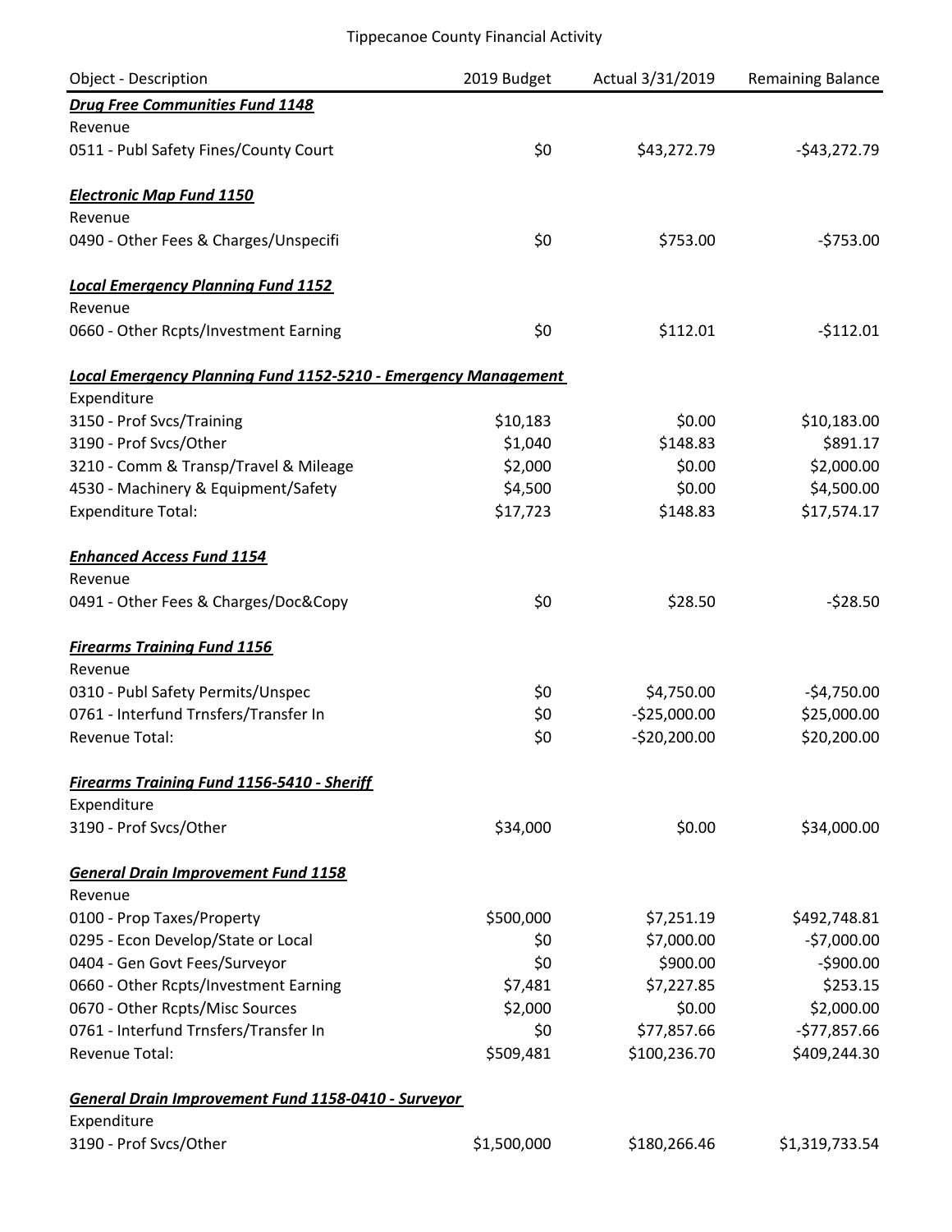# Tippecanoe County Financial Activity

| Object - Description | 2019 Budget | Actual 3/31/2019 | Remaining Balance |
|---|---|---|---|
| ***Drug Free Communities Fund 1148*** | | | |
| Revenue | | | |
| 0511 - Publ Safety Fines/County Court | $0 | $43,272.79 | -$43,272.79 |
| | | | |
| ***Electronic Map Fund 1150*** | | | |
| Revenue | | | |
| 0490 - Other Fees & Charges/Unspecifi | $0 | $753.00 | -$753.00 |
| | | | |
| ***Local Emergency Planning Fund 1152*** | | | |
| Revenue | | | |
| 0660 - Other Rcpts/Investment Earning | $0 | $112.01 | -$112.01 |
| | | | |
| ***Local Emergency Planning Fund 1152-5210 - Emergency Management*** | | | |
| Expenditure | | | |
| 3150 - Prof Svcs/Training | $10,183 | $0.00 | $10,183.00 |
| 3190 - Prof Svcs/Other | $1,040 | $148.83 | $891.17 |
| 3210 - Comm & Transp/Travel & Mileage | $2,000 | $0.00 | $2,000.00 |
| 4530 - Machinery & Equipment/Safety | $4,500 | $0.00 | $4,500.00 |
| Expenditure Total: | $17,723 | $148.83 | $17,574.17 |
| | | | |
| ***Enhanced Access Fund 1154*** | | | |
| Revenue | | | |
| 0491 - Other Fees & Charges/Doc&Copy | $0 | $28.50 | -$28.50 |
| | | | |
| ***Firearms Training Fund 1156*** | | | |
| Revenue | | | |
| 0310 - Publ Safety Permits/Unspec | $0 | $4,750.00 | -$4,750.00 |
| 0761 - Interfund Trnsfers/Transfer In | $0 | -$25,000.00 | $25,000.00 |
| Revenue Total: | $0 | -$20,200.00 | $20,200.00 |
| | | | |
| ***Firearms Training Fund 1156-5410 - Sheriff*** | | | |
| Expenditure | | | |
| 3190 - Prof Svcs/Other | $34,000 | $0.00 | $34,000.00 |
| | | | |
| ***General Drain Improvement Fund 1158*** | | | |
| Revenue | | | |
| 0100 - Prop Taxes/Property | $500,000 | $7,251.19 | $492,748.81 |
| 0295 - Econ Develop/State or Local | $0 | $7,000.00 | -$7,000.00 |
| 0404 - Gen Govt Fees/Surveyor | $0 | $900.00 | -$900.00 |
| 0660 - Other Rcpts/Investment Earning | $7,481 | $7,227.85 | $253.15 |
| 0670 - Other Rcpts/Misc Sources | $2,000 | $0.00 | $2,000.00 |
| 0761 - Interfund Trnsfers/Transfer In | $0 | $77,857.66 | -$77,857.66 |
| Revenue Total: | $509,481 | $100,236.70 | $409,244.30 |
| | | | |
| ***General Drain Improvement Fund 1158-0410 - Surveyor*** | | | |
| Expenditure | | | |
| 3190 - Prof Svcs/Other | $1,500,000 | $180,266.46 | $1,319,733.54 |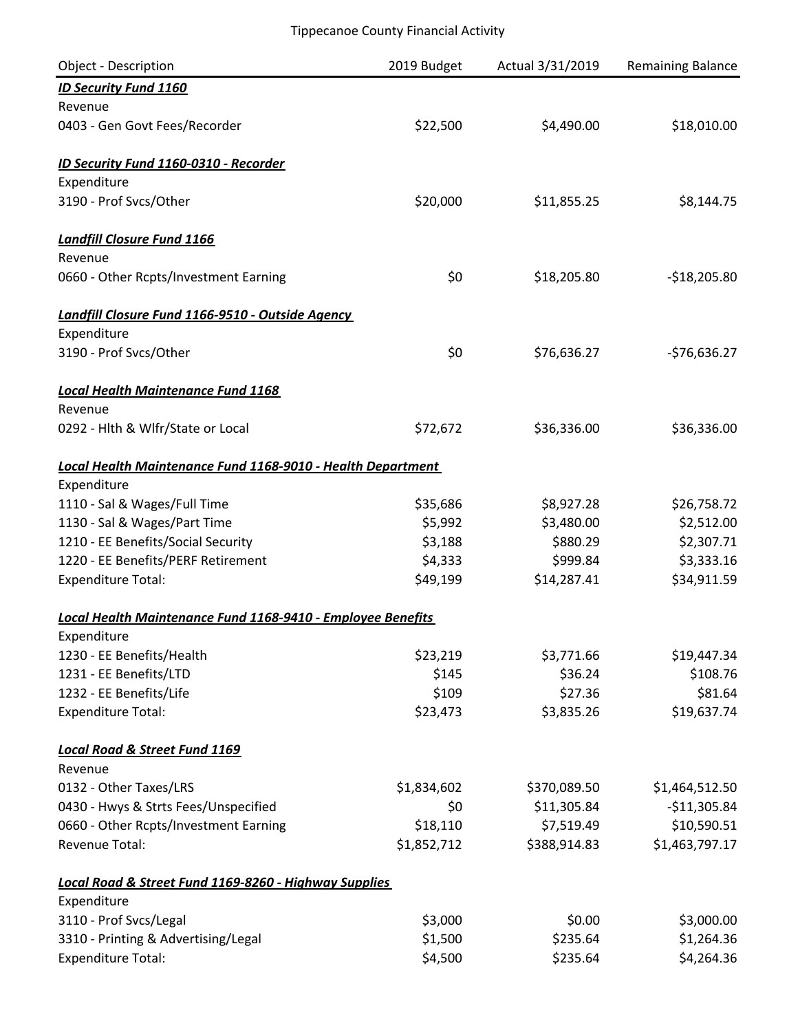Tippecanoe County Financial Activity

| Object - Description | 2019 Budget | Actual 3/31/2019 | Remaining Balance |
|---|---|---|---|
| ***ID Security Fund 1160*** | | | |
| Revenue | | | |
| 0403 - Gen Govt Fees/Recorder | $22,500 | $4,490.00 | $18,010.00 |
| ***ID Security Fund 1160-0310 - Recorder*** | | | |
| Expenditure | | | |
| 3190 - Prof Svcs/Other | $20,000 | $11,855.25 | $8,144.75 |
| ***Landfill Closure Fund 1166*** | | | |
| Revenue | | | |
| 0660 - Other Rcpts/Investment Earning | $0 | $18,205.80 | -$18,205.80 |
| ***Landfill Closure Fund 1166-9510 - Outside Agency*** | | | |
| Expenditure | | | |
| 3190 - Prof Svcs/Other | $0 | $76,636.27 | -$76,636.27 |
| ***Local Health Maintenance Fund 1168*** | | | |
| Revenue | | | |
| 0292 - Hlth & Wlfr/State or Local | $72,672 | $36,336.00 | $36,336.00 |
| ***Local Health Maintenance Fund 1168-9010 - Health Department*** | | | |
| Expenditure | | | |
| 1110 - Sal & Wages/Full Time | $35,686 | $8,927.28 | $26,758.72 |
| 1130 - Sal & Wages/Part Time | $5,992 | $3,480.00 | $2,512.00 |
| 1210 - EE Benefits/Social Security | $3,188 | $880.29 | $2,307.71 |
| 1220 - EE Benefits/PERF Retirement | $4,333 | $999.84 | $3,333.16 |
| Expenditure Total: | $49,199 | $14,287.41 | $34,911.59 |
| ***Local Health Maintenance Fund 1168-9410 - Employee Benefits*** | | | |
| Expenditure | | | |
| 1230 - EE Benefits/Health | $23,219 | $3,771.66 | $19,447.34 |
| 1231 - EE Benefits/LTD | $145 | $36.24 | $108.76 |
| 1232 - EE Benefits/Life | $109 | $27.36 | $81.64 |
| Expenditure Total: | $23,473 | $3,835.26 | $19,637.74 |
| ***Local Road & Street Fund 1169*** | | | |
| Revenue | | | |
| 0132 - Other Taxes/LRS | $1,834,602 | $370,089.50 | $1,464,512.50 |
| 0430 - Hwys & Strts Fees/Unspecified | $0 | $11,305.84 | -$11,305.84 |
| 0660 - Other Rcpts/Investment Earning | $18,110 | $7,519.49 | $10,590.51 |
| Revenue Total: | $1,852,712 | $388,914.83 | $1,463,797.17 |
| ***Local Road & Street Fund 1169-8260 - Highway Supplies*** | | | |
| Expenditure | | | |
| 3110 - Prof Svcs/Legal | $3,000 | $0.00 | $3,000.00 |
| 3310 - Printing & Advertising/Legal | $1,500 | $235.64 | $1,264.36 |
| Expenditure Total: | $4,500 | $235.64 | $4,264.36 |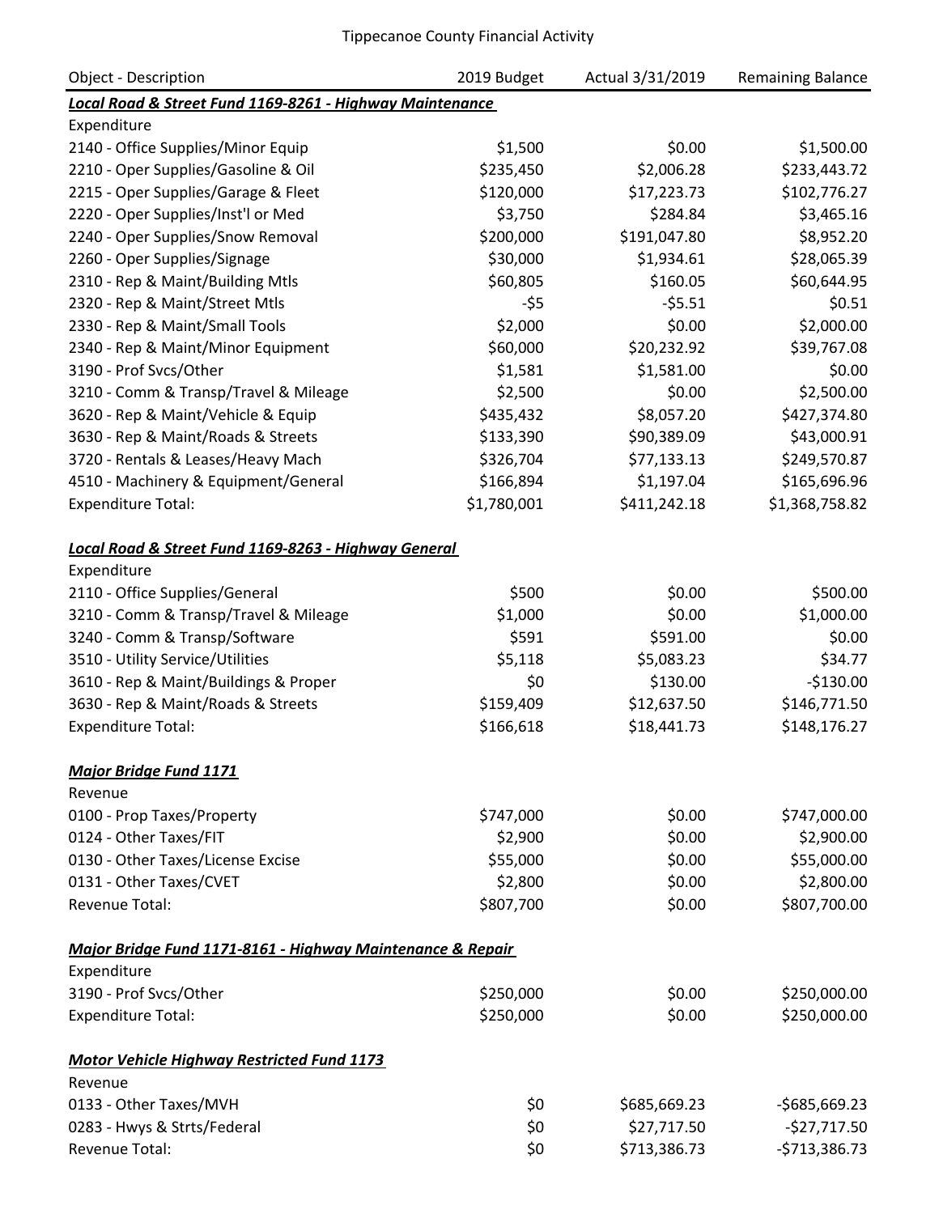Tippecanoe County Financial Activity

| Object - Description | 2019 Budget | Actual 3/31/2019 | Remaining Balance |
|---|---|---|---|
| ***Local Road & Street Fund 1169-8261 - Highway Maintenance*** | | | |
| Expenditure | | | |
| 2140 - Office Supplies/Minor Equip | $1,500 | $0.00 | $1,500.00 |
| 2210 - Oper Supplies/Gasoline & Oil | $235,450 | $2,006.28 | $233,443.72 |
| 2215 - Oper Supplies/Garage & Fleet | $120,000 | $17,223.73 | $102,776.27 |
| 2220 - Oper Supplies/Inst'l or Med | $3,750 | $284.84 | $3,465.16 |
| 2240 - Oper Supplies/Snow Removal | $200,000 | $191,047.80 | $8,952.20 |
| 2260 - Oper Supplies/Signage | $30,000 | $1,934.61 | $28,065.39 |
| 2310 - Rep & Maint/Building Mtls | $60,805 | $160.05 | $60,644.95 |
| 2320 - Rep & Maint/Street Mtls | -$5 | -$5.51 | $0.51 |
| 2330 - Rep & Maint/Small Tools | $2,000 | $0.00 | $2,000.00 |
| 2340 - Rep & Maint/Minor Equipment | $60,000 | $20,232.92 | $39,767.08 |
| 3190 - Prof Svcs/Other | $1,581 | $1,581.00 | $0.00 |
| 3210 - Comm & Transp/Travel & Mileage | $2,500 | $0.00 | $2,500.00 |
| 3620 - Rep & Maint/Vehicle & Equip | $435,432 | $8,057.20 | $427,374.80 |
| 3630 - Rep & Maint/Roads & Streets | $133,390 | $90,389.09 | $43,000.91 |
| 3720 - Rentals & Leases/Heavy Mach | $326,704 | $77,133.13 | $249,570.87 |
| 4510 - Machinery & Equipment/General | $166,894 | $1,197.04 | $165,696.96 |
| Expenditure Total: | $1,780,001 | $411,242.18 | $1,368,758.82 |
| | | | |
| ***Local Road & Street Fund 1169-8263 - Highway General*** | | | |
| Expenditure | | | |
| 2110 - Office Supplies/General | $500 | $0.00 | $500.00 |
| 3210 - Comm & Transp/Travel & Mileage | $1,000 | $0.00 | $1,000.00 |
| 3240 - Comm & Transp/Software | $591 | $591.00 | $0.00 |
| 3510 - Utility Service/Utilities | $5,118 | $5,083.23 | $34.77 |
| 3610 - Rep & Maint/Buildings & Proper | $0 | $130.00 | -$130.00 |
| 3630 - Rep & Maint/Roads & Streets | $159,409 | $12,637.50 | $146,771.50 |
| Expenditure Total: | $166,618 | $18,441.73 | $148,176.27 |
| | | | |
| ***Major Bridge Fund 1171*** | | | |
| Revenue | | | |
| 0100 - Prop Taxes/Property | $747,000 | $0.00 | $747,000.00 |
| 0124 - Other Taxes/FIT | $2,900 | $0.00 | $2,900.00 |
| 0130 - Other Taxes/License Excise | $55,000 | $0.00 | $55,000.00 |
| 0131 - Other Taxes/CVET | $2,800 | $0.00 | $2,800.00 |
| Revenue Total: | $807,700 | $0.00 | $807,700.00 |
| | | | |
| ***Major Bridge Fund 1171-8161 - Highway Maintenance & Repair*** | | | |
| Expenditure | | | |
| 3190 - Prof Svcs/Other | $250,000 | $0.00 | $250,000.00 |
| Expenditure Total: | $250,000 | $0.00 | $250,000.00 |
| | | | |
| ***Motor Vehicle Highway Restricted Fund 1173*** | | | |
| Revenue | | | |
| 0133 - Other Taxes/MVH | $0 | $685,669.23 | -$685,669.23 |
| 0283 - Hwys & Strts/Federal | $0 | $27,717.50 | -$27,717.50 |
| Revenue Total: | $0 | $713,386.73 | -$713,386.73 |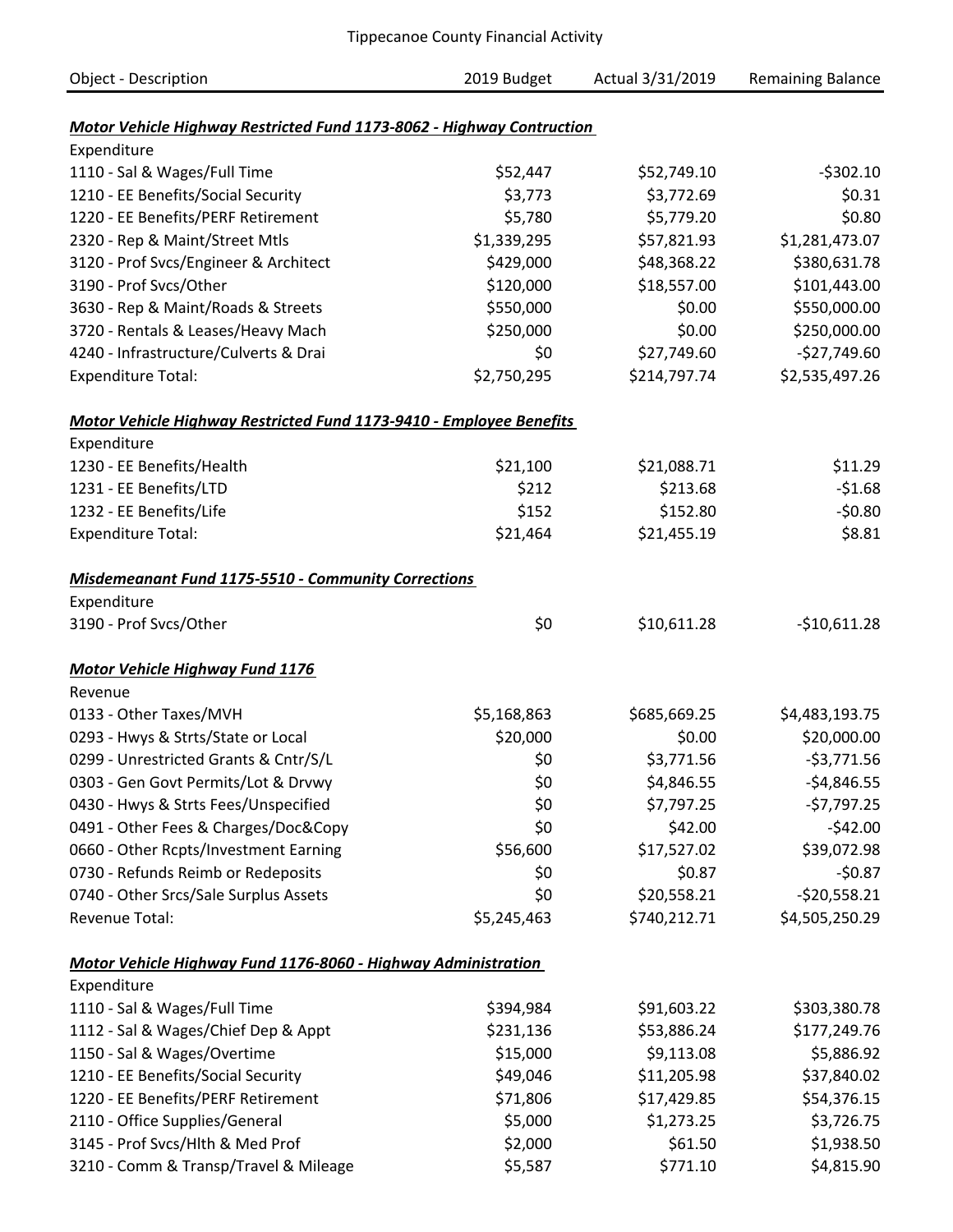# Tippecanoe County Financial Activity

| Object - Description | 2019 Budget | Actual 3/31/2019 | Remaining Balance |
|---|---|---|---|
| ***Motor Vehicle Highway Restricted Fund 1173-8062 - Highway Contruction*** | | | |
| Expenditure | | | |
| 1110 - Sal & Wages/Full Time | $52,447 | $52,749.10 | -$302.10 |
| 1210 - EE Benefits/Social Security | $3,773 | $3,772.69 | $0.31 |
| 1220 - EE Benefits/PERF Retirement | $5,780 | $5,779.20 | $0.80 |
| 2320 - Rep & Maint/Street Mtls | $1,339,295 | $57,821.93 | $1,281,473.07 |
| 3120 - Prof Svcs/Engineer & Architect | $429,000 | $48,368.22 | $380,631.78 |
| 3190 - Prof Svcs/Other | $120,000 | $18,557.00 | $101,443.00 |
| 3630 - Rep & Maint/Roads & Streets | $550,000 | $0.00 | $550,000.00 |
| 3720 - Rentals & Leases/Heavy Mach | $250,000 | $0.00 | $250,000.00 |
| 4240 - Infrastructure/Culverts & Drai | $0 | $27,749.60 | -$27,749.60 |
| Expenditure Total: | $2,750,295 | $214,797.74 | $2,535,497.26 |
| ***Motor Vehicle Highway Restricted Fund 1173-9410 - Employee Benefits*** | | | |
| Expenditure | | | |
| 1230 - EE Benefits/Health | $21,100 | $21,088.71 | $11.29 |
| 1231 - EE Benefits/LTD | $212 | $213.68 | -$1.68 |
| 1232 - EE Benefits/Life | $152 | $152.80 | -$0.80 |
| Expenditure Total: | $21,464 | $21,455.19 | $8.81 |
| ***Misdemeanant Fund 1175-5510 - Community Corrections*** | | | |
| Expenditure | | | |
| 3190 - Prof Svcs/Other | $0 | $10,611.28 | -$10,611.28 |
| ***Motor Vehicle Highway Fund 1176*** | | | |
| Revenue | | | |
| 0133 - Other Taxes/MVH | $5,168,863 | $685,669.25 | $4,483,193.75 |
| 0293 - Hwys & Strts/State or Local | $20,000 | $0.00 | $20,000.00 |
| 0299 - Unrestricted Grants & Cntr/S/L | $0 | $3,771.56 | -$3,771.56 |
| 0303 - Gen Govt Permits/Lot & Drvwy | $0 | $4,846.55 | -$4,846.55 |
| 0430 - Hwys & Strts Fees/Unspecified | $0 | $7,797.25 | -$7,797.25 |
| 0491 - Other Fees & Charges/Doc&Copy | $0 | $42.00 | -$42.00 |
| 0660 - Other Rcpts/Investment Earning | $56,600 | $17,527.02 | $39,072.98 |
| 0730 - Refunds Reimb or Redeposits | $0 | $0.87 | -$0.87 |
| 0740 - Other Srcs/Sale Surplus Assets | $0 | $20,558.21 | -$20,558.21 |
| Revenue Total: | $5,245,463 | $740,212.71 | $4,505,250.29 |
| ***Motor Vehicle Highway Fund 1176-8060 - Highway Administration*** | | | |
| Expenditure | | | |
| 1110 - Sal & Wages/Full Time | $394,984 | $91,603.22 | $303,380.78 |
| 1112 - Sal & Wages/Chief Dep & Appt | $231,136 | $53,886.24 | $177,249.76 |
| 1150 - Sal & Wages/Overtime | $15,000 | $9,113.08 | $5,886.92 |
| 1210 - EE Benefits/Social Security | $49,046 | $11,205.98 | $37,840.02 |
| 1220 - EE Benefits/PERF Retirement | $71,806 | $17,429.85 | $54,376.15 |
| 2110 - Office Supplies/General | $5,000 | $1,273.25 | $3,726.75 |
| 3145 - Prof Svcs/Hlth & Med Prof | $2,000 | $61.50 | $1,938.50 |
| 3210 - Comm & Transp/Travel & Mileage | $5,587 | $771.10 | $4,815.90 |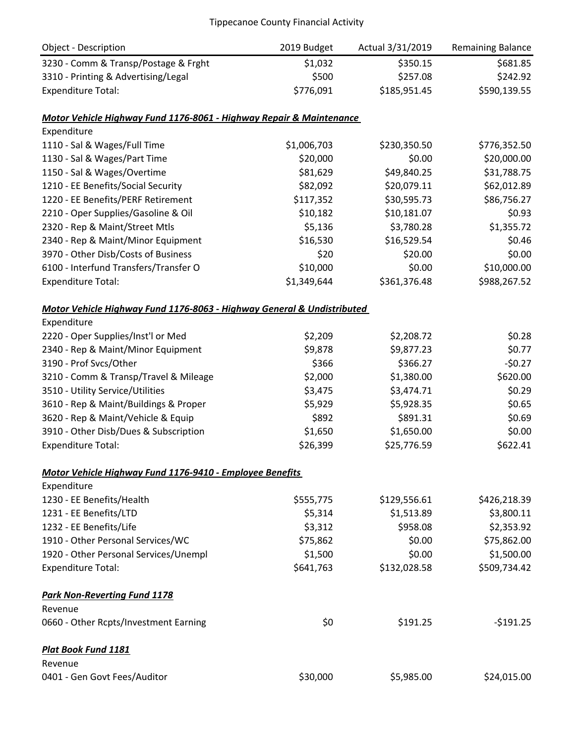Tippecanoe County Financial Activity

| Object - Description | 2019 Budget | Actual 3/31/2019 | Remaining Balance |
|---|---|---|---|
| 3230 - Comm & Transp/Postage & Frght | $1,032 | $350.15 | $681.85 |
| 3310 - Printing & Advertising/Legal | $500 | $257.08 | $242.92 |
| Expenditure Total: | $776,091 | $185,951.45 | $590,139.55 |
| | | | |
| ***Motor Vehicle Highway Fund 1176-8061 - Highway Repair & Maintenance*** | | | |
| Expenditure | | | |
| 1110 - Sal & Wages/Full Time | $1,006,703 | $230,350.50 | $776,352.50 |
| 1130 - Sal & Wages/Part Time | $20,000 | $0.00 | $20,000.00 |
| 1150 - Sal & Wages/Overtime | $81,629 | $49,840.25 | $31,788.75 |
| 1210 - EE Benefits/Social Security | $82,092 | $20,079.11 | $62,012.89 |
| 1220 - EE Benefits/PERF Retirement | $117,352 | $30,595.73 | $86,756.27 |
| 2210 - Oper Supplies/Gasoline & Oil | $10,182 | $10,181.07 | $0.93 |
| 2320 - Rep & Maint/Street Mtls | $5,136 | $3,780.28 | $1,355.72 |
| 2340 - Rep & Maint/Minor Equipment | $16,530 | $16,529.54 | $0.46 |
| 3970 - Other Disb/Costs of Business | $20 | $20.00 | $0.00 |
| 6100 - Interfund Transfers/Transfer O | $10,000 | $0.00 | $10,000.00 |
| Expenditure Total: | $1,349,644 | $361,376.48 | $988,267.52 |
| | | | |
| ***Motor Vehicle Highway Fund 1176-8063 - Highway General & Undistributed*** | | | |
| Expenditure | | | |
| 2220 - Oper Supplies/Inst'l or Med | $2,209 | $2,208.72 | $0.28 |
| 2340 - Rep & Maint/Minor Equipment | $9,878 | $9,877.23 | $0.77 |
| 3190 - Prof Svcs/Other | $366 | $366.27 | -$0.27 |
| 3210 - Comm & Transp/Travel & Mileage | $2,000 | $1,380.00 | $620.00 |
| 3510 - Utility Service/Utilities | $3,475 | $3,474.71 | $0.29 |
| 3610 - Rep & Maint/Buildings & Proper | $5,929 | $5,928.35 | $0.65 |
| 3620 - Rep & Maint/Vehicle & Equip | $892 | $891.31 | $0.69 |
| 3910 - Other Disb/Dues & Subscription | $1,650 | $1,650.00 | $0.00 |
| Expenditure Total: | $26,399 | $25,776.59 | $622.41 |
| | | | |
| ***Motor Vehicle Highway Fund 1176-9410 - Employee Benefits*** | | | |
| Expenditure | | | |
| 1230 - EE Benefits/Health | $555,775 | $129,556.61 | $426,218.39 |
| 1231 - EE Benefits/LTD | $5,314 | $1,513.89 | $3,800.11 |
| 1232 - EE Benefits/Life | $3,312 | $958.08 | $2,353.92 |
| 1910 - Other Personal Services/WC | $75,862 | $0.00 | $75,862.00 |
| 1920 - Other Personal Services/Unempl | $1,500 | $0.00 | $1,500.00 |
| Expenditure Total: | $641,763 | $132,028.58 | $509,734.42 |
| | | | |
| ***Park Non-Reverting Fund 1178*** | | | |
| Revenue | | | |
| 0660 - Other Rcpts/Investment Earning | $0 | $191.25 | -$191.25 |
| | | | |
| ***Plat Book Fund 1181*** | | | |
| Revenue | | | |
| 0401 - Gen Govt Fees/Auditor | $30,000 | $5,985.00 | $24,015.00 |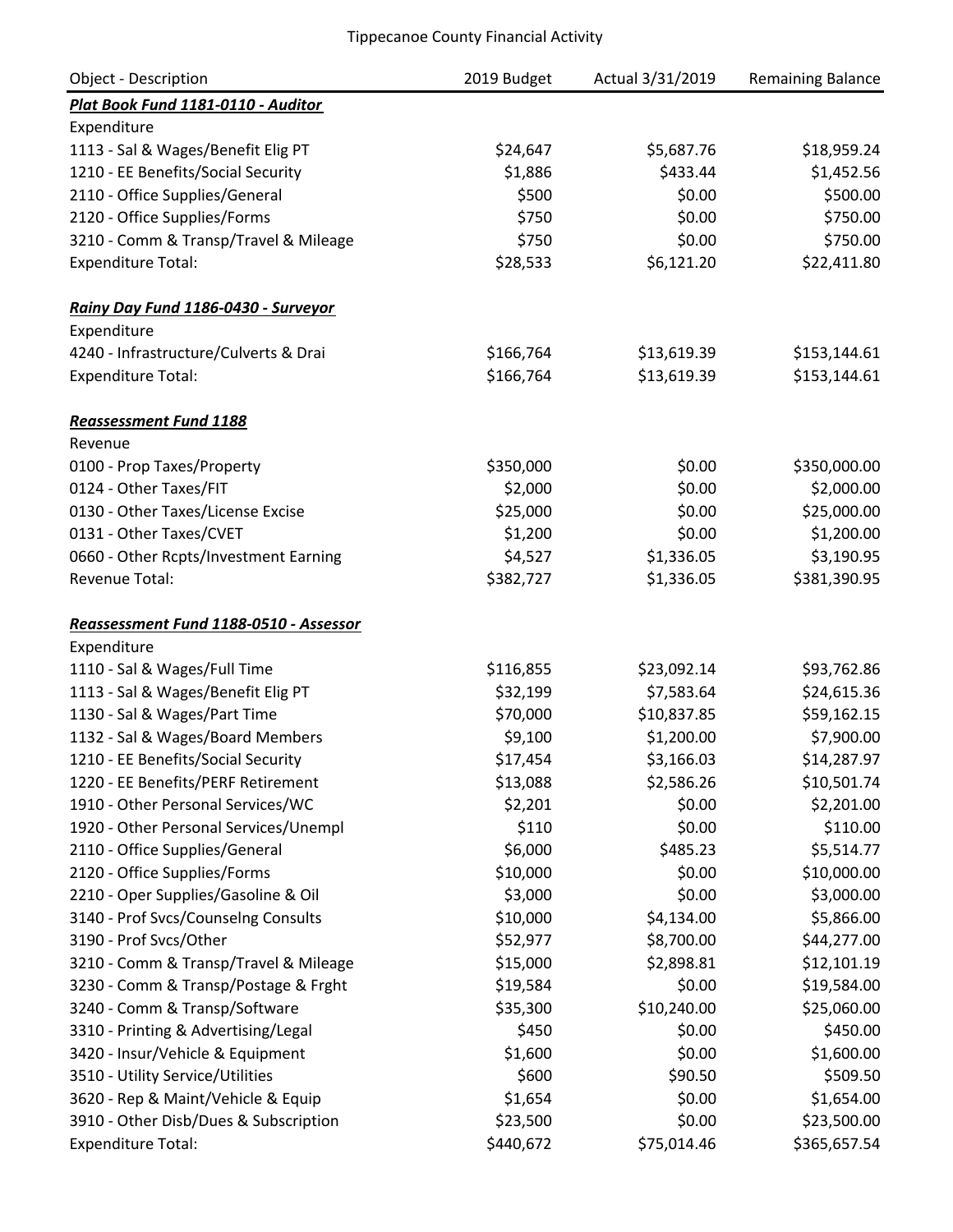Tippecanoe County Financial Activity

| Object - Description | 2019 Budget | Actual 3/31/2019 | Remaining Balance |
|---|---|---|---|
| ***Plat Book Fund 1181-0110 - Auditor*** | | | |
| Expenditure | | | |
| 1113 - Sal & Wages/Benefit Elig PT | $24,647 | $5,687.76 | $18,959.24 |
| 1210 - EE Benefits/Social Security | $1,886 | $433.44 | $1,452.56 |
| 2110 - Office Supplies/General | $500 | $0.00 | $500.00 |
| 2120 - Office Supplies/Forms | $750 | $0.00 | $750.00 |
| 3210 - Comm & Transp/Travel & Mileage | $750 | $0.00 | $750.00 |
| Expenditure Total: | $28,533 | $6,121.20 | $22,411.80 |
| | | | |
| ***Rainy Day Fund 1186-0430 - Surveyor*** | | | |
| Expenditure | | | |
| 4240 - Infrastructure/Culverts & Drai | $166,764 | $13,619.39 | $153,144.61 |
| Expenditure Total: | $166,764 | $13,619.39 | $153,144.61 |
| | | | |
| ***Reassessment Fund 1188*** | | | |
| Revenue | | | |
| 0100 - Prop Taxes/Property | $350,000 | $0.00 | $350,000.00 |
| 0124 - Other Taxes/FIT | $2,000 | $0.00 | $2,000.00 |
| 0130 - Other Taxes/License Excise | $25,000 | $0.00 | $25,000.00 |
| 0131 - Other Taxes/CVET | $1,200 | $0.00 | $1,200.00 |
| 0660 - Other Rcpts/Investment Earning | $4,527 | $1,336.05 | $3,190.95 |
| Revenue Total: | $382,727 | $1,336.05 | $381,390.95 |
| | | | |
| ***Reassessment Fund 1188-0510 - Assessor*** | | | |
| Expenditure | | | |
| 1110 - Sal & Wages/Full Time | $116,855 | $23,092.14 | $93,762.86 |
| 1113 - Sal & Wages/Benefit Elig PT | $32,199 | $7,583.64 | $24,615.36 |
| 1130 - Sal & Wages/Part Time | $70,000 | $10,837.85 | $59,162.15 |
| 1132 - Sal & Wages/Board Members | $9,100 | $1,200.00 | $7,900.00 |
| 1210 - EE Benefits/Social Security | $17,454 | $3,166.03 | $14,287.97 |
| 1220 - EE Benefits/PERF Retirement | $13,088 | $2,586.26 | $10,501.74 |
| 1910 - Other Personal Services/WC | $2,201 | $0.00 | $2,201.00 |
| 1920 - Other Personal Services/Unempl | $110 | $0.00 | $110.00 |
| 2110 - Office Supplies/General | $6,000 | $485.23 | $5,514.77 |
| 2120 - Office Supplies/Forms | $10,000 | $0.00 | $10,000.00 |
| 2210 - Oper Supplies/Gasoline & Oil | $3,000 | $0.00 | $3,000.00 |
| 3140 - Prof Svcs/Counselng Consults | $10,000 | $4,134.00 | $5,866.00 |
| 3190 - Prof Svcs/Other | $52,977 | $8,700.00 | $44,277.00 |
| 3210 - Comm & Transp/Travel & Mileage | $15,000 | $2,898.81 | $12,101.19 |
| 3230 - Comm & Transp/Postage & Frght | $19,584 | $0.00 | $19,584.00 |
| 3240 - Comm & Transp/Software | $35,300 | $10,240.00 | $25,060.00 |
| 3310 - Printing & Advertising/Legal | $450 | $0.00 | $450.00 |
| 3420 - Insur/Vehicle & Equipment | $1,600 | $0.00 | $1,600.00 |
| 3510 - Utility Service/Utilities | $600 | $90.50 | $509.50 |
| 3620 - Rep & Maint/Vehicle & Equip | $1,654 | $0.00 | $1,654.00 |
| 3910 - Other Disb/Dues & Subscription | $23,500 | $0.00 | $23,500.00 |
| Expenditure Total: | $440,672 | $75,014.46 | $365,657.54 |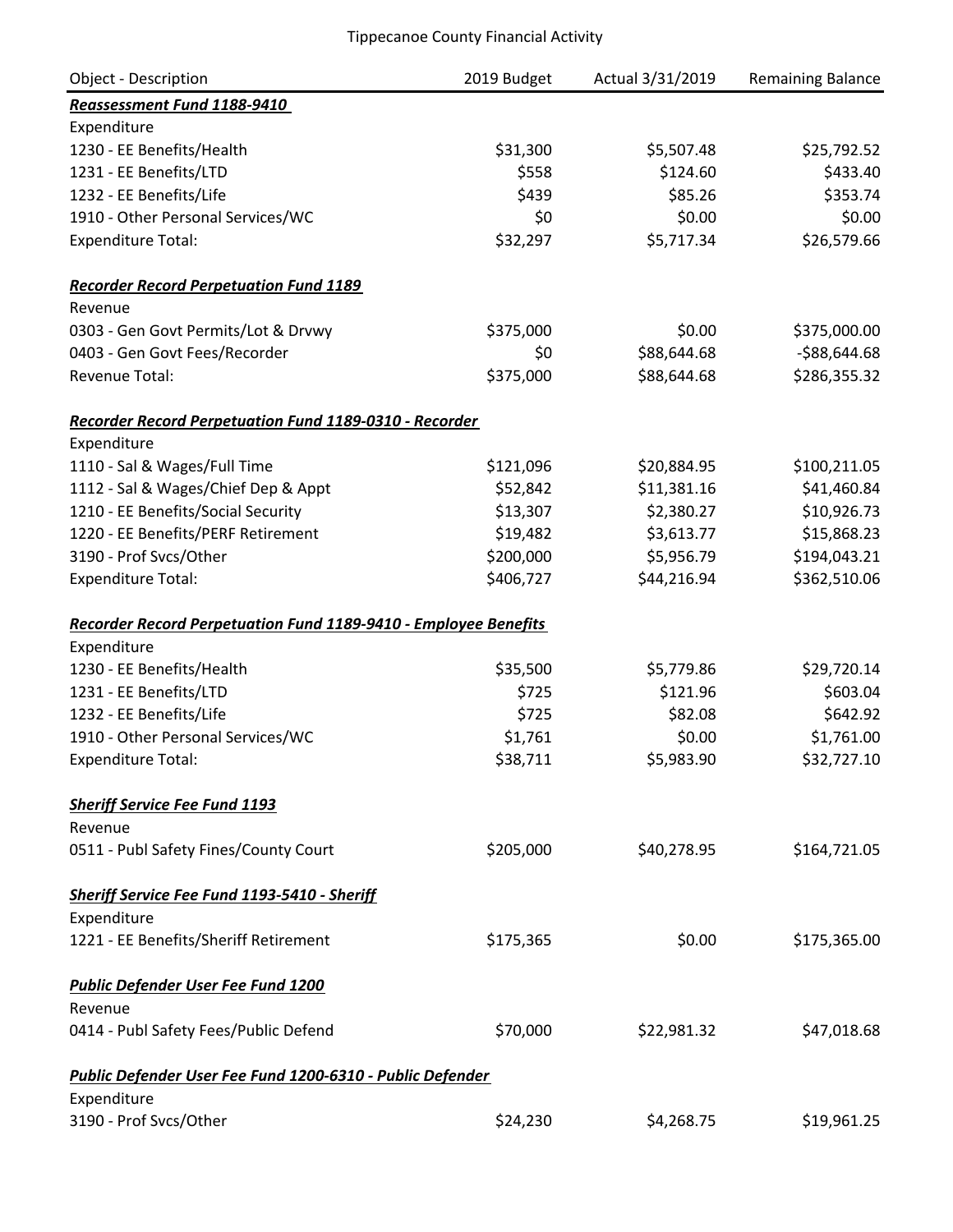Tippecanoe County Financial Activity

| Object - Description | 2019 Budget | Actual 3/31/2019 | Remaining Balance |
|---|---|---|---|
| ***Reassessment Fund 1188-9410*** | | | |
| Expenditure | | | |
| 1230 - EE Benefits/Health | $31,300 | $5,507.48 | $25,792.52 |
| 1231 - EE Benefits/LTD | $558 | $124.60 | $433.40 |
| 1232 - EE Benefits/Life | $439 | $85.26 | $353.74 |
| 1910 - Other Personal Services/WC | $0 | $0.00 | $0.00 |
| Expenditure Total: | $32,297 | $5,717.34 | $26,579.66 |
| | | | |
| ***Recorder Record Perpetuation Fund 1189*** | | | |
| Revenue | | | |
| 0303 - Gen Govt Permits/Lot & Drvwy | $375,000 | $0.00 | $375,000.00 |
| 0403 - Gen Govt Fees/Recorder | $0 | $88,644.68 | -$88,644.68 |
| Revenue Total: | $375,000 | $88,644.68 | $286,355.32 |
| | | | |
| ***Recorder Record Perpetuation Fund 1189-0310 - Recorder*** | | | |
| Expenditure | | | |
| 1110 - Sal & Wages/Full Time | $121,096 | $20,884.95 | $100,211.05 |
| 1112 - Sal & Wages/Chief Dep & Appt | $52,842 | $11,381.16 | $41,460.84 |
| 1210 - EE Benefits/Social Security | $13,307 | $2,380.27 | $10,926.73 |
| 1220 - EE Benefits/PERF Retirement | $19,482 | $3,613.77 | $15,868.23 |
| 3190 - Prof Svcs/Other | $200,000 | $5,956.79 | $194,043.21 |
| Expenditure Total: | $406,727 | $44,216.94 | $362,510.06 |
| | | | |
| ***Recorder Record Perpetuation Fund 1189-9410 - Employee Benefits*** | | | |
| Expenditure | | | |
| 1230 - EE Benefits/Health | $35,500 | $5,779.86 | $29,720.14 |
| 1231 - EE Benefits/LTD | $725 | $121.96 | $603.04 |
| 1232 - EE Benefits/Life | $725 | $82.08 | $642.92 |
| 1910 - Other Personal Services/WC | $1,761 | $0.00 | $1,761.00 |
| Expenditure Total: | $38,711 | $5,983.90 | $32,727.10 |
| | | | |
| ***Sheriff Service Fee Fund 1193*** | | | |
| Revenue | | | |
| 0511 - Publ Safety Fines/County Court | $205,000 | $40,278.95 | $164,721.05 |
| | | | |
| ***Sheriff Service Fee Fund 1193-5410 - Sheriff*** | | | |
| Expenditure | | | |
| 1221 - EE Benefits/Sheriff Retirement | $175,365 | $0.00 | $175,365.00 |
| | | | |
| ***Public Defender User Fee Fund 1200*** | | | |
| Revenue | | | |
| 0414 - Publ Safety Fees/Public Defend | $70,000 | $22,981.32 | $47,018.68 |
| | | | |
| ***Public Defender User Fee Fund 1200-6310 - Public Defender*** | | | |
| Expenditure | | | |
| 3190 - Prof Svcs/Other | $24,230 | $4,268.75 | $19,961.25 |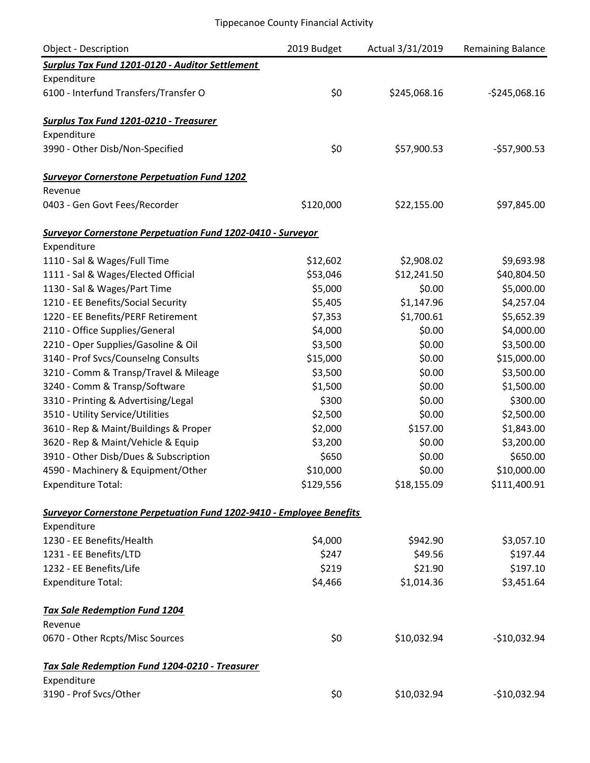Tippecanoe County Financial Activity

| Object - Description | 2019 Budget | Actual 3/31/2019 | Remaining Balance |
|---|---|---|---|
| ***Surplus Tax Fund 1201-0120 - Auditor Settlement*** | | | |
| Expenditure | | | |
| 6100 - Interfund Transfers/Transfer O | $0 | $245,068.16 | -$245,068.16 |
| | | | |
| ***Surplus Tax Fund 1201-0210 - Treasurer*** | | | |
| Expenditure | | | |
| 3990 - Other Disb/Non-Specified | $0 | $57,900.53 | -$57,900.53 |
| | | | |
| ***Surveyor Cornerstone Perpetuation Fund 1202*** | | | |
| Revenue | | | |
| 0403 - Gen Govt Fees/Recorder | $120,000 | $22,155.00 | $97,845.00 |
| | | | |
| ***Surveyor Cornerstone Perpetuation Fund 1202-0410 - Surveyor*** | | | |
| Expenditure | | | |
| 1110 - Sal & Wages/Full Time | $12,602 | $2,908.02 | $9,693.98 |
| 1111 - Sal & Wages/Elected Official | $53,046 | $12,241.50 | $40,804.50 |
| 1130 - Sal & Wages/Part Time | $5,000 | $0.00 | $5,000.00 |
| 1210 - EE Benefits/Social Security | $5,405 | $1,147.96 | $4,257.04 |
| 1220 - EE Benefits/PERF Retirement | $7,353 | $1,700.61 | $5,652.39 |
| 2110 - Office Supplies/General | $4,000 | $0.00 | $4,000.00 |
| 2210 - Oper Supplies/Gasoline & Oil | $3,500 | $0.00 | $3,500.00 |
| 3140 - Prof Svcs/Counselng Consults | $15,000 | $0.00 | $15,000.00 |
| 3210 - Comm & Transp/Travel & Mileage | $3,500 | $0.00 | $3,500.00 |
| 3240 - Comm & Transp/Software | $1,500 | $0.00 | $1,500.00 |
| 3310 - Printing & Advertising/Legal | $300 | $0.00 | $300.00 |
| 3510 - Utility Service/Utilities | $2,500 | $0.00 | $2,500.00 |
| 3610 - Rep & Maint/Buildings & Proper | $2,000 | $157.00 | $1,843.00 |
| 3620 - Rep & Maint/Vehicle & Equip | $3,200 | $0.00 | $3,200.00 |
| 3910 - Other Disb/Dues & Subscription | $650 | $0.00 | $650.00 |
| 4590 - Machinery & Equipment/Other | $10,000 | $0.00 | $10,000.00 |
| Expenditure Total: | $129,556 | $18,155.09 | $111,400.91 |
| | | | |
| ***Surveyor Cornerstone Perpetuation Fund 1202-9410 - Employee Benefits*** | | | |
| Expenditure | | | |
| 1230 - EE Benefits/Health | $4,000 | $942.90 | $3,057.10 |
| 1231 - EE Benefits/LTD | $247 | $49.56 | $197.44 |
| 1232 - EE Benefits/Life | $219 | $21.90 | $197.10 |
| Expenditure Total: | $4,466 | $1,014.36 | $3,451.64 |
| | | | |
| ***Tax Sale Redemption Fund 1204*** | | | |
| Revenue | | | |
| 0670 - Other Rcpts/Misc Sources | $0 | $10,032.94 | -$10,032.94 |
| | | | |
| ***Tax Sale Redemption Fund 1204-0210 - Treasurer*** | | | |
| Expenditure | | | |
| 3190 - Prof Svcs/Other | $0 | $10,032.94 | -$10,032.94 |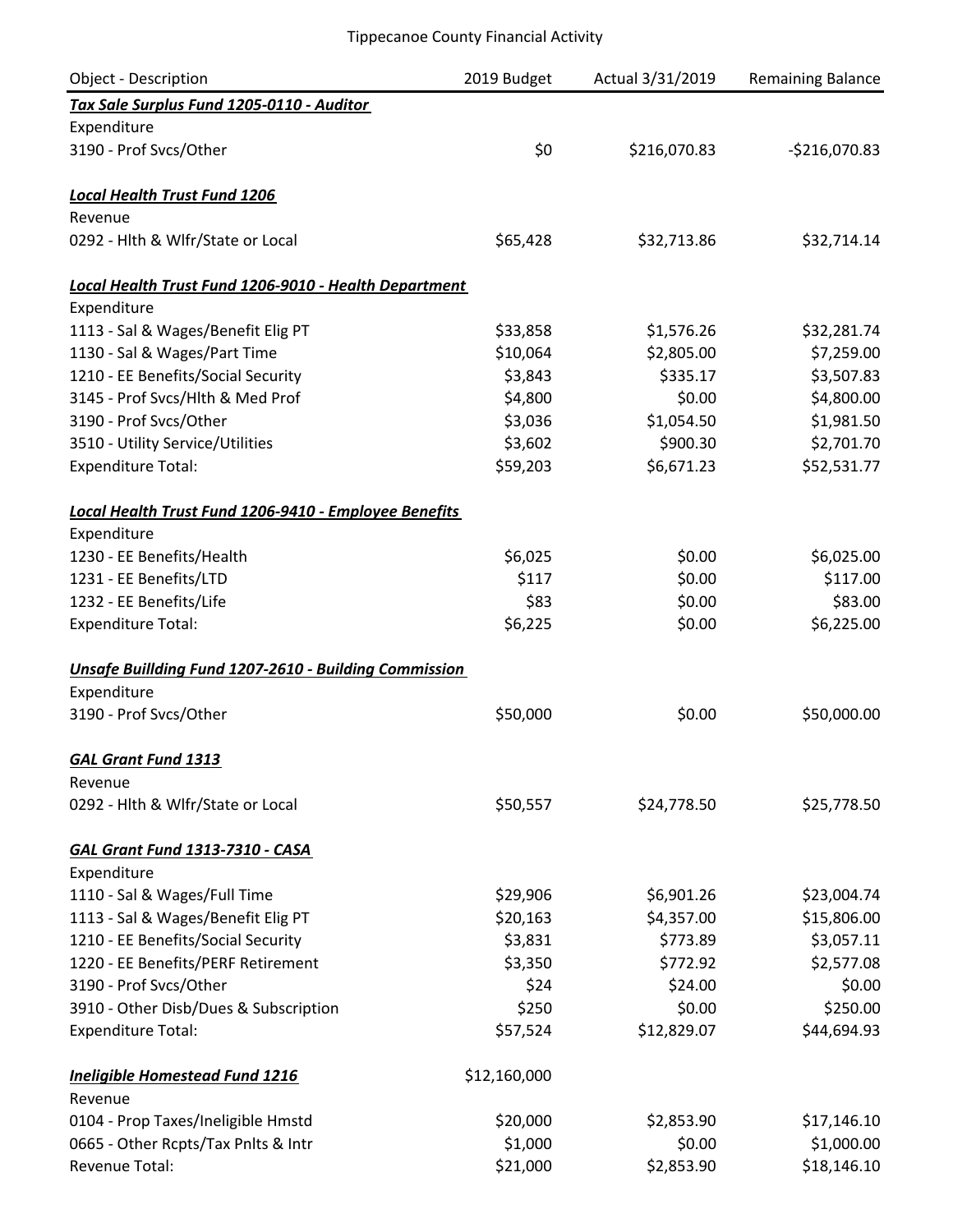# Tippecanoe County Financial Activity

| Object - Description | 2019 Budget | Actual 3/31/2019 | Remaining Balance |
|---|---|---|---|
| ***Tax Sale Surplus Fund 1205-0110 - Auditor*** | | | |
| Expenditure | | | |
| 3190 - Prof Svcs/Other | $0 | $216,070.83 | -$216,070.83 |
| | | | |
| ***Local Health Trust Fund 1206*** | | | |
| Revenue | | | |
| 0292 - Hlth & Wlfr/State or Local | $65,428 | $32,713.86 | $32,714.14 |
| | | | |
| ***Local Health Trust Fund 1206-9010 - Health Department*** | | | |
| Expenditure | | | |
| 1113 - Sal & Wages/Benefit Elig PT | $33,858 | $1,576.26 | $32,281.74 |
| 1130 - Sal & Wages/Part Time | $10,064 | $2,805.00 | $7,259.00 |
| 1210 - EE Benefits/Social Security | $3,843 | $335.17 | $3,507.83 |
| 3145 - Prof Svcs/Hlth & Med Prof | $4,800 | $0.00 | $4,800.00 |
| 3190 - Prof Svcs/Other | $3,036 | $1,054.50 | $1,981.50 |
| 3510 - Utility Service/Utilities | $3,602 | $900.30 | $2,701.70 |
| Expenditure Total: | $59,203 | $6,671.23 | $52,531.77 |
| | | | |
| ***Local Health Trust Fund 1206-9410 - Employee Benefits*** | | | |
| Expenditure | | | |
| 1230 - EE Benefits/Health | $6,025 | $0.00 | $6,025.00 |
| 1231 - EE Benefits/LTD | $117 | $0.00 | $117.00 |
| 1232 - EE Benefits/Life | $83 | $0.00 | $83.00 |
| Expenditure Total: | $6,225 | $0.00 | $6,225.00 |
| | | | |
| ***Unsafe Buillding Fund 1207-2610 - Building Commission*** | | | |
| Expenditure | | | |
| 3190 - Prof Svcs/Other | $50,000 | $0.00 | $50,000.00 |
| | | | |
| ***GAL Grant Fund 1313*** | | | |
| Revenue | | | |
| 0292 - Hlth & Wlfr/State or Local | $50,557 | $24,778.50 | $25,778.50 |
| | | | |
| ***GAL Grant Fund 1313-7310 - CASA*** | | | |
| Expenditure | | | |
| 1110 - Sal & Wages/Full Time | $29,906 | $6,901.26 | $23,004.74 |
| 1113 - Sal & Wages/Benefit Elig PT | $20,163 | $4,357.00 | $15,806.00 |
| 1210 - EE Benefits/Social Security | $3,831 | $773.89 | $3,057.11 |
| 1220 - EE Benefits/PERF Retirement | $3,350 | $772.92 | $2,577.08 |
| 3190 - Prof Svcs/Other | $24 | $24.00 | $0.00 |
| 3910 - Other Disb/Dues & Subscription | $250 | $0.00 | $250.00 |
| Expenditure Total: | $57,524 | $12,829.07 | $44,694.93 |
| | | | |
| ***Ineligible Homestead Fund 1216*** | $12,160,000 | | |
| Revenue | | | |
| 0104 - Prop Taxes/Ineligible Hmstd | $20,000 | $2,853.90 | $17,146.10 |
| 0665 - Other Rcpts/Tax Pnlts & Intr | $1,000 | $0.00 | $1,000.00 |
| Revenue Total: | $21,000 | $2,853.90 | $18,146.10 |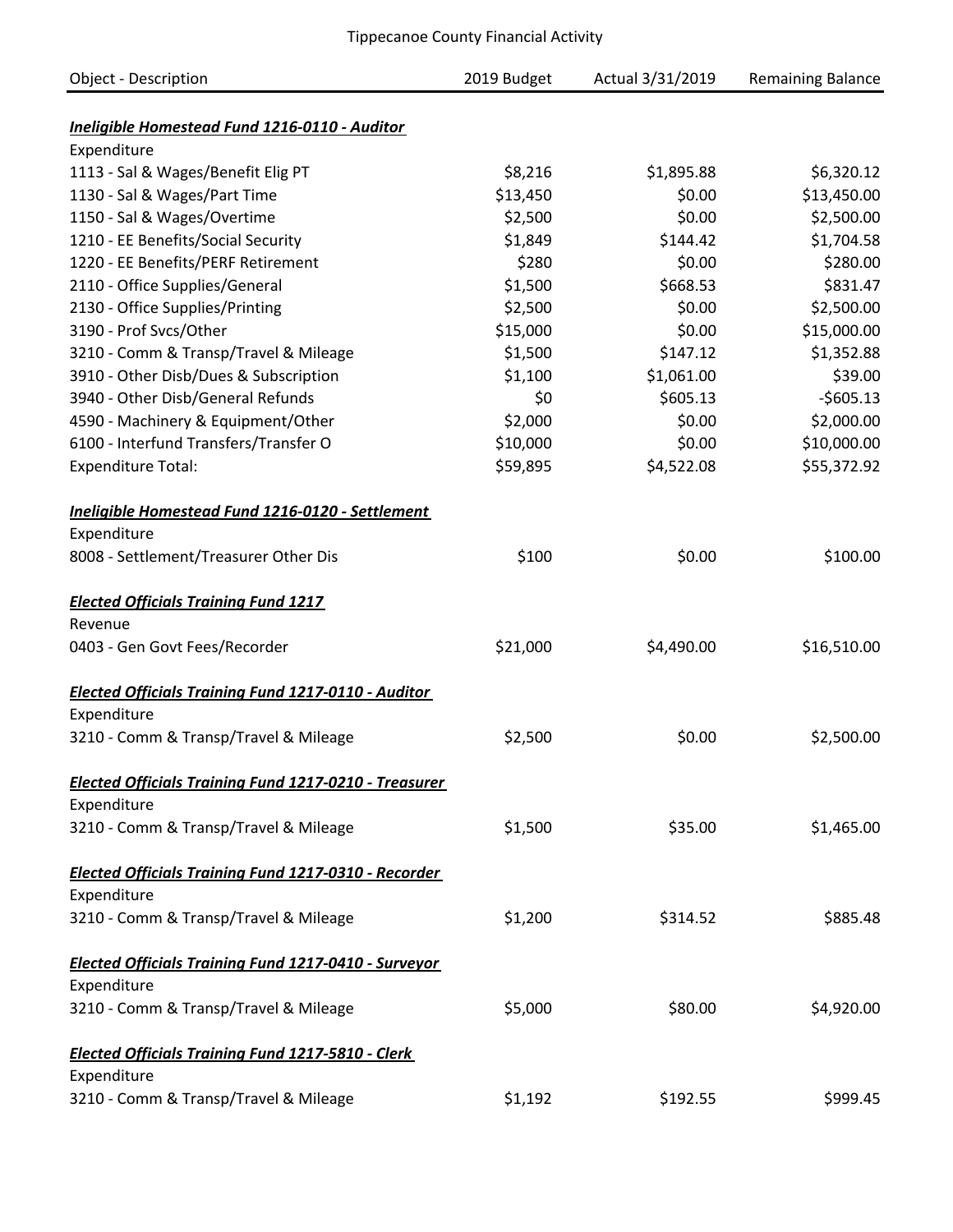Tippecanoe County Financial Activity

| Object - Description | 2019 Budget | Actual 3/31/2019 | Remaining Balance |
|---|---|---|---|
| ***Ineligible Homestead Fund 1216-0110 - Auditor*** | | | |
| Expenditure | | | |
| 1113 - Sal & Wages/Benefit Elig PT | $8,216 | $1,895.88 | $6,320.12 |
| 1130 - Sal & Wages/Part Time | $13,450 | $0.00 | $13,450.00 |
| 1150 - Sal & Wages/Overtime | $2,500 | $0.00 | $2,500.00 |
| 1210 - EE Benefits/Social Security | $1,849 | $144.42 | $1,704.58 |
| 1220 - EE Benefits/PERF Retirement | $280 | $0.00 | $280.00 |
| 2110 - Office Supplies/General | $1,500 | $668.53 | $831.47 |
| 2130 - Office Supplies/Printing | $2,500 | $0.00 | $2,500.00 |
| 3190 - Prof Svcs/Other | $15,000 | $0.00 | $15,000.00 |
| 3210 - Comm & Transp/Travel & Mileage | $1,500 | $147.12 | $1,352.88 |
| 3910 - Other Disb/Dues & Subscription | $1,100 | $1,061.00 | $39.00 |
| 3940 - Other Disb/General Refunds | $0 | $605.13 | -$605.13 |
| 4590 - Machinery & Equipment/Other | $2,000 | $0.00 | $2,000.00 |
| 6100 - Interfund Transfers/Transfer O | $10,000 | $0.00 | $10,000.00 |
| Expenditure Total: | $59,895 | $4,522.08 | $55,372.92 |
| ***Ineligible Homestead Fund 1216-0120 - Settlement*** | | | |
| Expenditure | | | |
| 8008 - Settlement/Treasurer Other Dis | $100 | $0.00 | $100.00 |
| ***Elected Officials Training Fund 1217*** | | | |
| Revenue | | | |
| 0403 - Gen Govt Fees/Recorder | $21,000 | $4,490.00 | $16,510.00 |
| ***Elected Officials Training Fund 1217-0110 - Auditor*** | | | |
| Expenditure | | | |
| 3210 - Comm & Transp/Travel & Mileage | $2,500 | $0.00 | $2,500.00 |
| ***Elected Officials Training Fund 1217-0210 - Treasurer*** | | | |
| Expenditure | | | |
| 3210 - Comm & Transp/Travel & Mileage | $1,500 | $35.00 | $1,465.00 |
| ***Elected Officials Training Fund 1217-0310 - Recorder*** | | | |
| Expenditure | | | |
| 3210 - Comm & Transp/Travel & Mileage | $1,200 | $314.52 | $885.48 |
| ***Elected Officials Training Fund 1217-0410 - Surveyor*** | | | |
| Expenditure | | | |
| 3210 - Comm & Transp/Travel & Mileage | $5,000 | $80.00 | $4,920.00 |
| ***Elected Officials Training Fund 1217-5810 - Clerk*** | | | |
| Expenditure | | | |
| 3210 - Comm & Transp/Travel & Mileage | $1,192 | $192.55 | $999.45 |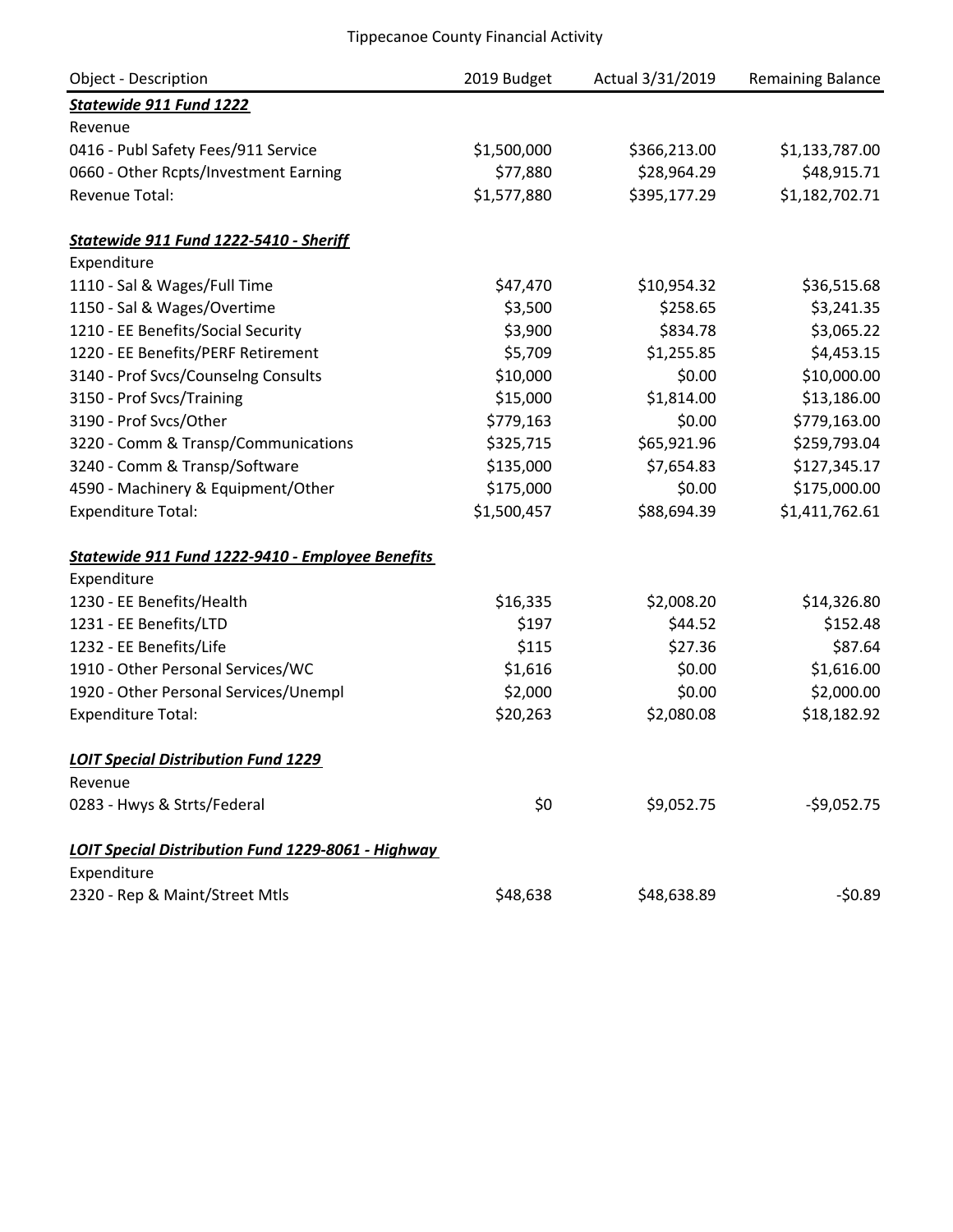# Tippecanoe County Financial Activity

| Object - Description | 2019 Budget | Actual 3/31/2019 | Remaining Balance |
|---|---|---|---|
| ***Statewide 911 Fund 1222*** | | | |
| Revenue | | | |
| 0416 - Publ Safety Fees/911 Service | $1,500,000 | $366,213.00 | $1,133,787.00 |
| 0660 - Other Rcpts/Investment Earning | $77,880 | $28,964.29 | $48,915.71 |
| Revenue Total: | $1,577,880 | $395,177.29 | $1,182,702.71 |
| | | | |
| ***Statewide 911 Fund 1222-5410 - Sheriff*** | | | |
| Expenditure | | | |
| 1110 - Sal & Wages/Full Time | $47,470 | $10,954.32 | $36,515.68 |
| 1150 - Sal & Wages/Overtime | $3,500 | $258.65 | $3,241.35 |
| 1210 - EE Benefits/Social Security | $3,900 | $834.78 | $3,065.22 |
| 1220 - EE Benefits/PERF Retirement | $5,709 | $1,255.85 | $4,453.15 |
| 3140 - Prof Svcs/Counselng Consults | $10,000 | $0.00 | $10,000.00 |
| 3150 - Prof Svcs/Training | $15,000 | $1,814.00 | $13,186.00 |
| 3190 - Prof Svcs/Other | $779,163 | $0.00 | $779,163.00 |
| 3220 - Comm & Transp/Communications | $325,715 | $65,921.96 | $259,793.04 |
| 3240 - Comm & Transp/Software | $135,000 | $7,654.83 | $127,345.17 |
| 4590 - Machinery & Equipment/Other | $175,000 | $0.00 | $175,000.00 |
| Expenditure Total: | $1,500,457 | $88,694.39 | $1,411,762.61 |
| | | | |
| ***Statewide 911 Fund 1222-9410 - Employee Benefits*** | | | |
| Expenditure | | | |
| 1230 - EE Benefits/Health | $16,335 | $2,008.20 | $14,326.80 |
| 1231 - EE Benefits/LTD | $197 | $44.52 | $152.48 |
| 1232 - EE Benefits/Life | $115 | $27.36 | $87.64 |
| 1910 - Other Personal Services/WC | $1,616 | $0.00 | $1,616.00 |
| 1920 - Other Personal Services/Unempl | $2,000 | $0.00 | $2,000.00 |
| Expenditure Total: | $20,263 | $2,080.08 | $18,182.92 |
| | | | |
| ***LOIT Special Distribution Fund 1229*** | | | |
| Revenue | | | |
| 0283 - Hwys & Strts/Federal | $0 | $9,052.75 | -$9,052.75 |
| | | | |
| ***LOIT Special Distribution Fund 1229-8061 - Highway*** | | | |
| Expenditure | | | |
| 2320 - Rep & Maint/Street Mtls | $48,638 | $48,638.89 | -$0.89 |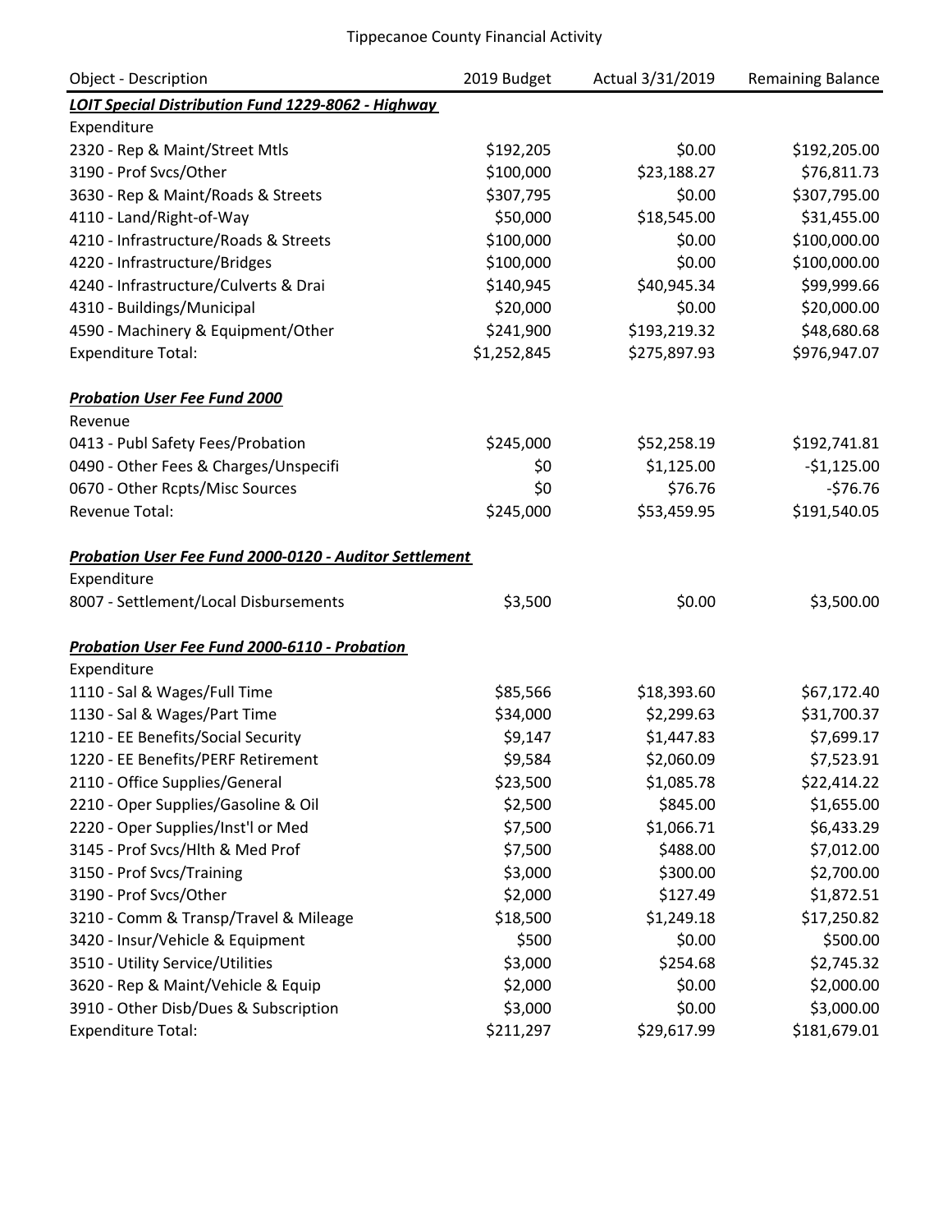Tippecanoe County Financial Activity

| Object - Description | 2019 Budget | Actual 3/31/2019 | Remaining Balance |
|---|---|---|---|
| ***LOIT Special Distribution Fund 1229-8062 - Highway*** | | | |
| Expenditure | | | |
| 2320 - Rep & Maint/Street Mtls | $192,205 | $0.00 | $192,205.00 |
| 3190 - Prof Svcs/Other | $100,000 | $23,188.27 | $76,811.73 |
| 3630 - Rep & Maint/Roads & Streets | $307,795 | $0.00 | $307,795.00 |
| 4110 - Land/Right-of-Way | $50,000 | $18,545.00 | $31,455.00 |
| 4210 - Infrastructure/Roads & Streets | $100,000 | $0.00 | $100,000.00 |
| 4220 - Infrastructure/Bridges | $100,000 | $0.00 | $100,000.00 |
| 4240 - Infrastructure/Culverts & Drai | $140,945 | $40,945.34 | $99,999.66 |
| 4310 - Buildings/Municipal | $20,000 | $0.00 | $20,000.00 |
| 4590 - Machinery & Equipment/Other | $241,900 | $193,219.32 | $48,680.68 |
| Expenditure Total: | $1,252,845 | $275,897.93 | $976,947.07 |
| | | | |
| ***Probation User Fee Fund 2000*** | | | |
| Revenue | | | |
| 0413 - Publ Safety Fees/Probation | $245,000 | $52,258.19 | $192,741.81 |
| 0490 - Other Fees & Charges/Unspecifi | $0 | $1,125.00 | -$1,125.00 |
| 0670 - Other Rcpts/Misc Sources | $0 | $76.76 | -$76.76 |
| Revenue Total: | $245,000 | $53,459.95 | $191,540.05 |
| | | | |
| ***Probation User Fee Fund 2000-0120 - Auditor Settlement*** | | | |
| Expenditure | | | |
| 8007 - Settlement/Local Disbursements | $3,500 | $0.00 | $3,500.00 |
| | | | |
| ***Probation User Fee Fund 2000-6110 - Probation*** | | | |
| Expenditure | | | |
| 1110 - Sal & Wages/Full Time | $85,566 | $18,393.60 | $67,172.40 |
| 1130 - Sal & Wages/Part Time | $34,000 | $2,299.63 | $31,700.37 |
| 1210 - EE Benefits/Social Security | $9,147 | $1,447.83 | $7,699.17 |
| 1220 - EE Benefits/PERF Retirement | $9,584 | $2,060.09 | $7,523.91 |
| 2110 - Office Supplies/General | $23,500 | $1,085.78 | $22,414.22 |
| 2210 - Oper Supplies/Gasoline & Oil | $2,500 | $845.00 | $1,655.00 |
| 2220 - Oper Supplies/Inst'l or Med | $7,500 | $1,066.71 | $6,433.29 |
| 3145 - Prof Svcs/Hlth & Med Prof | $7,500 | $488.00 | $7,012.00 |
| 3150 - Prof Svcs/Training | $3,000 | $300.00 | $2,700.00 |
| 3190 - Prof Svcs/Other | $2,000 | $127.49 | $1,872.51 |
| 3210 - Comm & Transp/Travel & Mileage | $18,500 | $1,249.18 | $17,250.82 |
| 3420 - Insur/Vehicle & Equipment | $500 | $0.00 | $500.00 |
| 3510 - Utility Service/Utilities | $3,000 | $254.68 | $2,745.32 |
| 3620 - Rep & Maint/Vehicle & Equip | $2,000 | $0.00 | $2,000.00 |
| 3910 - Other Disb/Dues & Subscription | $3,000 | $0.00 | $3,000.00 |
| Expenditure Total: | $211,297 | $29,617.99 | $181,679.01 |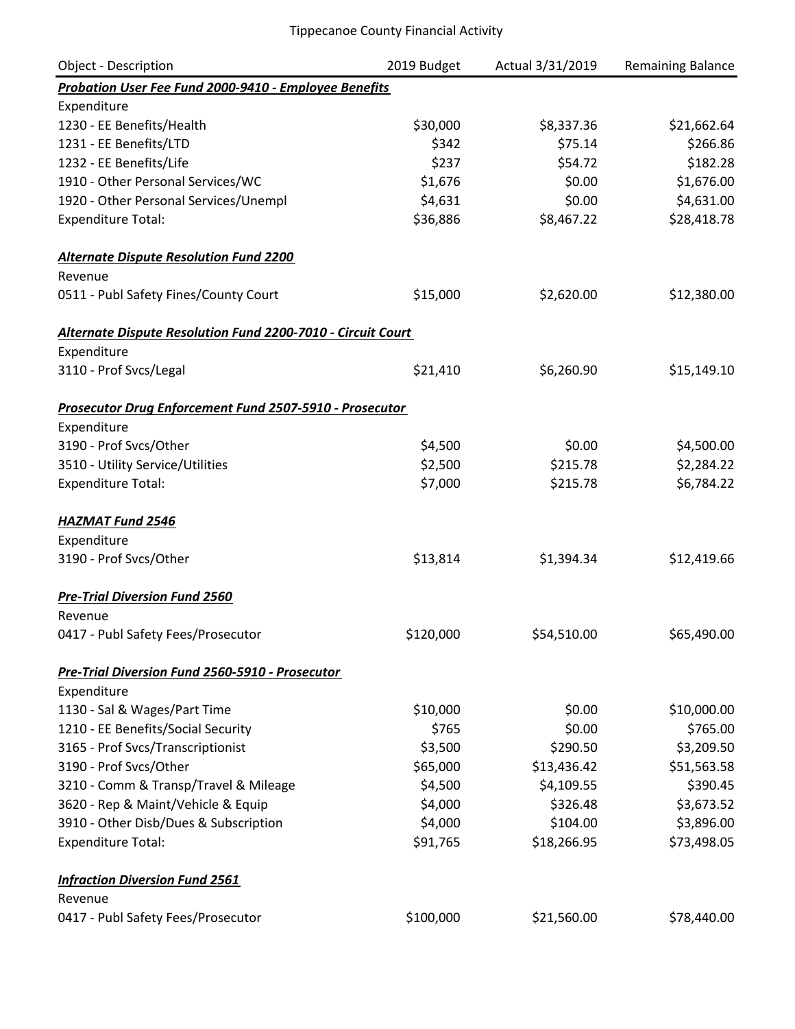# Tippecanoe County Financial Activity

| Object - Description | 2019 Budget | Actual 3/31/2019 | Remaining Balance |
|---|---|---|---|
| ***Probation User Fee Fund 2000-9410 - Employee Benefits*** | | | |
| Expenditure | | | |
| 1230 - EE Benefits/Health | $30,000 | $8,337.36 | $21,662.64 |
| 1231 - EE Benefits/LTD | $342 | $75.14 | $266.86 |
| 1232 - EE Benefits/Life | $237 | $54.72 | $182.28 |
| 1910 - Other Personal Services/WC | $1,676 | $0.00 | $1,676.00 |
| 1920 - Other Personal Services/Unempl | $4,631 | $0.00 | $4,631.00 |
| Expenditure Total: | $36,886 | $8,467.22 | $28,418.78 |
| | | | |
| ***Alternate Dispute Resolution Fund 2200*** | | | |
| Revenue | | | |
| 0511 - Publ Safety Fines/County Court | $15,000 | $2,620.00 | $12,380.00 |
| | | | |
| ***Alternate Dispute Resolution Fund 2200-7010 - Circuit Court*** | | | |
| Expenditure | | | |
| 3110 - Prof Svcs/Legal | $21,410 | $6,260.90 | $15,149.10 |
| | | | |
| ***Prosecutor Drug Enforcement Fund 2507-5910 - Prosecutor*** | | | |
| Expenditure | | | |
| 3190 - Prof Svcs/Other | $4,500 | $0.00 | $4,500.00 |
| 3510 - Utility Service/Utilities | $2,500 | $215.78 | $2,284.22 |
| Expenditure Total: | $7,000 | $215.78 | $6,784.22 |
| | | | |
| ***HAZMAT Fund 2546*** | | | |
| Expenditure | | | |
| 3190 - Prof Svcs/Other | $13,814 | $1,394.34 | $12,419.66 |
| | | | |
| ***Pre-Trial Diversion Fund 2560*** | | | |
| Revenue | | | |
| 0417 - Publ Safety Fees/Prosecutor | $120,000 | $54,510.00 | $65,490.00 |
| | | | |
| ***Pre-Trial Diversion Fund 2560-5910 - Prosecutor*** | | | |
| Expenditure | | | |
| 1130 - Sal & Wages/Part Time | $10,000 | $0.00 | $10,000.00 |
| 1210 - EE Benefits/Social Security | $765 | $0.00 | $765.00 |
| 3165 - Prof Svcs/Transcriptionist | $3,500 | $290.50 | $3,209.50 |
| 3190 - Prof Svcs/Other | $65,000 | $13,436.42 | $51,563.58 |
| 3210 - Comm & Transp/Travel & Mileage | $4,500 | $4,109.55 | $390.45 |
| 3620 - Rep & Maint/Vehicle & Equip | $4,000 | $326.48 | $3,673.52 |
| 3910 - Other Disb/Dues & Subscription | $4,000 | $104.00 | $3,896.00 |
| Expenditure Total: | $91,765 | $18,266.95 | $73,498.05 |
| | | | |
| ***Infraction Diversion Fund 2561*** | | | |
| Revenue | | | |
| 0417 - Publ Safety Fees/Prosecutor | $100,000 | $21,560.00 | $78,440.00 |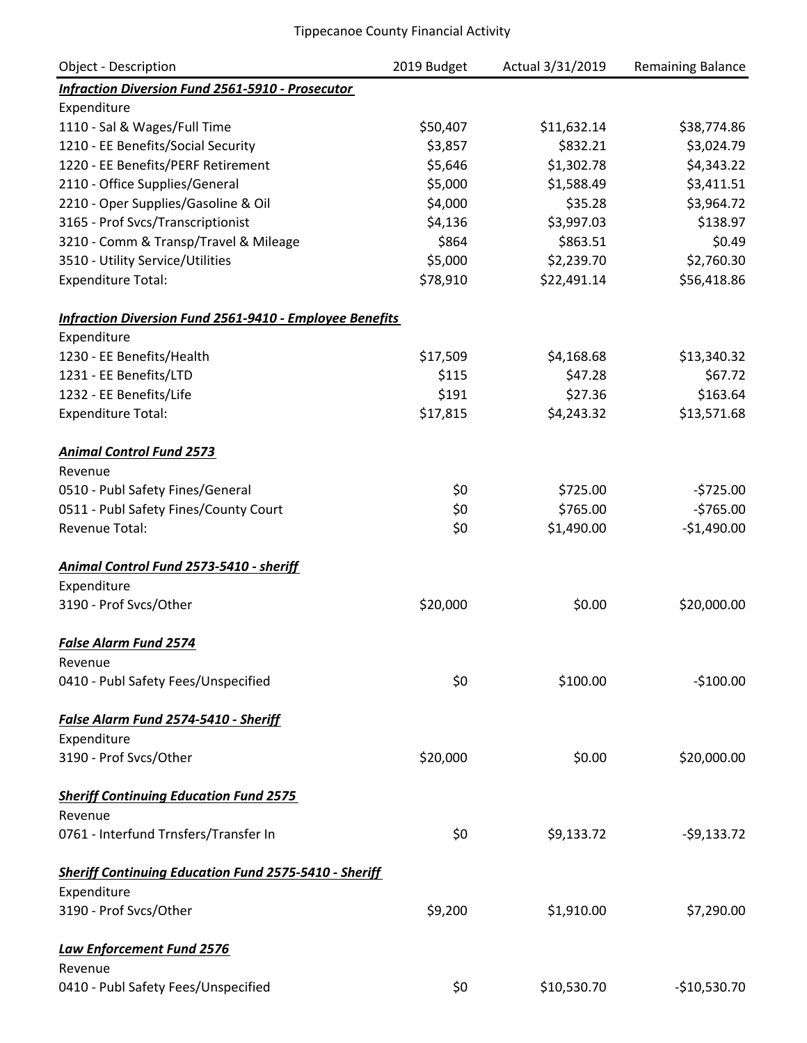Tippecanoe County Financial Activity

| Object - Description | 2019 Budget | Actual 3/31/2019 | Remaining Balance |
|---|---|---|---|
| ***Infraction Diversion Fund 2561-5910 - Prosecutor*** | | | |
| Expenditure | | | |
| 1110 - Sal & Wages/Full Time | $50,407 | $11,632.14 | $38,774.86 |
| 1210 - EE Benefits/Social Security | $3,857 | $832.21 | $3,024.79 |
| 1220 - EE Benefits/PERF Retirement | $5,646 | $1,302.78 | $4,343.22 |
| 2110 - Office Supplies/General | $5,000 | $1,588.49 | $3,411.51 |
| 2210 - Oper Supplies/Gasoline & Oil | $4,000 | $35.28 | $3,964.72 |
| 3165 - Prof Svcs/Transcriptionist | $4,136 | $3,997.03 | $138.97 |
| 3210 - Comm & Transp/Travel & Mileage | $864 | $863.51 | $0.49 |
| 3510 - Utility Service/Utilities | $5,000 | $2,239.70 | $2,760.30 |
| Expenditure Total: | $78,910 | $22,491.14 | $56,418.86 |
| | | | |
| ***Infraction Diversion Fund 2561-9410 - Employee Benefits*** | | | |
| Expenditure | | | |
| 1230 - EE Benefits/Health | $17,509 | $4,168.68 | $13,340.32 |
| 1231 - EE Benefits/LTD | $115 | $47.28 | $67.72 |
| 1232 - EE Benefits/Life | $191 | $27.36 | $163.64 |
| Expenditure Total: | $17,815 | $4,243.32 | $13,571.68 |
| | | | |
| ***Animal Control Fund 2573*** | | | |
| Revenue | | | |
| 0510 - Publ Safety Fines/General | $0 | $725.00 | -$725.00 |
| 0511 - Publ Safety Fines/County Court | $0 | $765.00 | -$765.00 |
| Revenue Total: | $0 | $1,490.00 | -$1,490.00 |
| | | | |
| ***Animal Control Fund 2573-5410 - sheriff*** | | | |
| Expenditure | | | |
| 3190 - Prof Svcs/Other | $20,000 | $0.00 | $20,000.00 |
| | | | |
| ***False Alarm Fund 2574*** | | | |
| Revenue | | | |
| 0410 - Publ Safety Fees/Unspecified | $0 | $100.00 | -$100.00 |
| | | | |
| ***False Alarm Fund 2574-5410 - Sheriff*** | | | |
| Expenditure | | | |
| 3190 - Prof Svcs/Other | $20,000 | $0.00 | $20,000.00 |
| | | | |
| ***Sheriff Continuing Education Fund 2575*** | | | |
| Revenue | | | |
| 0761 - Interfund Trnsfers/Transfer In | $0 | $9,133.72 | -$9,133.72 |
| | | | |
| ***Sheriff Continuing Education Fund 2575-5410 - Sheriff*** | | | |
| Expenditure | | | |
| 3190 - Prof Svcs/Other | $9,200 | $1,910.00 | $7,290.00 |
| | | | |
| ***Law Enforcement Fund 2576*** | | | |
| Revenue | | | |
| 0410 - Publ Safety Fees/Unspecified | $0 | $10,530.70 | -$10,530.70 |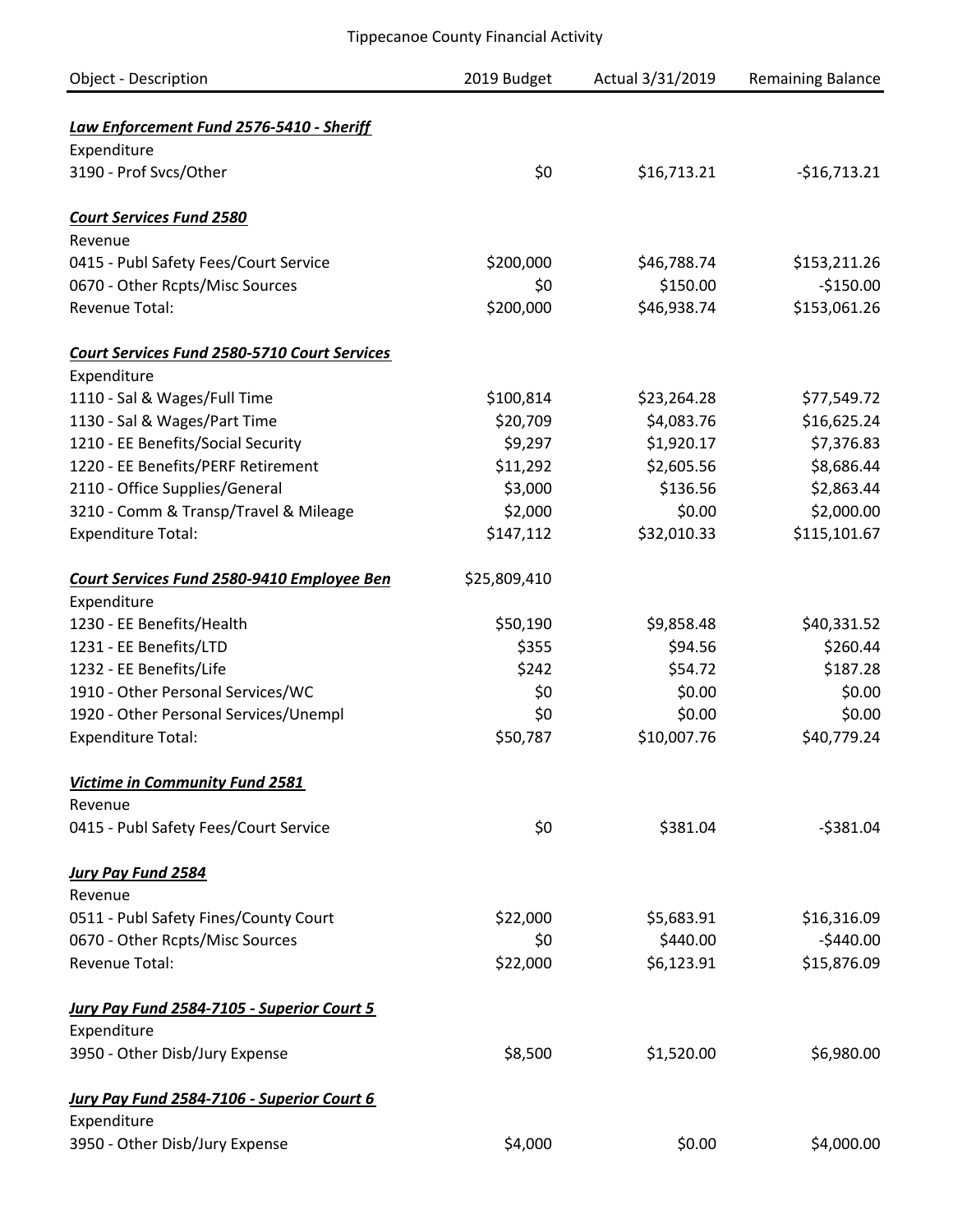Tippecanoe County Financial Activity

| Object - Description | 2019 Budget | Actual 3/31/2019 | Remaining Balance |
|---|---|---|---|
| ***Law Enforcement Fund 2576-5410 - Sheriff*** | | | |
| Expenditure | | | |
| 3190 - Prof Svcs/Other | $0 | $16,713.21 | -$16,713.21 |
| ***Court Services Fund 2580*** | | | |
| Revenue | | | |
| 0415 - Publ Safety Fees/Court Service | $200,000 | $46,788.74 | $153,211.26 |
| 0670 - Other Rcpts/Misc Sources | $0 | $150.00 | -$150.00 |
| Revenue Total: | $200,000 | $46,938.74 | $153,061.26 |
| ***Court Services Fund 2580-5710 Court Services*** | | | |
| Expenditure | | | |
| 1110 - Sal & Wages/Full Time | $100,814 | $23,264.28 | $77,549.72 |
| 1130 - Sal & Wages/Part Time | $20,709 | $4,083.76 | $16,625.24 |
| 1210 - EE Benefits/Social Security | $9,297 | $1,920.17 | $7,376.83 |
| 1220 - EE Benefits/PERF Retirement | $11,292 | $2,605.56 | $8,686.44 |
| 2110 - Office Supplies/General | $3,000 | $136.56 | $2,863.44 |
| 3210 - Comm & Transp/Travel & Mileage | $2,000 | $0.00 | $2,000.00 |
| Expenditure Total: | $147,112 | $32,010.33 | $115,101.67 |
| ***Court Services Fund 2580-9410 Employee Ben*** | $25,809,410 | | |
| Expenditure | | | |
| 1230 - EE Benefits/Health | $50,190 | $9,858.48 | $40,331.52 |
| 1231 - EE Benefits/LTD | $355 | $94.56 | $260.44 |
| 1232 - EE Benefits/Life | $242 | $54.72 | $187.28 |
| 1910 - Other Personal Services/WC | $0 | $0.00 | $0.00 |
| 1920 - Other Personal Services/Unempl | $0 | $0.00 | $0.00 |
| Expenditure Total: | $50,787 | $10,007.76 | $40,779.24 |
| ***Victime in Community Fund 2581*** | | | |
| Revenue | | | |
| 0415 - Publ Safety Fees/Court Service | $0 | $381.04 | -$381.04 |
| ***Jury Pay Fund 2584*** | | | |
| Revenue | | | |
| 0511 - Publ Safety Fines/County Court | $22,000 | $5,683.91 | $16,316.09 |
| 0670 - Other Rcpts/Misc Sources | $0 | $440.00 | -$440.00 |
| Revenue Total: | $22,000 | $6,123.91 | $15,876.09 |
| ***Jury Pay Fund 2584-7105 - Superior Court 5*** | | | |
| Expenditure | | | |
| 3950 - Other Disb/Jury Expense | $8,500 | $1,520.00 | $6,980.00 |
| ***Jury Pay Fund 2584-7106 - Superior Court 6*** | | | |
| Expenditure | | | |
| 3950 - Other Disb/Jury Expense | $4,000 | $0.00 | $4,000.00 |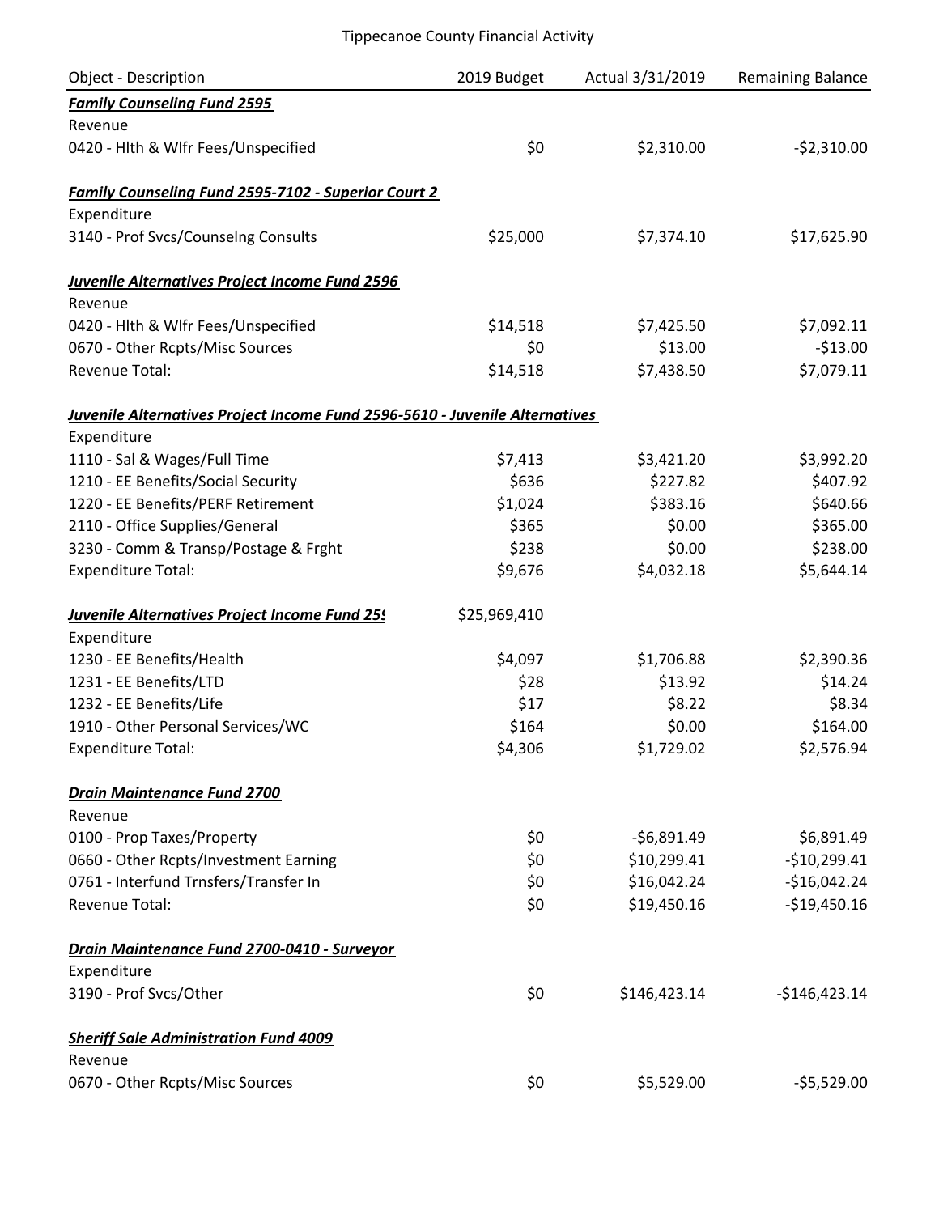Tippecanoe County Financial Activity

| Object - Description | 2019 Budget | Actual 3/31/2019 | Remaining Balance |
|---|---|---|---|
| ***Family Counseling Fund 2595*** | | | |
| Revenue | | | |
| 0420 - Hlth & Wlfr Fees/Unspecified | $0 | $2,310.00 | -$2,310.00 |
| | | | |
| ***Family Counseling Fund 2595-7102 - Superior Court 2*** | | | |
| Expenditure | | | |
| 3140 - Prof Svcs/Counselng Consults | $25,000 | $7,374.10 | $17,625.90 |
| | | | |
| ***Juvenile Alternatives Project Income Fund 2596*** | | | |
| Revenue | | | |
| 0420 - Hlth & Wlfr Fees/Unspecified | $14,518 | $7,425.50 | $7,092.11 |
| 0670 - Other Rcpts/Misc Sources | $0 | $13.00 | -$13.00 |
| Revenue Total: | $14,518 | $7,438.50 | $7,079.11 |
| | | | |
| ***Juvenile Alternatives Project Income Fund 2596-5610 - Juvenile Alternatives*** | | | |
| Expenditure | | | |
| 1110 - Sal & Wages/Full Time | $7,413 | $3,421.20 | $3,992.20 |
| 1210 - EE Benefits/Social Security | $636 | $227.82 | $407.92 |
| 1220 - EE Benefits/PERF Retirement | $1,024 | $383.16 | $640.66 |
| 2110 - Office Supplies/General | $365 | $0.00 | $365.00 |
| 3230 - Comm & Transp/Postage & Frght | $238 | $0.00 | $238.00 |
| Expenditure Total: | $9,676 | $4,032.18 | $5,644.14 |
| | | | |
| ***Juvenile Alternatives Project Income Fund 25!*** | $25,969,410 | | |
| Expenditure | | | |
| 1230 - EE Benefits/Health | $4,097 | $1,706.88 | $2,390.36 |
| 1231 - EE Benefits/LTD | $28 | $13.92 | $14.24 |
| 1232 - EE Benefits/Life | $17 | $8.22 | $8.34 |
| 1910 - Other Personal Services/WC | $164 | $0.00 | $164.00 |
| Expenditure Total: | $4,306 | $1,729.02 | $2,576.94 |
| | | | |
| ***Drain Maintenance Fund 2700*** | | | |
| Revenue | | | |
| 0100 - Prop Taxes/Property | $0 | -$6,891.49 | $6,891.49 |
| 0660 - Other Rcpts/Investment Earning | $0 | $10,299.41 | -$10,299.41 |
| 0761 - Interfund Trnsfers/Transfer In | $0 | $16,042.24 | -$16,042.24 |
| Revenue Total: | $0 | $19,450.16 | -$19,450.16 |
| | | | |
| ***Drain Maintenance Fund 2700-0410 - Surveyor*** | | | |
| Expenditure | | | |
| 3190 - Prof Svcs/Other | $0 | $146,423.14 | -$146,423.14 |
| | | | |
| ***Sheriff Sale Administration Fund 4009*** | | | |
| Revenue | | | |
| 0670 - Other Rcpts/Misc Sources | $0 | $5,529.00 | -$5,529.00 |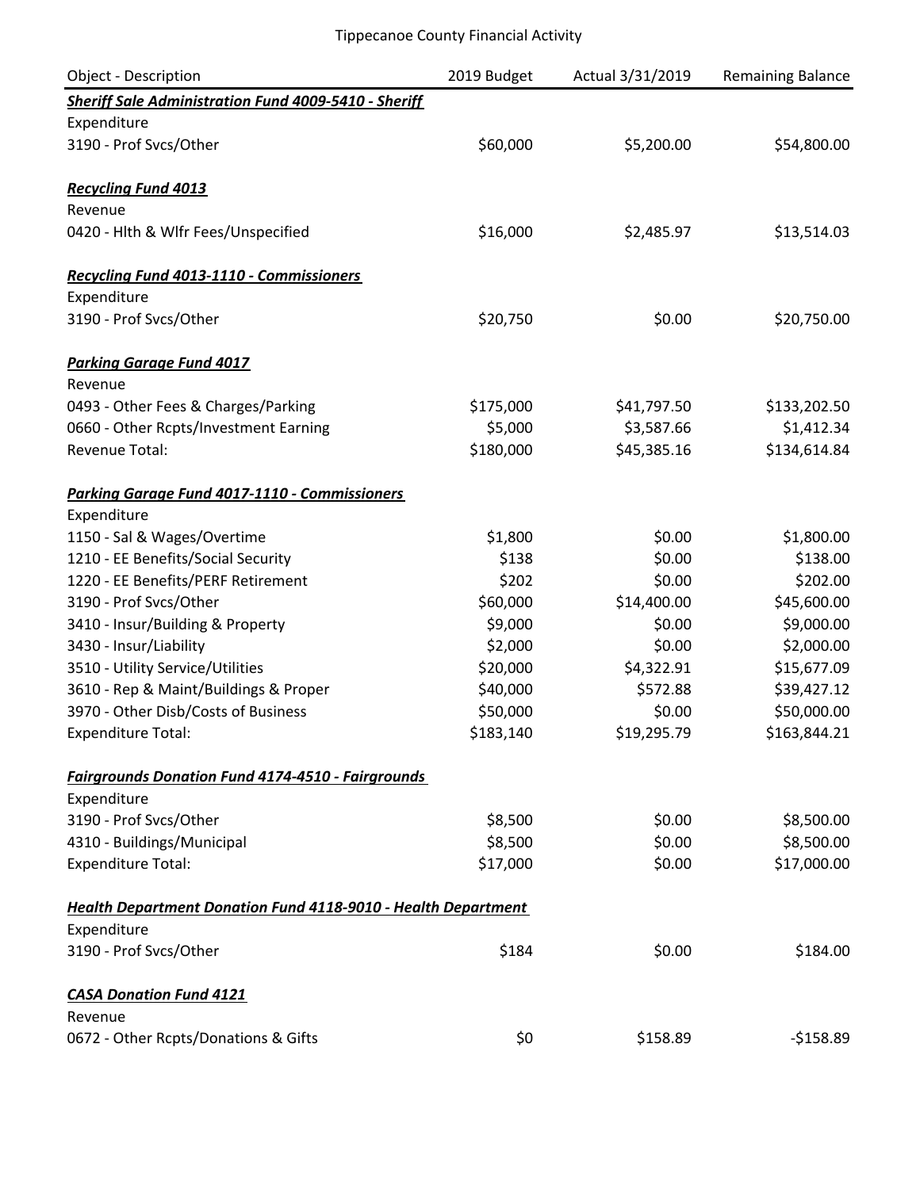Tippecanoe County Financial Activity

| Object - Description | 2019 Budget | Actual 3/31/2019 | Remaining Balance |
|---|---|---|---|
| ***Sheriff Sale Administration Fund 4009-5410 - Sheriff*** | | | |
| Expenditure | | | |
| 3190 - Prof Svcs/Other | $60,000 | $5,200.00 | $54,800.00 |
| ***Recycling Fund 4013*** | | | |
| Revenue | | | |
| 0420 - Hlth & Wlfr Fees/Unspecified | $16,000 | $2,485.97 | $13,514.03 |
| ***Recycling Fund 4013-1110 - Commissioners*** | | | |
| Expenditure | | | |
| 3190 - Prof Svcs/Other | $20,750 | $0.00 | $20,750.00 |
| ***Parking Garage Fund 4017*** | | | |
| Revenue | | | |
| 0493 - Other Fees & Charges/Parking | $175,000 | $41,797.50 | $133,202.50 |
| 0660 - Other Rcpts/Investment Earning | $5,000 | $3,587.66 | $1,412.34 |
| Revenue Total: | $180,000 | $45,385.16 | $134,614.84 |
| ***Parking Garage Fund 4017-1110 - Commissioners*** | | | |
| Expenditure | | | |
| 1150 - Sal & Wages/Overtime | $1,800 | $0.00 | $1,800.00 |
| 1210 - EE Benefits/Social Security | $138 | $0.00 | $138.00 |
| 1220 - EE Benefits/PERF Retirement | $202 | $0.00 | $202.00 |
| 3190 - Prof Svcs/Other | $60,000 | $14,400.00 | $45,600.00 |
| 3410 - Insur/Building & Property | $9,000 | $0.00 | $9,000.00 |
| 3430 - Insur/Liability | $2,000 | $0.00 | $2,000.00 |
| 3510 - Utility Service/Utilities | $20,000 | $4,322.91 | $15,677.09 |
| 3610 - Rep & Maint/Buildings & Proper | $40,000 | $572.88 | $39,427.12 |
| 3970 - Other Disb/Costs of Business | $50,000 | $0.00 | $50,000.00 |
| Expenditure Total: | $183,140 | $19,295.79 | $163,844.21 |
| ***Fairgrounds Donation Fund 4174-4510 - Fairgrounds*** | | | |
| Expenditure | | | |
| 3190 - Prof Svcs/Other | $8,500 | $0.00 | $8,500.00 |
| 4310 - Buildings/Municipal | $8,500 | $0.00 | $8,500.00 |
| Expenditure Total: | $17,000 | $0.00 | $17,000.00 |
| ***Health Department Donation Fund 4118-9010 - Health Department*** | | | |
| Expenditure | | | |
| 3190 - Prof Svcs/Other | $184 | $0.00 | $184.00 |
| ***CASA Donation Fund 4121*** | | | |
| Revenue | | | |
| 0672 - Other Rcpts/Donations & Gifts | $0 | $158.89 | -$158.89 |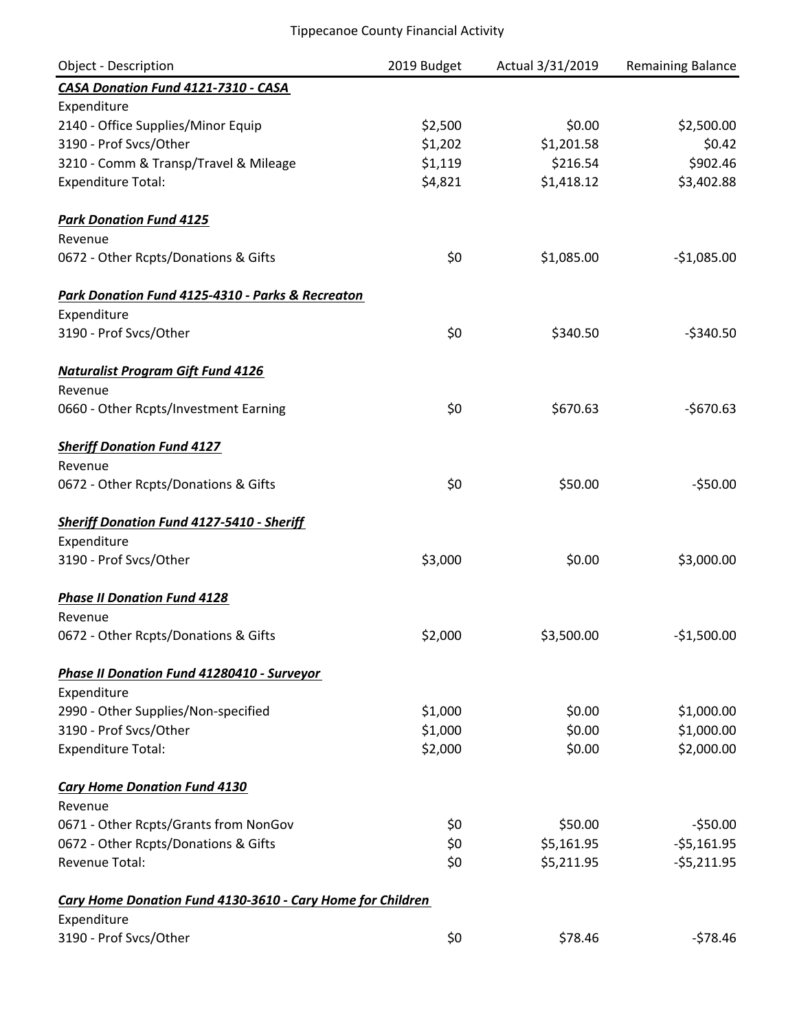Tippecanoe County Financial Activity

| Object - Description | 2019 Budget | Actual 3/31/2019 | Remaining Balance |
|---|---|---|---|
| ***CASA Donation Fund 4121-7310 - CASA*** | | | |
| Expenditure | | | |
| 2140 - Office Supplies/Minor Equip | $2,500 | $0.00 | $2,500.00 |
| 3190 - Prof Svcs/Other | $1,202 | $1,201.58 | $0.42 |
| 3210 - Comm & Transp/Travel & Mileage | $1,119 | $216.54 | $902.46 |
| Expenditure Total: | $4,821 | $1,418.12 | $3,402.88 |
| | | | |
| ***Park Donation Fund 4125*** | | | |
| Revenue | | | |
| 0672 - Other Rcpts/Donations & Gifts | $0 | $1,085.00 | -$1,085.00 |
| | | | |
| ***Park Donation Fund 4125-4310 - Parks & Recreaton*** | | | |
| Expenditure | | | |
| 3190 - Prof Svcs/Other | $0 | $340.50 | -$340.50 |
| | | | |
| ***Naturalist Program Gift Fund 4126*** | | | |
| Revenue | | | |
| 0660 - Other Rcpts/Investment Earning | $0 | $670.63 | -$670.63 |
| | | | |
| ***Sheriff Donation Fund 4127*** | | | |
| Revenue | | | |
| 0672 - Other Rcpts/Donations & Gifts | $0 | $50.00 | -$50.00 |
| | | | |
| ***Sheriff Donation Fund 4127-5410 - Sheriff*** | | | |
| Expenditure | | | |
| 3190 - Prof Svcs/Other | $3,000 | $0.00 | $3,000.00 |
| | | | |
| ***Phase II Donation Fund 4128*** | | | |
| Revenue | | | |
| 0672 - Other Rcpts/Donations & Gifts | $2,000 | $3,500.00 | -$1,500.00 |
| | | | |
| ***Phase II Donation Fund 41280410 - Surveyor*** | | | |
| Expenditure | | | |
| 2990 - Other Supplies/Non-specified | $1,000 | $0.00 | $1,000.00 |
| 3190 - Prof Svcs/Other | $1,000 | $0.00 | $1,000.00 |
| Expenditure Total: | $2,000 | $0.00 | $2,000.00 |
| | | | |
| ***Cary Home Donation Fund 4130*** | | | |
| Revenue | | | |
| 0671 - Other Rcpts/Grants from NonGov | $0 | $50.00 | -$50.00 |
| 0672 - Other Rcpts/Donations & Gifts | $0 | $5,161.95 | -$5,161.95 |
| Revenue Total: | $0 | $5,211.95 | -$5,211.95 |
| | | | |
| ***Cary Home Donation Fund 4130-3610 - Cary Home for Children*** | | | |
| Expenditure | | | |
| 3190 - Prof Svcs/Other | $0 | $78.46 | -$78.46 |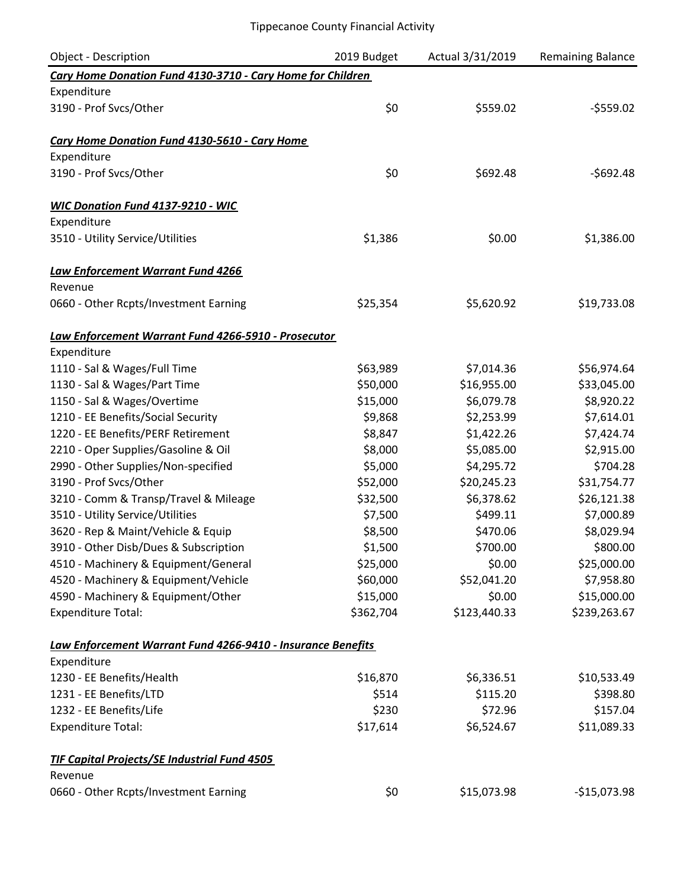# Tippecanoe County Financial Activity

| Object - Description | 2019 Budget | Actual 3/31/2019 | Remaining Balance |
|---|---|---|---|
| ***Cary Home Donation Fund 4130-3710 - Cary Home for Children*** | | | |
| Expenditure | | | |
| 3190 - Prof Svcs/Other | $0 | $559.02 | -$559.02 |
| ***Cary Home Donation Fund 4130-5610 - Cary Home*** | | | |
| Expenditure | | | |
| 3190 - Prof Svcs/Other | $0 | $692.48 | -$692.48 |
| ***WIC Donation Fund 4137-9210 - WIC*** | | | |
| Expenditure | | | |
| 3510 - Utility Service/Utilities | $1,386 | $0.00 | $1,386.00 |
| ***Law Enforcement Warrant Fund 4266*** | | | |
| Revenue | | | |
| 0660 - Other Rcpts/Investment Earning | $25,354 | $5,620.92 | $19,733.08 |
| ***Law Enforcement Warrant Fund 4266-5910 - Prosecutor*** | | | |
| Expenditure | | | |
| 1110 - Sal & Wages/Full Time | $63,989 | $7,014.36 | $56,974.64 |
| 1130 - Sal & Wages/Part Time | $50,000 | $16,955.00 | $33,045.00 |
| 1150 - Sal & Wages/Overtime | $15,000 | $6,079.78 | $8,920.22 |
| 1210 - EE Benefits/Social Security | $9,868 | $2,253.99 | $7,614.01 |
| 1220 - EE Benefits/PERF Retirement | $8,847 | $1,422.26 | $7,424.74 |
| 2210 - Oper Supplies/Gasoline & Oil | $8,000 | $5,085.00 | $2,915.00 |
| 2990 - Other Supplies/Non-specified | $5,000 | $4,295.72 | $704.28 |
| 3190 - Prof Svcs/Other | $52,000 | $20,245.23 | $31,754.77 |
| 3210 - Comm & Transp/Travel & Mileage | $32,500 | $6,378.62 | $26,121.38 |
| 3510 - Utility Service/Utilities | $7,500 | $499.11 | $7,000.89 |
| 3620 - Rep & Maint/Vehicle & Equip | $8,500 | $470.06 | $8,029.94 |
| 3910 - Other Disb/Dues & Subscription | $1,500 | $700.00 | $800.00 |
| 4510 - Machinery & Equipment/General | $25,000 | $0.00 | $25,000.00 |
| 4520 - Machinery & Equipment/Vehicle | $60,000 | $52,041.20 | $7,958.80 |
| 4590 - Machinery & Equipment/Other | $15,000 | $0.00 | $15,000.00 |
| Expenditure Total: | $362,704 | $123,440.33 | $239,263.67 |
| ***Law Enforcement Warrant Fund 4266-9410 - Insurance Benefits*** | | | |
| Expenditure | | | |
| 1230 - EE Benefits/Health | $16,870 | $6,336.51 | $10,533.49 |
| 1231 - EE Benefits/LTD | $514 | $115.20 | $398.80 |
| 1232 - EE Benefits/Life | $230 | $72.96 | $157.04 |
| Expenditure Total: | $17,614 | $6,524.67 | $11,089.33 |
| ***TIF Capital Projects/SE Industrial Fund 4505*** | | | |
| Revenue | | | |
| 0660 - Other Rcpts/Investment Earning | $0 | $15,073.98 | -$15,073.98 |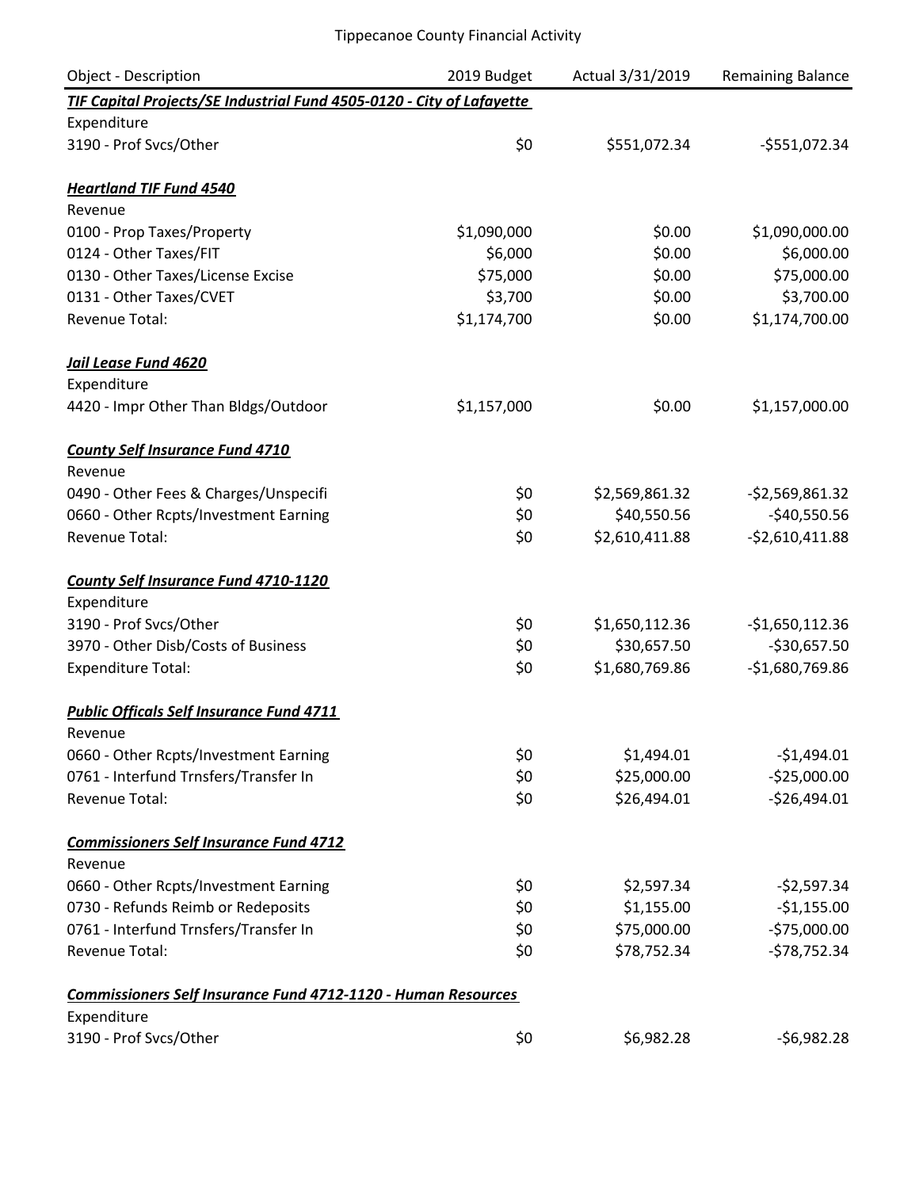| Object - Description | 2019 Budget | Actual 3/31/2019 | Remaining Balance |
|---|---|---|---|
| ***TIF Capital Projects/SE Industrial Fund 4505-0120 - City of Lafayette*** | | | |
| Expenditure | | | |
| 3190 - Prof Svcs/Other | $0 | $551,072.34 | -$551,072.34 |
| ***Heartland TIF Fund 4540*** | | | |
| Revenue | | | |
| 0100 - Prop Taxes/Property | $1,090,000 | $0.00 | $1,090,000.00 |
| 0124 - Other Taxes/FIT | $6,000 | $0.00 | $6,000.00 |
| 0130 - Other Taxes/License Excise | $75,000 | $0.00 | $75,000.00 |
| 0131 - Other Taxes/CVET | $3,700 | $0.00 | $3,700.00 |
| Revenue Total: | $1,174,700 | $0.00 | $1,174,700.00 |
| ***Jail Lease Fund 4620*** | | | |
| Expenditure | | | |
| 4420 - Impr Other Than Bldgs/Outdoor | $1,157,000 | $0.00 | $1,157,000.00 |
| ***County Self Insurance Fund 4710*** | | | |
| Revenue | | | |
| 0490 - Other Fees & Charges/Unspecifi | $0 | $2,569,861.32 | -$2,569,861.32 |
| 0660 - Other Rcpts/Investment Earning | $0 | $40,550.56 | -$40,550.56 |
| Revenue Total: | $0 | $2,610,411.88 | -$2,610,411.88 |
| ***County Self Insurance Fund 4710-1120*** | | | |
| Expenditure | | | |
| 3190 - Prof Svcs/Other | $0 | $1,650,112.36 | -$1,650,112.36 |
| 3970 - Other Disb/Costs of Business | $0 | $30,657.50 | -$30,657.50 |
| Expenditure Total: | $0 | $1,680,769.86 | -$1,680,769.86 |
| ***Public Officals Self Insurance Fund 4711*** | | | |
| Revenue | | | |
| 0660 - Other Rcpts/Investment Earning | $0 | $1,494.01 | -$1,494.01 |
| 0761 - Interfund Trnsfers/Transfer In | $0 | $25,000.00 | -$25,000.00 |
| Revenue Total: | $0 | $26,494.01 | -$26,494.01 |
| ***Commissioners Self Insurance Fund 4712*** | | | |
| Revenue | | | |
| 0660 - Other Rcpts/Investment Earning | $0 | $2,597.34 | -$2,597.34 |
| 0730 - Refunds Reimb or Redeposits | $0 | $1,155.00 | -$1,155.00 |
| 0761 - Interfund Trnsfers/Transfer In | $0 | $75,000.00 | -$75,000.00 |
| Revenue Total: | $0 | $78,752.34 | -$78,752.34 |
| ***Commissioners Self Insurance Fund 4712-1120 - Human Resources*** | | | |
| Expenditure | | | |
| 3190 - Prof Svcs/Other | $0 | $6,982.28 | -$6,982.28 |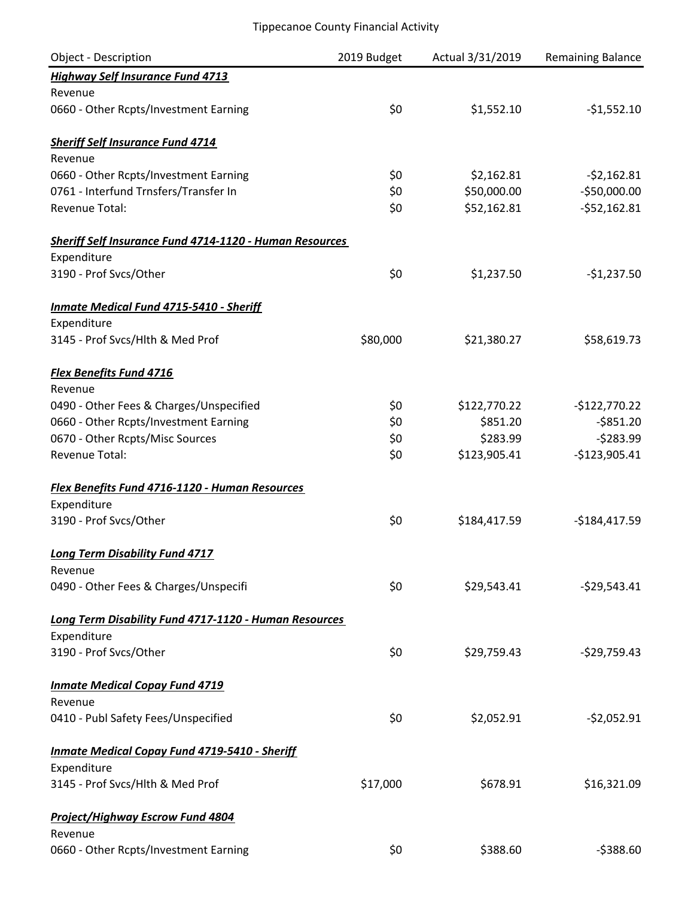Tippecanoe County Financial Activity

| Object - Description | 2019 Budget | Actual 3/31/2019 | Remaining Balance |
|---|---|---|---|
| ***Highway Self Insurance Fund 4713*** | | | |
| Revenue | | | |
| 0660 - Other Rcpts/Investment Earning | $0 | $1,552.10 | -$1,552.10 |
| | | | |
| ***Sheriff Self Insurance Fund 4714*** | | | |
| Revenue | | | |
| 0660 - Other Rcpts/Investment Earning | $0 | $2,162.81 | -$2,162.81 |
| 0761 - Interfund Trnsfers/Transfer In | $0 | $50,000.00 | -$50,000.00 |
| Revenue Total: | $0 | $52,162.81 | -$52,162.81 |
| | | | |
| ***Sheriff Self Insurance Fund 4714-1120 - Human Resources*** | | | |
| Expenditure | | | |
| 3190 - Prof Svcs/Other | $0 | $1,237.50 | -$1,237.50 |
| | | | |
| ***Inmate Medical Fund 4715-5410 - Sheriff*** | | | |
| Expenditure | | | |
| 3145 - Prof Svcs/Hlth & Med Prof | $80,000 | $21,380.27 | $58,619.73 |
| | | | |
| ***Flex Benefits Fund 4716*** | | | |
| Revenue | | | |
| 0490 - Other Fees & Charges/Unspecified | $0 | $122,770.22 | -$122,770.22 |
| 0660 - Other Rcpts/Investment Earning | $0 | $851.20 | -$851.20 |
| 0670 - Other Rcpts/Misc Sources | $0 | $283.99 | -$283.99 |
| Revenue Total: | $0 | $123,905.41 | -$123,905.41 |
| | | | |
| ***Flex Benefits Fund 4716-1120 - Human Resources*** | | | |
| Expenditure | | | |
| 3190 - Prof Svcs/Other | $0 | $184,417.59 | -$184,417.59 |
| | | | |
| ***Long Term Disability Fund 4717*** | | | |
| Revenue | | | |
| 0490 - Other Fees & Charges/Unspecifi | $0 | $29,543.41 | -$29,543.41 |
| | | | |
| ***Long Term Disability Fund 4717-1120 - Human Resources*** | | | |
| Expenditure | | | |
| 3190 - Prof Svcs/Other | $0 | $29,759.43 | -$29,759.43 |
| | | | |
| ***Inmate Medical Copay Fund 4719*** | | | |
| Revenue | | | |
| 0410 - Publ Safety Fees/Unspecified | $0 | $2,052.91 | -$2,052.91 |
| | | | |
| ***Inmate Medical Copay Fund 4719-5410 - Sheriff*** | | | |
| Expenditure | | | |
| 3145 - Prof Svcs/Hlth & Med Prof | $17,000 | $678.91 | $16,321.09 |
| | | | |
| ***Project/Highway Escrow Fund 4804*** | | | |
| Revenue | | | |
| 0660 - Other Rcpts/Investment Earning | $0 | $388.60 | -$388.60 |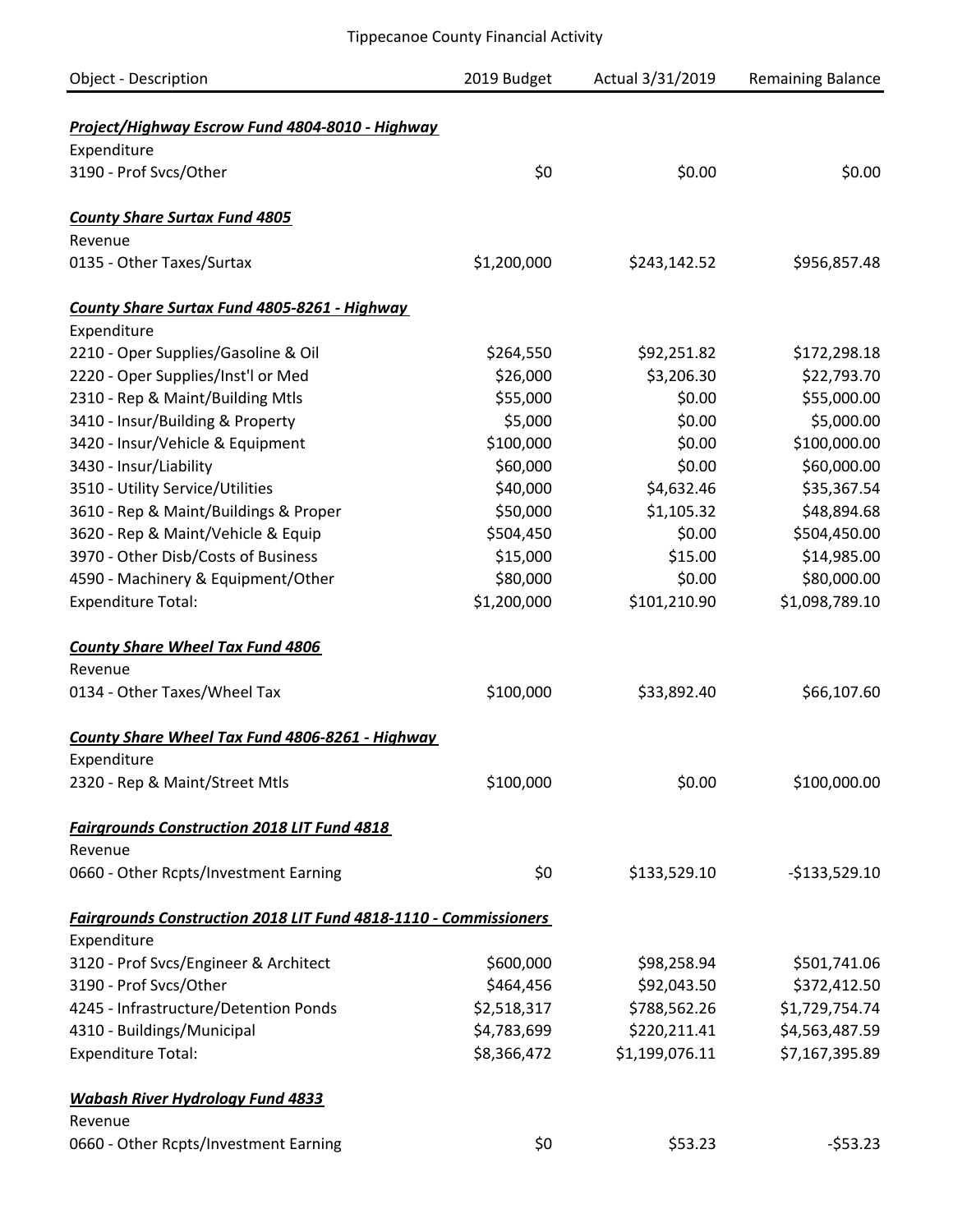Tippecanoe County Financial Activity

| Object - Description | 2019 Budget | Actual 3/31/2019 | Remaining Balance |
|---|---|---|---|
| ***Project/Highway Escrow Fund 4804-8010 - Highway*** | | | |
| Expenditure | | | |
| 3190 - Prof Svcs/Other | $0 | $0.00 | $0.00 |
| ***County Share Surtax Fund 4805*** | | | |
| Revenue | | | |
| 0135 - Other Taxes/Surtax | $1,200,000 | $243,142.52 | $956,857.48 |
| ***County Share Surtax Fund 4805-8261 - Highway*** | | | |
| Expenditure | | | |
| 2210 - Oper Supplies/Gasoline & Oil | $264,550 | $92,251.82 | $172,298.18 |
| 2220 - Oper Supplies/Inst'l or Med | $26,000 | $3,206.30 | $22,793.70 |
| 2310 - Rep & Maint/Building Mtls | $55,000 | $0.00 | $55,000.00 |
| 3410 - Insur/Building & Property | $5,000 | $0.00 | $5,000.00 |
| 3420 - Insur/Vehicle & Equipment | $100,000 | $0.00 | $100,000.00 |
| 3430 - Insur/Liability | $60,000 | $0.00 | $60,000.00 |
| 3510 - Utility Service/Utilities | $40,000 | $4,632.46 | $35,367.54 |
| 3610 - Rep & Maint/Buildings & Proper | $50,000 | $1,105.32 | $48,894.68 |
| 3620 - Rep & Maint/Vehicle & Equip | $504,450 | $0.00 | $504,450.00 |
| 3970 - Other Disb/Costs of Business | $15,000 | $15.00 | $14,985.00 |
| 4590 - Machinery & Equipment/Other | $80,000 | $0.00 | $80,000.00 |
| Expenditure Total: | $1,200,000 | $101,210.90 | $1,098,789.10 |
| ***County Share Wheel Tax Fund 4806*** | | | |
| Revenue | | | |
| 0134 - Other Taxes/Wheel Tax | $100,000 | $33,892.40 | $66,107.60 |
| ***County Share Wheel Tax Fund 4806-8261 - Highway*** | | | |
| Expenditure | | | |
| 2320 - Rep & Maint/Street Mtls | $100,000 | $0.00 | $100,000.00 |
| ***Fairgrounds Construction 2018 LIT Fund 4818*** | | | |
| Revenue | | | |
| 0660 - Other Rcpts/Investment Earning | $0 | $133,529.10 | -$133,529.10 |
| ***Fairgrounds Construction 2018 LIT Fund 4818-1110 - Commissioners*** | | | |
| Expenditure | | | |
| 3120 - Prof Svcs/Engineer & Architect | $600,000 | $98,258.94 | $501,741.06 |
| 3190 - Prof Svcs/Other | $464,456 | $92,043.50 | $372,412.50 |
| 4245 - Infrastructure/Detention Ponds | $2,518,317 | $788,562.26 | $1,729,754.74 |
| 4310 - Buildings/Municipal | $4,783,699 | $220,211.41 | $4,563,487.59 |
| Expenditure Total: | $8,366,472 | $1,199,076.11 | $7,167,395.89 |
| ***Wabash River Hydrology Fund 4833*** | | | |
| Revenue | | | |
| 0660 - Other Rcpts/Investment Earning | $0 | $53.23 | -$53.23 |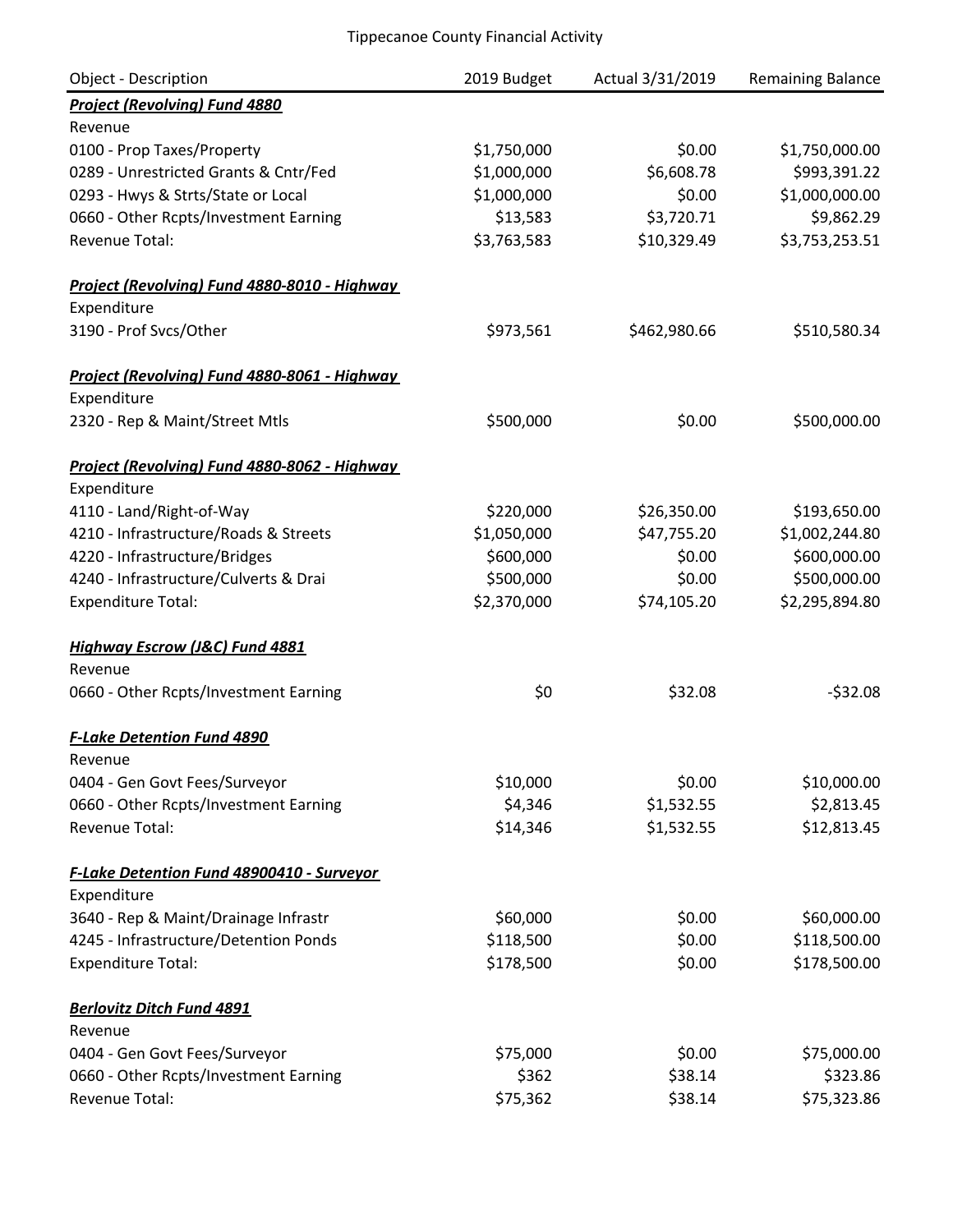Tippecanoe County Financial Activity

| Object - Description | 2019 Budget | Actual 3/31/2019 | Remaining Balance |
|---|---|---|---|
| ***Project (Revolving) Fund 4880*** | | | |
| Revenue | | | |
| 0100 - Prop Taxes/Property | $1,750,000 | $0.00 | $1,750,000.00 |
| 0289 - Unrestricted Grants & Cntr/Fed | $1,000,000 | $6,608.78 | $993,391.22 |
| 0293 - Hwys & Strts/State or Local | $1,000,000 | $0.00 | $1,000,000.00 |
| 0660 - Other Rcpts/Investment Earning | $13,583 | $3,720.71 | $9,862.29 |
| Revenue Total: | $3,763,583 | $10,329.49 | $3,753,253.51 |
| | | | |
| ***Project (Revolving) Fund 4880-8010 - Highway*** | | | |
| Expenditure | | | |
| 3190 - Prof Svcs/Other | $973,561 | $462,980.66 | $510,580.34 |
| | | | |
| ***Project (Revolving) Fund 4880-8061 - Highway*** | | | |
| Expenditure | | | |
| 2320 - Rep & Maint/Street Mtls | $500,000 | $0.00 | $500,000.00 |
| | | | |
| ***Project (Revolving) Fund 4880-8062 - Highway*** | | | |
| Expenditure | | | |
| 4110 - Land/Right-of-Way | $220,000 | $26,350.00 | $193,650.00 |
| 4210 - Infrastructure/Roads & Streets | $1,050,000 | $47,755.20 | $1,002,244.80 |
| 4220 - Infrastructure/Bridges | $600,000 | $0.00 | $600,000.00 |
| 4240 - Infrastructure/Culverts & Drai | $500,000 | $0.00 | $500,000.00 |
| Expenditure Total: | $2,370,000 | $74,105.20 | $2,295,894.80 |
| | | | |
| ***Highway Escrow (J&C) Fund 4881*** | | | |
| Revenue | | | |
| 0660 - Other Rcpts/Investment Earning | $0 | $32.08 | -$32.08 |
| | | | |
| ***F-Lake Detention Fund 4890*** | | | |
| Revenue | | | |
| 0404 - Gen Govt Fees/Surveyor | $10,000 | $0.00 | $10,000.00 |
| 0660 - Other Rcpts/Investment Earning | $4,346 | $1,532.55 | $2,813.45 |
| Revenue Total: | $14,346 | $1,532.55 | $12,813.45 |
| | | | |
| ***F-Lake Detention Fund 48900410 - Surveyor*** | | | |
| Expenditure | | | |
| 3640 - Rep & Maint/Drainage Infrastr | $60,000 | $0.00 | $60,000.00 |
| 4245 - Infrastructure/Detention Ponds | $118,500 | $0.00 | $118,500.00 |
| Expenditure Total: | $178,500 | $0.00 | $178,500.00 |
| | | | |
| ***Berlovitz Ditch Fund 4891*** | | | |
| Revenue | | | |
| 0404 - Gen Govt Fees/Surveyor | $75,000 | $0.00 | $75,000.00 |
| 0660 - Other Rcpts/Investment Earning | $362 | $38.14 | $323.86 |
| Revenue Total: | $75,362 | $38.14 | $75,323.86 |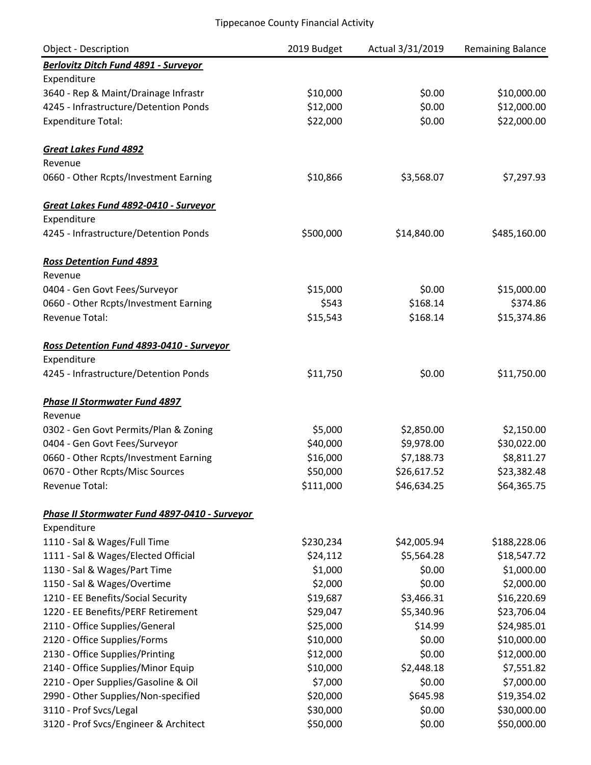Tippecanoe County Financial Activity

| Object - Description | 2019 Budget | Actual 3/31/2019 | Remaining Balance |
|---|---|---|---|
| ***Berlovitz Ditch Fund 4891 - Surveyor*** | | | |
| Expenditure | | | |
| 3640 - Rep & Maint/Drainage Infrastr | $10,000 | $0.00 | $10,000.00 |
| 4245 - Infrastructure/Detention Ponds | $12,000 | $0.00 | $12,000.00 |
| Expenditure Total: | $22,000 | $0.00 | $22,000.00 |
| | | | |
| ***Great Lakes Fund 4892*** | | | |
| Revenue | | | |
| 0660 - Other Rcpts/Investment Earning | $10,866 | $3,568.07 | $7,297.93 |
| | | | |
| ***Great Lakes Fund 4892-0410 - Surveyor*** | | | |
| Expenditure | | | |
| 4245 - Infrastructure/Detention Ponds | $500,000 | $14,840.00 | $485,160.00 |
| | | | |
| ***Ross Detention Fund 4893*** | | | |
| Revenue | | | |
| 0404 - Gen Govt Fees/Surveyor | $15,000 | $0.00 | $15,000.00 |
| 0660 - Other Rcpts/Investment Earning | $543 | $168.14 | $374.86 |
| Revenue Total: | $15,543 | $168.14 | $15,374.86 |
| | | | |
| ***Ross Detention Fund 4893-0410 - Surveyor*** | | | |
| Expenditure | | | |
| 4245 - Infrastructure/Detention Ponds | $11,750 | $0.00 | $11,750.00 |
| | | | |
| ***Phase II Stormwater Fund 4897*** | | | |
| Revenue | | | |
| 0302 - Gen Govt Permits/Plan & Zoning | $5,000 | $2,850.00 | $2,150.00 |
| 0404 - Gen Govt Fees/Surveyor | $40,000 | $9,978.00 | $30,022.00 |
| 0660 - Other Rcpts/Investment Earning | $16,000 | $7,188.73 | $8,811.27 |
| 0670 - Other Rcpts/Misc Sources | $50,000 | $26,617.52 | $23,382.48 |
| Revenue Total: | $111,000 | $46,634.25 | $64,365.75 |
| | | | |
| ***Phase II Stormwater Fund 4897-0410 - Surveyor*** | | | |
| Expenditure | | | |
| 1110 - Sal & Wages/Full Time | $230,234 | $42,005.94 | $188,228.06 |
| 1111 - Sal & Wages/Elected Official | $24,112 | $5,564.28 | $18,547.72 |
| 1130 - Sal & Wages/Part Time | $1,000 | $0.00 | $1,000.00 |
| 1150 - Sal & Wages/Overtime | $2,000 | $0.00 | $2,000.00 |
| 1210 - EE Benefits/Social Security | $19,687 | $3,466.31 | $16,220.69 |
| 1220 - EE Benefits/PERF Retirement | $29,047 | $5,340.96 | $23,706.04 |
| 2110 - Office Supplies/General | $25,000 | $14.99 | $24,985.01 |
| 2120 - Office Supplies/Forms | $10,000 | $0.00 | $10,000.00 |
| 2130 - Office Supplies/Printing | $12,000 | $0.00 | $12,000.00 |
| 2140 - Office Supplies/Minor Equip | $10,000 | $2,448.18 | $7,551.82 |
| 2210 - Oper Supplies/Gasoline & Oil | $7,000 | $0.00 | $7,000.00 |
| 2990 - Other Supplies/Non-specified | $20,000 | $645.98 | $19,354.02 |
| 3110 - Prof Svcs/Legal | $30,000 | $0.00 | $30,000.00 |
| 3120 - Prof Svcs/Engineer & Architect | $50,000 | $0.00 | $50,000.00 |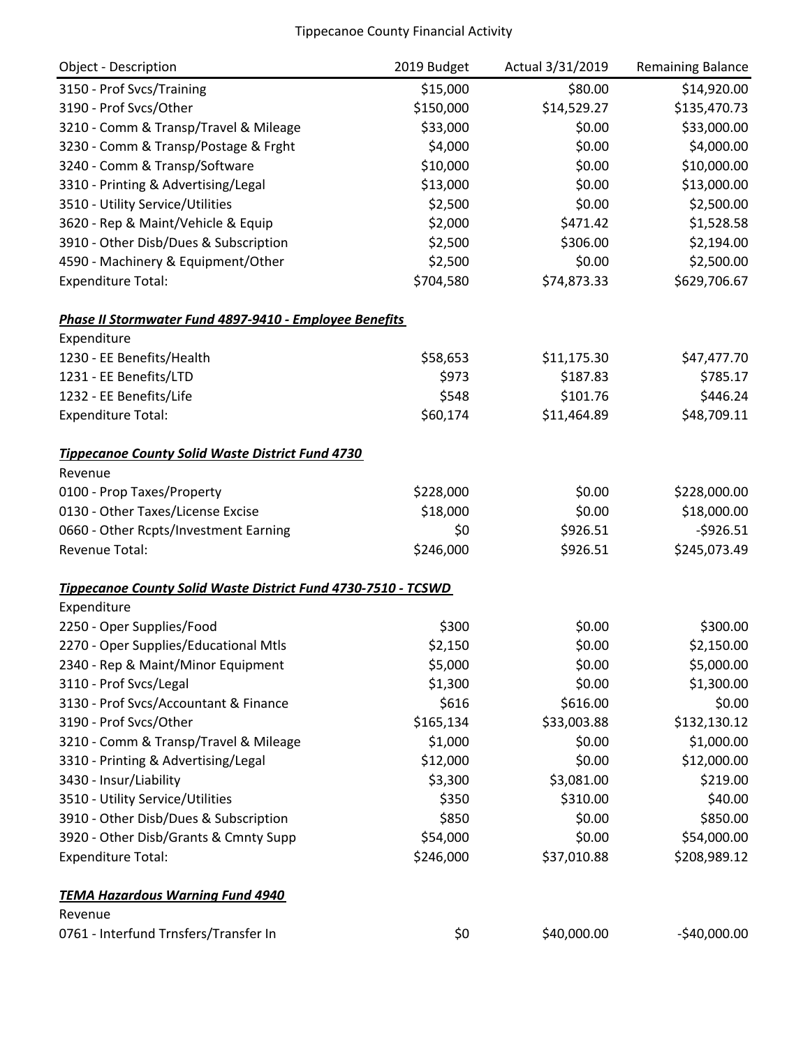| Object - Description | 2019 Budget | Actual 3/31/2019 | Remaining Balance |
|---|---|---|---|
| 3150 - Prof Svcs/Training | $15,000 | $80.00 | $14,920.00 |
| 3190 - Prof Svcs/Other | $150,000 | $14,529.27 | $135,470.73 |
| 3210 - Comm & Transp/Travel & Mileage | $33,000 | $0.00 | $33,000.00 |
| 3230 - Comm & Transp/Postage & Frght | $4,000 | $0.00 | $4,000.00 |
| 3240 - Comm & Transp/Software | $10,000 | $0.00 | $10,000.00 |
| 3310 - Printing & Advertising/Legal | $13,000 | $0.00 | $13,000.00 |
| 3510 - Utility Service/Utilities | $2,500 | $0.00 | $2,500.00 |
| 3620 - Rep & Maint/Vehicle & Equip | $2,000 | $471.42 | $1,528.58 |
| 3910 - Other Disb/Dues & Subscription | $2,500 | $306.00 | $2,194.00 |
| 4590 - Machinery & Equipment/Other | $2,500 | $0.00 | $2,500.00 |
| Expenditure Total: | $704,580 | $74,873.33 | $629,706.67 |
| | | | |
| ***Phase II Stormwater Fund 4897-9410 - Employee Benefits*** | | | |
| Expenditure | | | |
| 1230 - EE Benefits/Health | $58,653 | $11,175.30 | $47,477.70 |
| 1231 - EE Benefits/LTD | $973 | $187.83 | $785.17 |
| 1232 - EE Benefits/Life | $548 | $101.76 | $446.24 |
| Expenditure Total: | $60,174 | $11,464.89 | $48,709.11 |
| | | | |
| ***Tippecanoe County Solid Waste District Fund 4730*** | | | |
| Revenue | | | |
| 0100 - Prop Taxes/Property | $228,000 | $0.00 | $228,000.00 |
| 0130 - Other Taxes/License Excise | $18,000 | $0.00 | $18,000.00 |
| 0660 - Other Rcpts/Investment Earning | $0 | $926.51 | -$926.51 |
| Revenue Total: | $246,000 | $926.51 | $245,073.49 |
| | | | |
| ***Tippecanoe County Solid Waste District Fund 4730-7510 - TCSWD*** | | | |
| Expenditure | | | |
| 2250 - Oper Supplies/Food | $300 | $0.00 | $300.00 |
| 2270 - Oper Supplies/Educational Mtls | $2,150 | $0.00 | $2,150.00 |
| 2340 - Rep & Maint/Minor Equipment | $5,000 | $0.00 | $5,000.00 |
| 3110 - Prof Svcs/Legal | $1,300 | $0.00 | $1,300.00 |
| 3130 - Prof Svcs/Accountant & Finance | $616 | $616.00 | $0.00 |
| 3190 - Prof Svcs/Other | $165,134 | $33,003.88 | $132,130.12 |
| 3210 - Comm & Transp/Travel & Mileage | $1,000 | $0.00 | $1,000.00 |
| 3310 - Printing & Advertising/Legal | $12,000 | $0.00 | $12,000.00 |
| 3430 - Insur/Liability | $3,300 | $3,081.00 | $219.00 |
| 3510 - Utility Service/Utilities | $350 | $310.00 | $40.00 |
| 3910 - Other Disb/Dues & Subscription | $850 | $0.00 | $850.00 |
| 3920 - Other Disb/Grants & Cmnty Supp | $54,000 | $0.00 | $54,000.00 |
| Expenditure Total: | $246,000 | $37,010.88 | $208,989.12 |
| | | | |
| ***TEMA Hazardous Warning Fund 4940*** | | | |
| Revenue | | | |
| 0761 - Interfund Trnsfers/Transfer In | $0 | $40,000.00 | -$40,000.00 |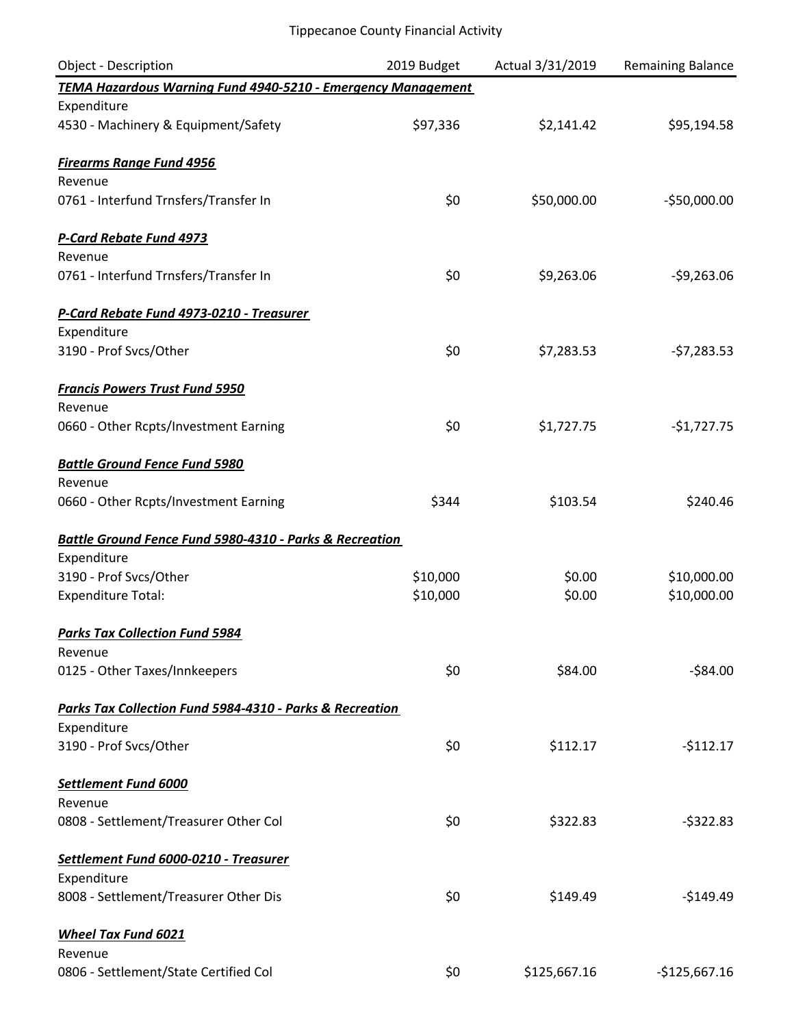Tippecanoe County Financial Activity

| Object - Description | 2019 Budget | Actual 3/31/2019 | Remaining Balance |
|---|---|---|---|
| ***TEMA Hazardous Warning Fund 4940-5210 - Emergency Management*** | | | |
| Expenditure | | | |
| 4530 - Machinery & Equipment/Safety | $97,336 | $2,141.42 | $95,194.58 |
| ***Firearms Range Fund 4956*** | | | |
| Revenue | | | |
| 0761 - Interfund Trnsfers/Transfer In | $0 | $50,000.00 | -$50,000.00 |
| ***P-Card Rebate Fund 4973*** | | | |
| Revenue | | | |
| 0761 - Interfund Trnsfers/Transfer In | $0 | $9,263.06 | -$9,263.06 |
| ***P-Card Rebate Fund 4973-0210 - Treasurer*** | | | |
| Expenditure | | | |
| 3190 - Prof Svcs/Other | $0 | $7,283.53 | -$7,283.53 |
| ***Francis Powers Trust Fund 5950*** | | | |
| Revenue | | | |
| 0660 - Other Rcpts/Investment Earning | $0 | $1,727.75 | -$1,727.75 |
| ***Battle Ground Fence Fund 5980*** | | | |
| Revenue | | | |
| 0660 - Other Rcpts/Investment Earning | $344 | $103.54 | $240.46 |
| ***Battle Ground Fence Fund 5980-4310 - Parks & Recreation*** | | | |
| Expenditure | | | |
| 3190 - Prof Svcs/Other | $10,000 | $0.00 | $10,000.00 |
| Expenditure Total: | $10,000 | $0.00 | $10,000.00 |
| ***Parks Tax Collection Fund 5984*** | | | |
| Revenue | | | |
| 0125 - Other Taxes/Innkeepers | $0 | $84.00 | -$84.00 |
| ***Parks Tax Collection Fund 5984-4310 - Parks & Recreation*** | | | |
| Expenditure | | | |
| 3190 - Prof Svcs/Other | $0 | $112.17 | -$112.17 |
| ***Settlement Fund 6000*** | | | |
| Revenue | | | |
| 0808 - Settlement/Treasurer Other Col | $0 | $322.83 | -$322.83 |
| ***Settlement Fund 6000-0210 - Treasurer*** | | | |
| Expenditure | | | |
| 8008 - Settlement/Treasurer Other Dis | $0 | $149.49 | -$149.49 |
| ***Wheel Tax Fund 6021*** | | | |
| Revenue | | | |
| 0806 - Settlement/State Certified Col | $0 | $125,667.16 | -$125,667.16 |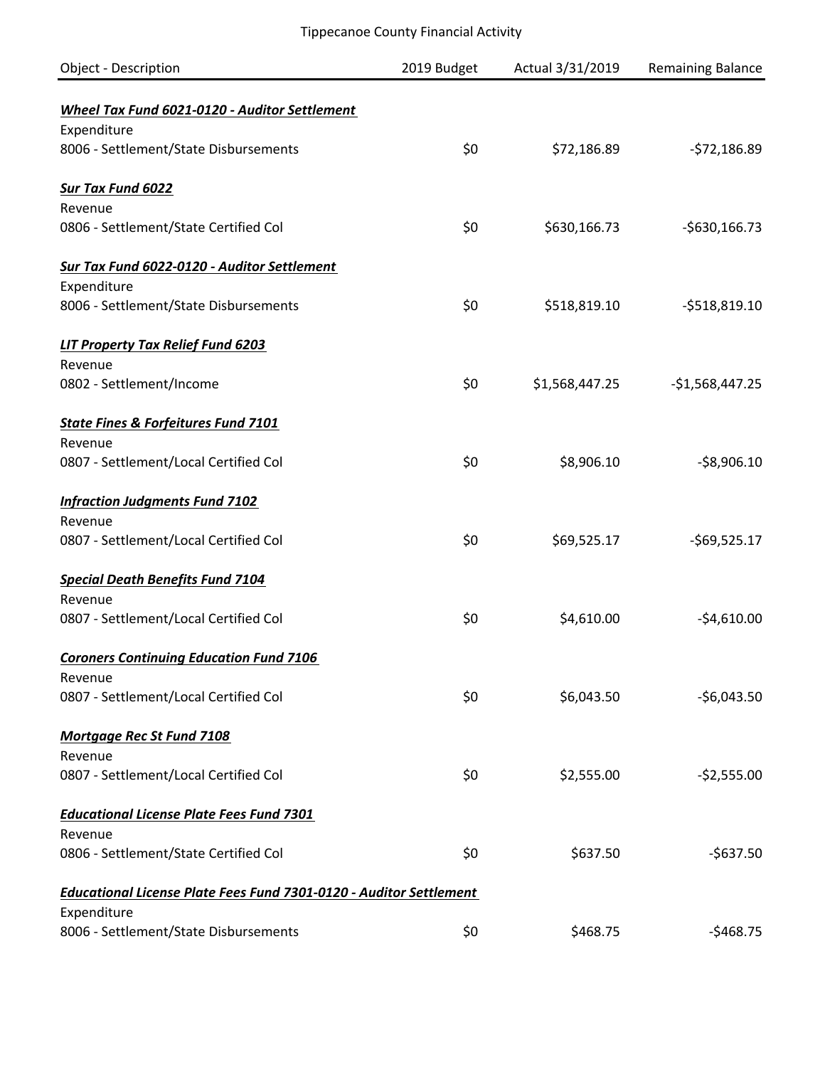Tippecanoe County Financial Activity

| Object - Description | 2019 Budget | Actual 3/31/2019 | Remaining Balance |
|---|---|---|---|
| ***Wheel Tax Fund 6021-0120 - Auditor Settlement*** | | | |
| Expenditure | | | |
| 8006 - Settlement/State Disbursements | $0 | $72,186.89 | -$72,186.89 |
| ***Sur Tax Fund 6022*** | | | |
| Revenue | | | |
| 0806 - Settlement/State Certified Col | $0 | $630,166.73 | -$630,166.73 |
| ***Sur Tax Fund 6022-0120 - Auditor Settlement*** | | | |
| Expenditure | | | |
| 8006 - Settlement/State Disbursements | $0 | $518,819.10 | -$518,819.10 |
| ***LIT Property Tax Relief Fund 6203*** | | | |
| Revenue | | | |
| 0802 - Settlement/Income | $0 | $1,568,447.25 | -$1,568,447.25 |
| ***State Fines & Forfeitures Fund 7101*** | | | |
| Revenue | | | |
| 0807 - Settlement/Local Certified Col | $0 | $8,906.10 | -$8,906.10 |
| ***Infraction Judgments Fund 7102*** | | | |
| Revenue | | | |
| 0807 - Settlement/Local Certified Col | $0 | $69,525.17 | -$69,525.17 |
| ***Special Death Benefits Fund 7104*** | | | |
| Revenue | | | |
| 0807 - Settlement/Local Certified Col | $0 | $4,610.00 | -$4,610.00 |
| ***Coroners Continuing Education Fund 7106*** | | | |
| Revenue | | | |
| 0807 - Settlement/Local Certified Col | $0 | $6,043.50 | -$6,043.50 |
| ***Mortgage Rec St Fund 7108*** | | | |
| Revenue | | | |
| 0807 - Settlement/Local Certified Col | $0 | $2,555.00 | -$2,555.00 |
| ***Educational License Plate Fees Fund 7301*** | | | |
| Revenue | | | |
| 0806 - Settlement/State Certified Col | $0 | $637.50 | -$637.50 |
| ***Educational License Plate Fees Fund 7301-0120 - Auditor Settlement*** | | | |
| Expenditure | | | |
| 8006 - Settlement/State Disbursements | $0 | $468.75 | -$468.75 |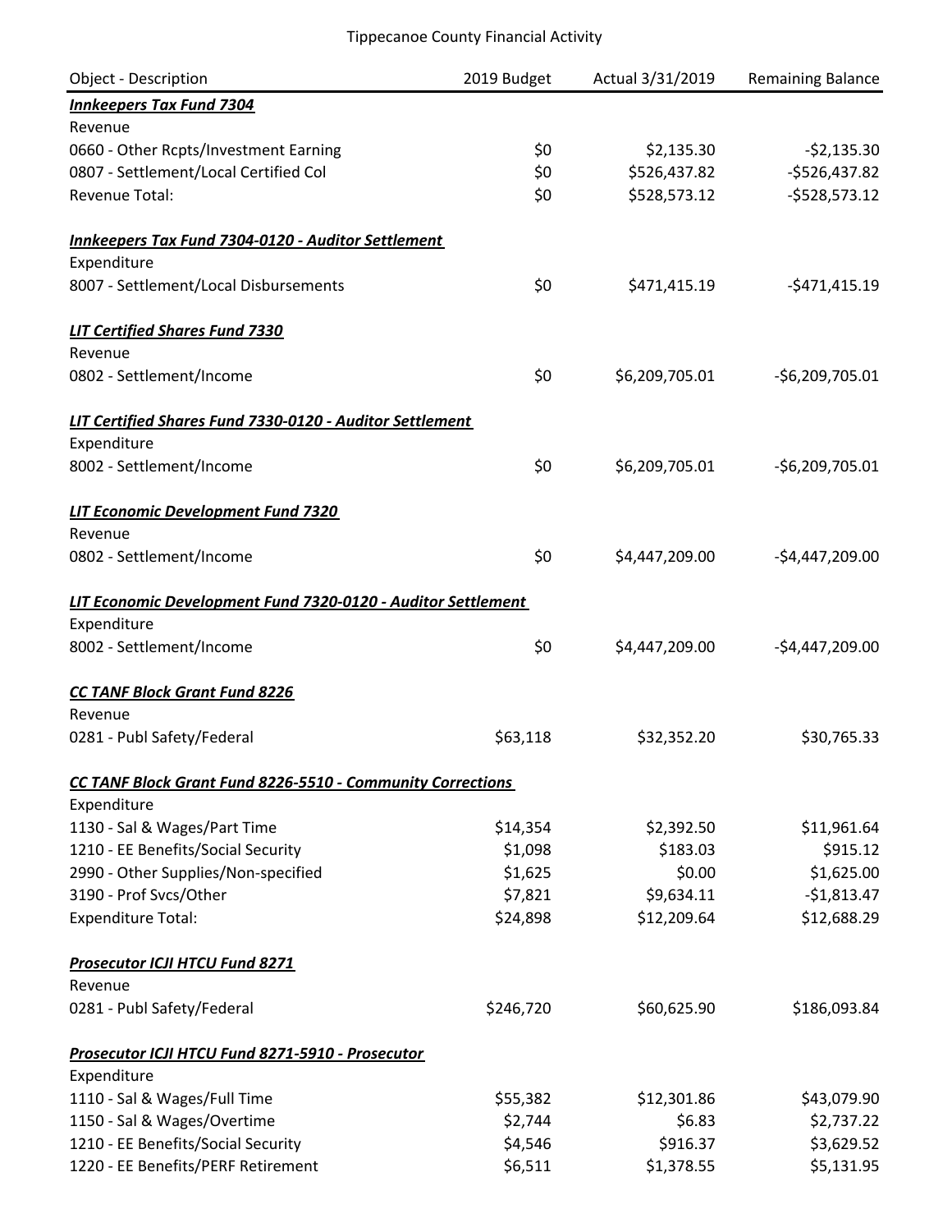Tippecanoe County Financial Activity

| Object - Description | 2019 Budget | Actual 3/31/2019 | Remaining Balance |
|---|---|---|---|
| ***Innkeepers Tax Fund 7304*** | | | |
| Revenue | | | |
| 0660 - Other Rcpts/Investment Earning | $0 | $2,135.30 | -$2,135.30 |
| 0807 - Settlement/Local Certified Col | $0 | $526,437.82 | -$526,437.82 |
| Revenue Total: | $0 | $528,573.12 | -$528,573.12 |
| ***Innkeepers Tax Fund 7304-0120 - Auditor Settlement*** | | | |
| Expenditure | | | |
| 8007 - Settlement/Local Disbursements | $0 | $471,415.19 | -$471,415.19 |
| ***LIT Certified Shares Fund 7330*** | | | |
| Revenue | | | |
| 0802 - Settlement/Income | $0 | $6,209,705.01 | -$6,209,705.01 |
| ***LIT Certified Shares Fund 7330-0120 - Auditor Settlement*** | | | |
| Expenditure | | | |
| 8002 - Settlement/Income | $0 | $6,209,705.01 | -$6,209,705.01 |
| ***LIT Economic Development Fund 7320*** | | | |
| Revenue | | | |
| 0802 - Settlement/Income | $0 | $4,447,209.00 | -$4,447,209.00 |
| ***LIT Economic Development Fund 7320-0120 - Auditor Settlement*** | | | |
| Expenditure | | | |
| 8002 - Settlement/Income | $0 | $4,447,209.00 | -$4,447,209.00 |
| ***CC TANF Block Grant Fund 8226*** | | | |
| Revenue | | | |
| 0281 - Publ Safety/Federal | $63,118 | $32,352.20 | $30,765.33 |
| ***CC TANF Block Grant Fund 8226-5510 - Community Corrections*** | | | |
| Expenditure | | | |
| 1130 - Sal & Wages/Part Time | $14,354 | $2,392.50 | $11,961.64 |
| 1210 - EE Benefits/Social Security | $1,098 | $183.03 | $915.12 |
| 2990 - Other Supplies/Non-specified | $1,625 | $0.00 | $1,625.00 |
| 3190 - Prof Svcs/Other | $7,821 | $9,634.11 | -$1,813.47 |
| Expenditure Total: | $24,898 | $12,209.64 | $12,688.29 |
| ***Prosecutor ICJI HTCU Fund 8271*** | | | |
| Revenue | | | |
| 0281 - Publ Safety/Federal | $246,720 | $60,625.90 | $186,093.84 |
| ***Prosecutor ICJI HTCU Fund 8271-5910 - Prosecutor*** | | | |
| Expenditure | | | |
| 1110 - Sal & Wages/Full Time | $55,382 | $12,301.86 | $43,079.90 |
| 1150 - Sal & Wages/Overtime | $2,744 | $6.83 | $2,737.22 |
| 1210 - EE Benefits/Social Security | $4,546 | $916.37 | $3,629.52 |
| 1220 - EE Benefits/PERF Retirement | $6,511 | $1,378.55 | $5,131.95 |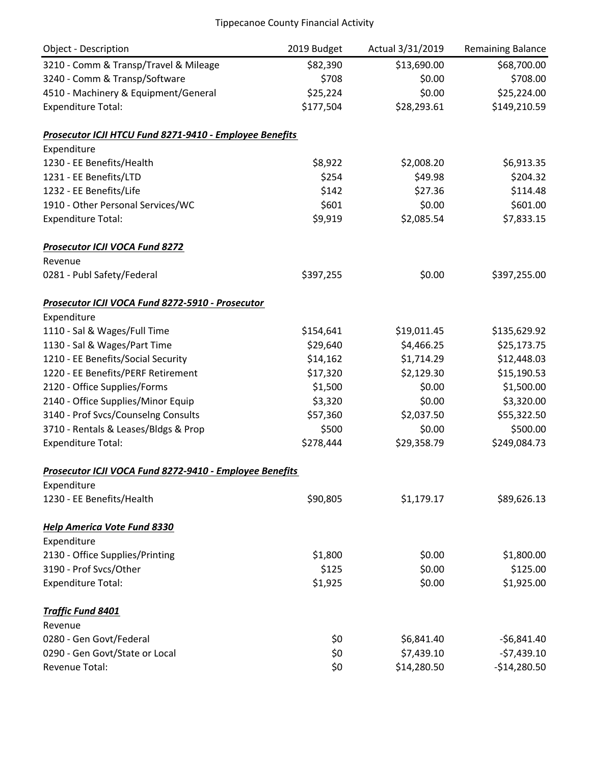Tippecanoe County Financial Activity

| Object - Description | 2019 Budget | Actual 3/31/2019 | Remaining Balance |
|---|---|---|---|
| 3210 - Comm & Transp/Travel & Mileage | $82,390 | $13,690.00 | $68,700.00 |
| 3240 - Comm & Transp/Software | $708 | $0.00 | $708.00 |
| 4510 - Machinery & Equipment/General | $25,224 | $0.00 | $25,224.00 |
| Expenditure Total: | $177,504 | $28,293.61 | $149,210.59 |
| | | | |
| ***Prosecutor ICJI HTCU Fund 8271-9410 - Employee Benefits*** | | | |
| Expenditure | | | |
| 1230 - EE Benefits/Health | $8,922 | $2,008.20 | $6,913.35 |
| 1231 - EE Benefits/LTD | $254 | $49.98 | $204.32 |
| 1232 - EE Benefits/Life | $142 | $27.36 | $114.48 |
| 1910 - Other Personal Services/WC | $601 | $0.00 | $601.00 |
| Expenditure Total: | $9,919 | $2,085.54 | $7,833.15 |
| | | | |
| ***Prosecutor ICJI VOCA Fund 8272*** | | | |
| Revenue | | | |
| 0281 - Publ Safety/Federal | $397,255 | $0.00 | $397,255.00 |
| | | | |
| ***Prosecutor ICJI VOCA Fund 8272-5910 - Prosecutor*** | | | |
| Expenditure | | | |
| 1110 - Sal & Wages/Full Time | $154,641 | $19,011.45 | $135,629.92 |
| 1130 - Sal & Wages/Part Time | $29,640 | $4,466.25 | $25,173.75 |
| 1210 - EE Benefits/Social Security | $14,162 | $1,714.29 | $12,448.03 |
| 1220 - EE Benefits/PERF Retirement | $17,320 | $2,129.30 | $15,190.53 |
| 2120 - Office Supplies/Forms | $1,500 | $0.00 | $1,500.00 |
| 2140 - Office Supplies/Minor Equip | $3,320 | $0.00 | $3,320.00 |
| 3140 - Prof Svcs/Counselng Consults | $57,360 | $2,037.50 | $55,322.50 |
| 3710 - Rentals & Leases/Bldgs & Prop | $500 | $0.00 | $500.00 |
| Expenditure Total: | $278,444 | $29,358.79 | $249,084.73 |
| | | | |
| ***Prosecutor ICJI VOCA Fund 8272-9410 - Employee Benefits*** | | | |
| Expenditure | | | |
| 1230 - EE Benefits/Health | $90,805 | $1,179.17 | $89,626.13 |
| | | | |
| ***Help America Vote Fund 8330*** | | | |
| Expenditure | | | |
| 2130 - Office Supplies/Printing | $1,800 | $0.00 | $1,800.00 |
| 3190 - Prof Svcs/Other | $125 | $0.00 | $125.00 |
| Expenditure Total: | $1,925 | $0.00 | $1,925.00 |
| | | | |
| ***Traffic Fund 8401*** | | | |
| Revenue | | | |
| 0280 - Gen Govt/Federal | $0 | $6,841.40 | -$6,841.40 |
| 0290 - Gen Govt/State or Local | $0 | $7,439.10 | -$7,439.10 |
| Revenue Total: | $0 | $14,280.50 | -$14,280.50 |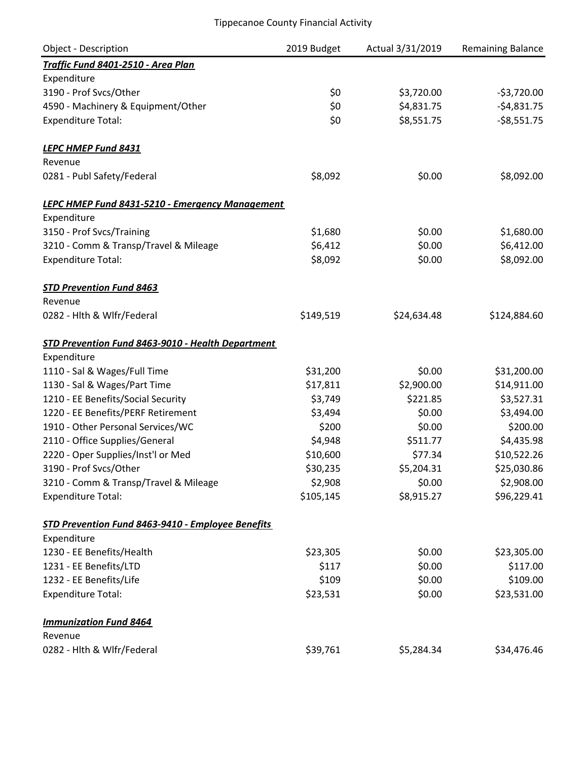Tippecanoe County Financial Activity

| Object - Description | 2019 Budget | Actual 3/31/2019 | Remaining Balance |
|---|---|---|---|
| ***Traffic Fund 8401-2510 - Area Plan*** | | | |
| Expenditure | | | |
| 3190 - Prof Svcs/Other | $0 | $3,720.00 | -$3,720.00 |
| 4590 - Machinery & Equipment/Other | $0 | $4,831.75 | -$4,831.75 |
| Expenditure Total: | $0 | $8,551.75 | -$8,551.75 |
| | | | |
| ***LEPC HMEP Fund 8431*** | | | |
| Revenue | | | |
| 0281 - Publ Safety/Federal | $8,092 | $0.00 | $8,092.00 |
| | | | |
| ***LEPC HMEP Fund 8431-5210 - Emergency Management*** | | | |
| Expenditure | | | |
| 3150 - Prof Svcs/Training | $1,680 | $0.00 | $1,680.00 |
| 3210 - Comm & Transp/Travel & Mileage | $6,412 | $0.00 | $6,412.00 |
| Expenditure Total: | $8,092 | $0.00 | $8,092.00 |
| | | | |
| ***STD Prevention Fund 8463*** | | | |
| Revenue | | | |
| 0282 - Hlth & Wlfr/Federal | $149,519 | $24,634.48 | $124,884.60 |
| | | | |
| ***STD Prevention Fund 8463-9010 - Health Department*** | | | |
| Expenditure | | | |
| 1110 - Sal & Wages/Full Time | $31,200 | $0.00 | $31,200.00 |
| 1130 - Sal & Wages/Part Time | $17,811 | $2,900.00 | $14,911.00 |
| 1210 - EE Benefits/Social Security | $3,749 | $221.85 | $3,527.31 |
| 1220 - EE Benefits/PERF Retirement | $3,494 | $0.00 | $3,494.00 |
| 1910 - Other Personal Services/WC | $200 | $0.00 | $200.00 |
| 2110 - Office Supplies/General | $4,948 | $511.77 | $4,435.98 |
| 2220 - Oper Supplies/Inst'l or Med | $10,600 | $77.34 | $10,522.26 |
| 3190 - Prof Svcs/Other | $30,235 | $5,204.31 | $25,030.86 |
| 3210 - Comm & Transp/Travel & Mileage | $2,908 | $0.00 | $2,908.00 |
| Expenditure Total: | $105,145 | $8,915.27 | $96,229.41 |
| | | | |
| ***STD Prevention Fund 8463-9410 - Employee Benefits*** | | | |
| Expenditure | | | |
| 1230 - EE Benefits/Health | $23,305 | $0.00 | $23,305.00 |
| 1231 - EE Benefits/LTD | $117 | $0.00 | $117.00 |
| 1232 - EE Benefits/Life | $109 | $0.00 | $109.00 |
| Expenditure Total: | $23,531 | $0.00 | $23,531.00 |
| | | | |
| ***Immunization Fund 8464*** | | | |
| Revenue | | | |
| 0282 - Hlth & Wlfr/Federal | $39,761 | $5,284.34 | $34,476.46 |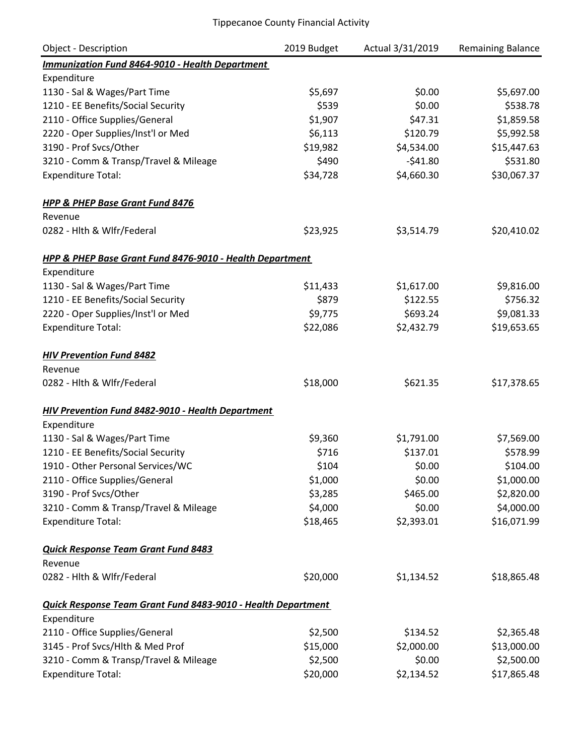Tippecanoe County Financial Activity

| Object - Description | 2019 Budget | Actual 3/31/2019 | Remaining Balance |
|---|---|---|---|
| ***Immunization Fund 8464-9010 - Health Department*** | | | |
| Expenditure | | | |
| 1130 - Sal & Wages/Part Time | $5,697 | $0.00 | $5,697.00 |
| 1210 - EE Benefits/Social Security | $539 | $0.00 | $538.78 |
| 2110 - Office Supplies/General | $1,907 | $47.31 | $1,859.58 |
| 2220 - Oper Supplies/Inst'l or Med | $6,113 | $120.79 | $5,992.58 |
| 3190 - Prof Svcs/Other | $19,982 | $4,534.00 | $15,447.63 |
| 3210 - Comm & Transp/Travel & Mileage | $490 | -$41.80 | $531.80 |
| Expenditure Total: | $34,728 | $4,660.30 | $30,067.37 |
| | | | |
| ***HPP & PHEP Base Grant Fund 8476*** | | | |
| Revenue | | | |
| 0282 - Hlth & Wlfr/Federal | $23,925 | $3,514.79 | $20,410.02 |
| | | | |
| ***HPP & PHEP Base Grant Fund 8476-9010 - Health Department*** | | | |
| Expenditure | | | |
| 1130 - Sal & Wages/Part Time | $11,433 | $1,617.00 | $9,816.00 |
| 1210 - EE Benefits/Social Security | $879 | $122.55 | $756.32 |
| 2220 - Oper Supplies/Inst'l or Med | $9,775 | $693.24 | $9,081.33 |
| Expenditure Total: | $22,086 | $2,432.79 | $19,653.65 |
| | | | |
| ***HIV Prevention Fund 8482*** | | | |
| Revenue | | | |
| 0282 - Hlth & Wlfr/Federal | $18,000 | $621.35 | $17,378.65 |
| | | | |
| ***HIV Prevention Fund 8482-9010 - Health Department*** | | | |
| Expenditure | | | |
| 1130 - Sal & Wages/Part Time | $9,360 | $1,791.00 | $7,569.00 |
| 1210 - EE Benefits/Social Security | $716 | $137.01 | $578.99 |
| 1910 - Other Personal Services/WC | $104 | $0.00 | $104.00 |
| 2110 - Office Supplies/General | $1,000 | $0.00 | $1,000.00 |
| 3190 - Prof Svcs/Other | $3,285 | $465.00 | $2,820.00 |
| 3210 - Comm & Transp/Travel & Mileage | $4,000 | $0.00 | $4,000.00 |
| Expenditure Total: | $18,465 | $2,393.01 | $16,071.99 |
| | | | |
| ***Quick Response Team Grant Fund 8483*** | | | |
| Revenue | | | |
| 0282 - Hlth & Wlfr/Federal | $20,000 | $1,134.52 | $18,865.48 |
| | | | |
| ***Quick Response Team Grant Fund 8483-9010 - Health Department*** | | | |
| Expenditure | | | |
| 2110 - Office Supplies/General | $2,500 | $134.52 | $2,365.48 |
| 3145 - Prof Svcs/Hlth & Med Prof | $15,000 | $2,000.00 | $13,000.00 |
| 3210 - Comm & Transp/Travel & Mileage | $2,500 | $0.00 | $2,500.00 |
| Expenditure Total: | $20,000 | $2,134.52 | $17,865.48 |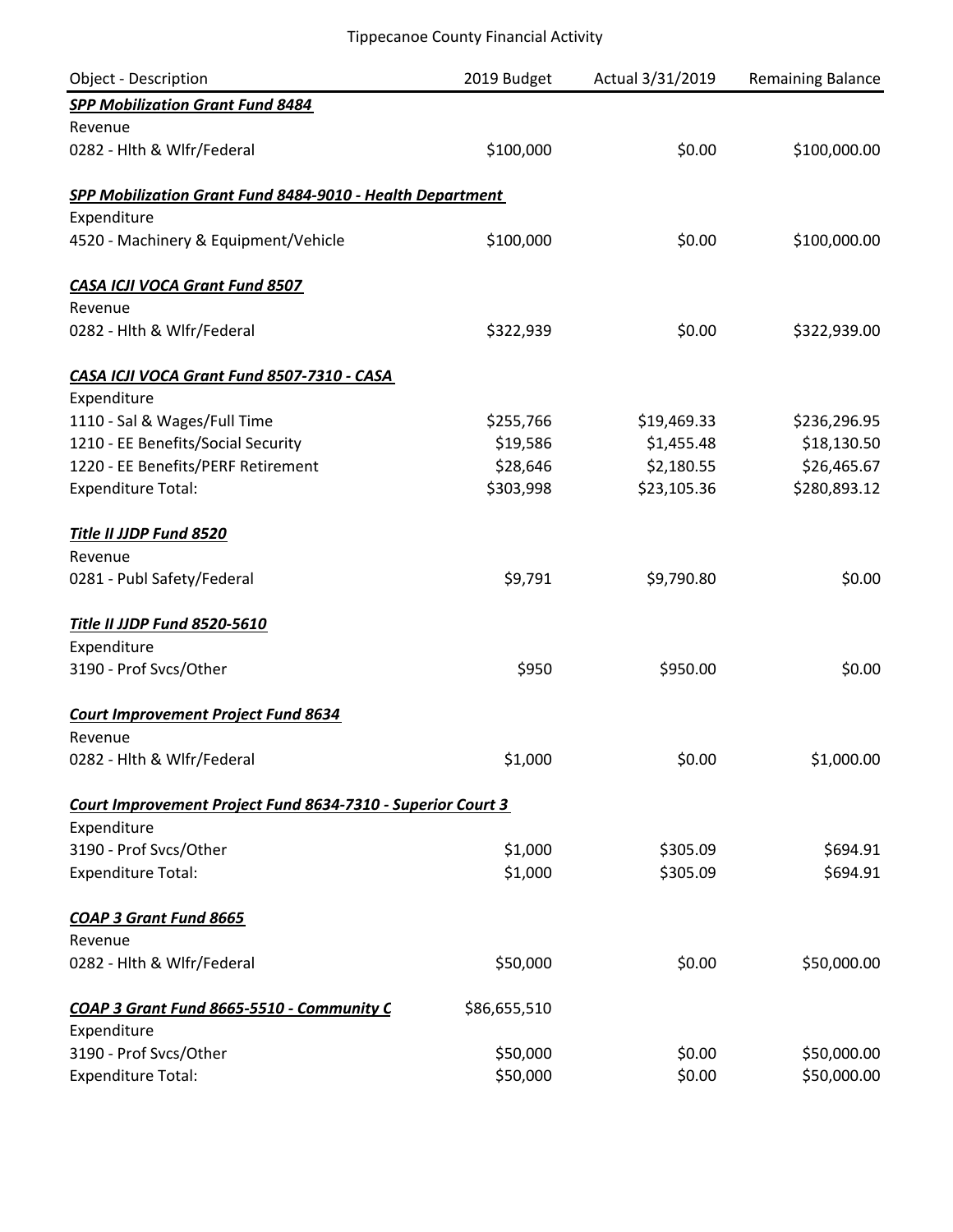Tippecanoe County Financial Activity

| Object - Description | 2019 Budget | Actual 3/31/2019 | Remaining Balance |
|---|---|---|---|
| ***SPP Mobilization Grant Fund 8484*** | | | |
| Revenue | | | |
| 0282 - Hlth & Wlfr/Federal | $100,000 | $0.00 | $100,000.00 |
| | | | |
| ***SPP Mobilization Grant Fund 8484-9010 - Health Department*** | | | |
| Expenditure | | | |
| 4520 - Machinery & Equipment/Vehicle | $100,000 | $0.00 | $100,000.00 |
| | | | |
| ***CASA ICJI VOCA Grant Fund 8507*** | | | |
| Revenue | | | |
| 0282 - Hlth & Wlfr/Federal | $322,939 | $0.00 | $322,939.00 |
| | | | |
| ***CASA ICJI VOCA Grant Fund 8507-7310 - CASA*** | | | |
| Expenditure | | | |
| 1110 - Sal & Wages/Full Time | $255,766 | $19,469.33 | $236,296.95 |
| 1210 - EE Benefits/Social Security | $19,586 | $1,455.48 | $18,130.50 |
| 1220 - EE Benefits/PERF Retirement | $28,646 | $2,180.55 | $26,465.67 |
| Expenditure Total: | $303,998 | $23,105.36 | $280,893.12 |
| | | | |
| ***Title II JJDP Fund 8520*** | | | |
| Revenue | | | |
| 0281 - Publ Safety/Federal | $9,791 | $9,790.80 | $0.00 |
| | | | |
| ***Title II JJDP Fund 8520-5610*** | | | |
| Expenditure | | | |
| 3190 - Prof Svcs/Other | $950 | $950.00 | $0.00 |
| | | | |
| ***Court Improvement Project Fund 8634*** | | | |
| Revenue | | | |
| 0282 - Hlth & Wlfr/Federal | $1,000 | $0.00 | $1,000.00 |
| | | | |
| ***Court Improvement Project Fund 8634-7310 - Superior Court 3*** | | | |
| Expenditure | | | |
| 3190 - Prof Svcs/Other | $1,000 | $305.09 | $694.91 |
| Expenditure Total: | $1,000 | $305.09 | $694.91 |
| | | | |
| ***COAP 3 Grant Fund 8665*** | | | |
| Revenue | | | |
| 0282 - Hlth & Wlfr/Federal | $50,000 | $0.00 | $50,000.00 |
| | | | |
| ***COAP 3 Grant Fund 8665-5510 - Community C*** | $86,655,510 | | |
| Expenditure | | | |
| 3190 - Prof Svcs/Other | $50,000 | $0.00 | $50,000.00 |
| Expenditure Total: | $50,000 | $0.00 | $50,000.00 |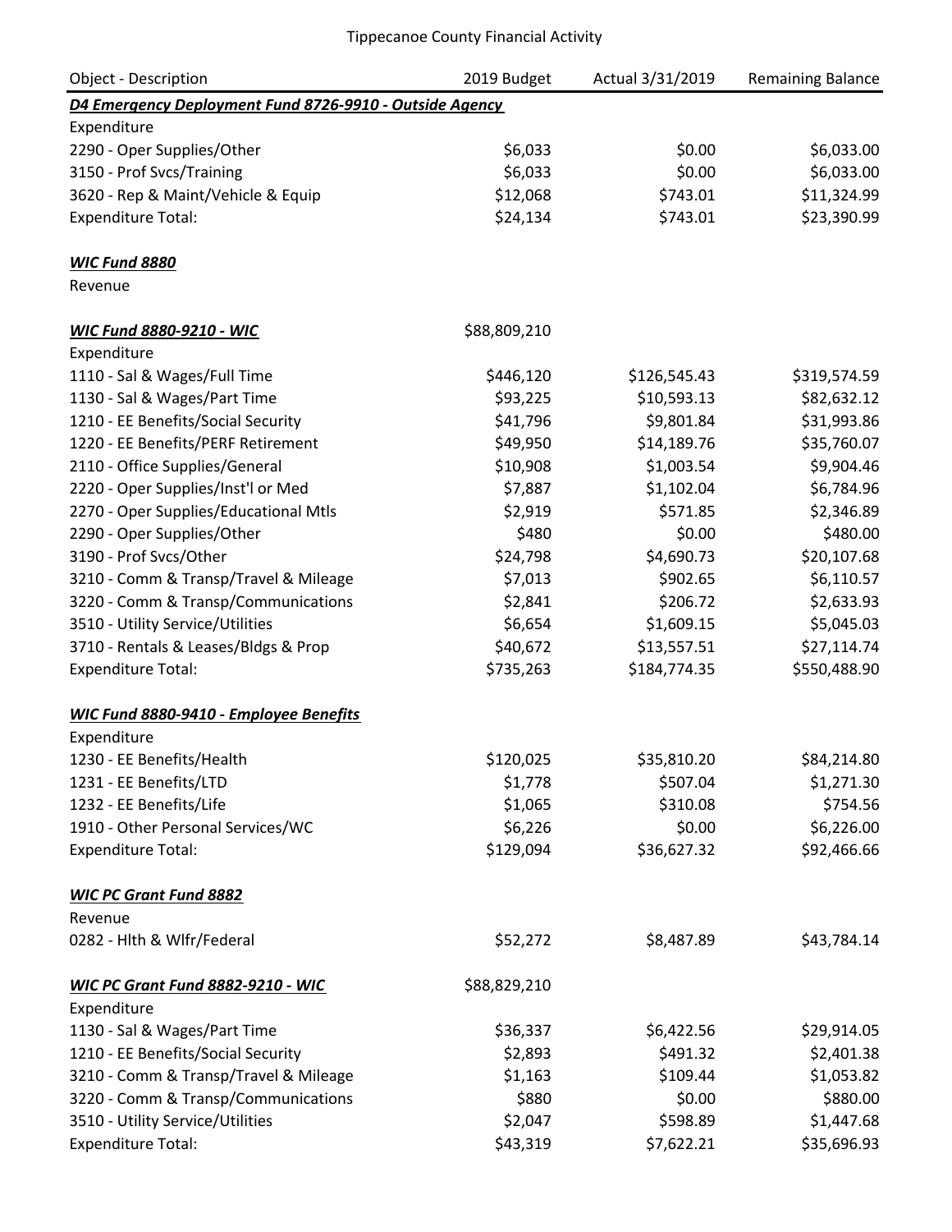Tippecanoe County Financial Activity

| Object - Description | 2019 Budget | Actual 3/31/2019 | Remaining Balance |
|---|---|---|---|
| ***D4 Emergency Deployment Fund 8726-9910 - Outside Agency*** | | | |
| Expenditure | | | |
| 2290 - Oper Supplies/Other | $6,033 | $0.00 | $6,033.00 |
| 3150 - Prof Svcs/Training | $6,033 | $0.00 | $6,033.00 |
| 3620 - Rep & Maint/Vehicle & Equip | $12,068 | $743.01 | $11,324.99 |
| Expenditure Total: | $24,134 | $743.01 | $23,390.99 |
| | | | |
| ***WIC Fund 8880*** | | | |
| Revenue | | | |
| | | | |
| ***WIC Fund 8880-9210 - WIC*** | $88,809,210 | | |
| Expenditure | | | |
| 1110 - Sal & Wages/Full Time | $446,120 | $126,545.43 | $319,574.59 |
| 1130 - Sal & Wages/Part Time | $93,225 | $10,593.13 | $82,632.12 |
| 1210 - EE Benefits/Social Security | $41,796 | $9,801.84 | $31,993.86 |
| 1220 - EE Benefits/PERF Retirement | $49,950 | $14,189.76 | $35,760.07 |
| 2110 - Office Supplies/General | $10,908 | $1,003.54 | $9,904.46 |
| 2220 - Oper Supplies/Inst'l or Med | $7,887 | $1,102.04 | $6,784.96 |
| 2270 - Oper Supplies/Educational Mtls | $2,919 | $571.85 | $2,346.89 |
| 2290 - Oper Supplies/Other | $480 | $0.00 | $480.00 |
| 3190 - Prof Svcs/Other | $24,798 | $4,690.73 | $20,107.68 |
| 3210 - Comm & Transp/Travel & Mileage | $7,013 | $902.65 | $6,110.57 |
| 3220 - Comm & Transp/Communications | $2,841 | $206.72 | $2,633.93 |
| 3510 - Utility Service/Utilities | $6,654 | $1,609.15 | $5,045.03 |
| 3710 - Rentals & Leases/Bldgs & Prop | $40,672 | $13,557.51 | $27,114.74 |
| Expenditure Total: | $735,263 | $184,774.35 | $550,488.90 |
| | | | |
| ***WIC Fund 8880-9410 - Employee Benefits*** | | | |
| Expenditure | | | |
| 1230 - EE Benefits/Health | $120,025 | $35,810.20 | $84,214.80 |
| 1231 - EE Benefits/LTD | $1,778 | $507.04 | $1,271.30 |
| 1232 - EE Benefits/Life | $1,065 | $310.08 | $754.56 |
| 1910 - Other Personal Services/WC | $6,226 | $0.00 | $6,226.00 |
| Expenditure Total: | $129,094 | $36,627.32 | $92,466.66 |
| | | | |
| ***WIC PC Grant Fund 8882*** | | | |
| Revenue | | | |
| 0282 - Hlth & Wlfr/Federal | $52,272 | $8,487.89 | $43,784.14 |
| | | | |
| ***WIC PC Grant Fund 8882-9210 - WIC*** | $88,829,210 | | |
| Expenditure | | | |
| 1130 - Sal & Wages/Part Time | $36,337 | $6,422.56 | $29,914.05 |
| 1210 - EE Benefits/Social Security | $2,893 | $491.32 | $2,401.38 |
| 3210 - Comm & Transp/Travel & Mileage | $1,163 | $109.44 | $1,053.82 |
| 3220 - Comm & Transp/Communications | $880 | $0.00 | $880.00 |
| 3510 - Utility Service/Utilities | $2,047 | $598.89 | $1,447.68 |
| Expenditure Total: | $43,319 | $7,622.21 | $35,696.93 |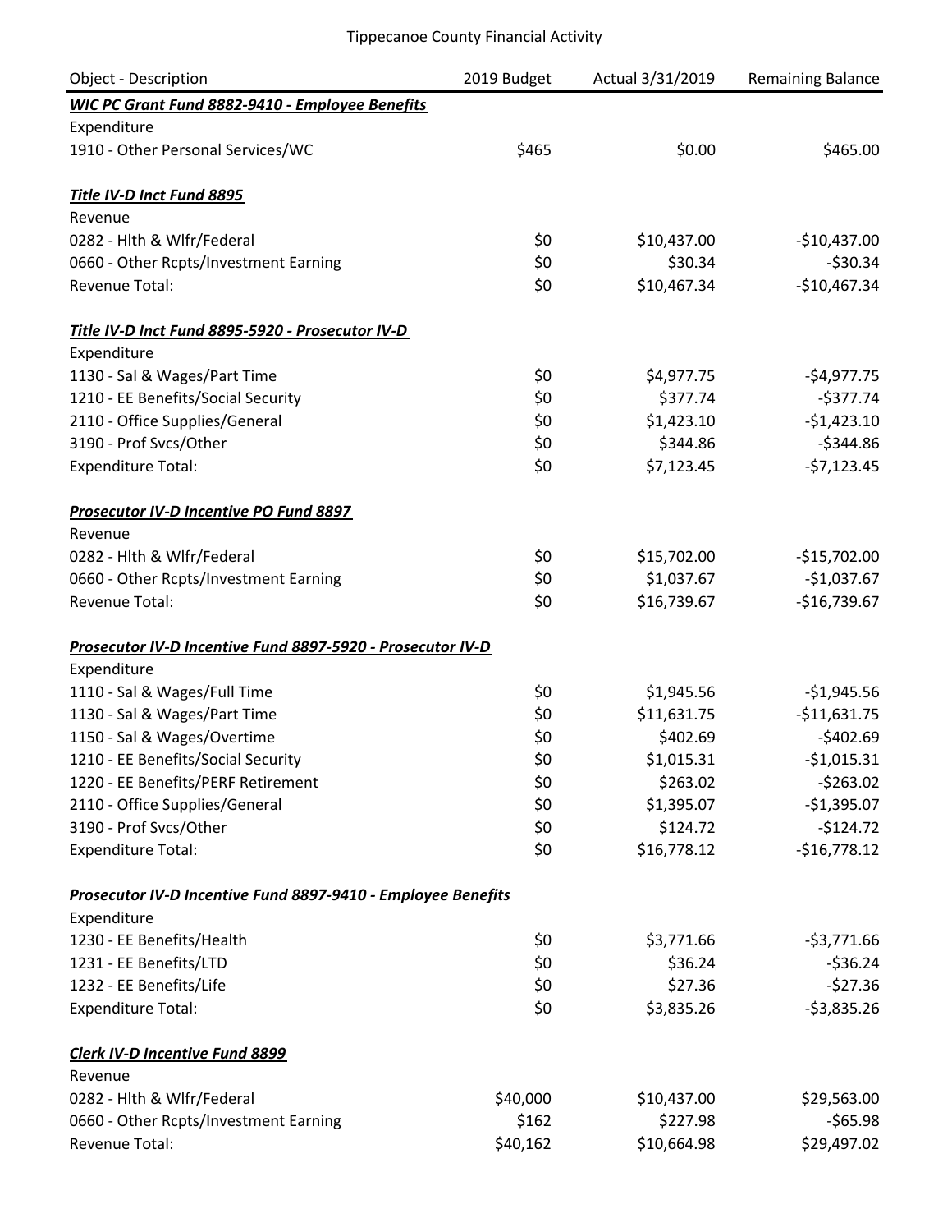| Object - Description | 2019 Budget | Actual 3/31/2019 | Remaining Balance |
|---|---|---|---|
| ***WIC PC Grant Fund 8882-9410 - Employee Benefits*** | | | |
| Expenditure | | | |
| 1910 - Other Personal Services/WC | $465 | $0.00 | $465.00 |
| | | | |
| ***Title IV-D Inct Fund 8895*** | | | |
| Revenue | | | |
| 0282 - Hlth & Wlfr/Federal | $0 | $10,437.00 | -$10,437.00 |
| 0660 - Other Rcpts/Investment Earning | $0 | $30.34 | -$30.34 |
| Revenue Total: | $0 | $10,467.34 | -$10,467.34 |
| | | | |
| ***Title IV-D Inct Fund 8895-5920 - Prosecutor IV-D*** | | | |
| Expenditure | | | |
| 1130 - Sal & Wages/Part Time | $0 | $4,977.75 | -$4,977.75 |
| 1210 - EE Benefits/Social Security | $0 | $377.74 | -$377.74 |
| 2110 - Office Supplies/General | $0 | $1,423.10 | -$1,423.10 |
| 3190 - Prof Svcs/Other | $0 | $344.86 | -$344.86 |
| Expenditure Total: | $0 | $7,123.45 | -$7,123.45 |
| | | | |
| ***Prosecutor IV-D Incentive PO Fund 8897*** | | | |
| Revenue | | | |
| 0282 - Hlth & Wlfr/Federal | $0 | $15,702.00 | -$15,702.00 |
| 0660 - Other Rcpts/Investment Earning | $0 | $1,037.67 | -$1,037.67 |
| Revenue Total: | $0 | $16,739.67 | -$16,739.67 |
| | | | |
| ***Prosecutor IV-D Incentive Fund 8897-5920 - Prosecutor IV-D*** | | | |
| Expenditure | | | |
| 1110 - Sal & Wages/Full Time | $0 | $1,945.56 | -$1,945.56 |
| 1130 - Sal & Wages/Part Time | $0 | $11,631.75 | -$11,631.75 |
| 1150 - Sal & Wages/Overtime | $0 | $402.69 | -$402.69 |
| 1210 - EE Benefits/Social Security | $0 | $1,015.31 | -$1,015.31 |
| 1220 - EE Benefits/PERF Retirement | $0 | $263.02 | -$263.02 |
| 2110 - Office Supplies/General | $0 | $1,395.07 | -$1,395.07 |
| 3190 - Prof Svcs/Other | $0 | $124.72 | -$124.72 |
| Expenditure Total: | $0 | $16,778.12 | -$16,778.12 |
| | | | |
| ***Prosecutor IV-D Incentive Fund 8897-9410 - Employee Benefits*** | | | |
| Expenditure | | | |
| 1230 - EE Benefits/Health | $0 | $3,771.66 | -$3,771.66 |
| 1231 - EE Benefits/LTD | $0 | $36.24 | -$36.24 |
| 1232 - EE Benefits/Life | $0 | $27.36 | -$27.36 |
| Expenditure Total: | $0 | $3,835.26 | -$3,835.26 |
| | | | |
| ***Clerk IV-D Incentive Fund 8899*** | | | |
| Revenue | | | |
| 0282 - Hlth & Wlfr/Federal | $40,000 | $10,437.00 | $29,563.00 |
| 0660 - Other Rcpts/Investment Earning | $162 | $227.98 | -$65.98 |
| Revenue Total: | $40,162 | $10,664.98 | $29,497.02 |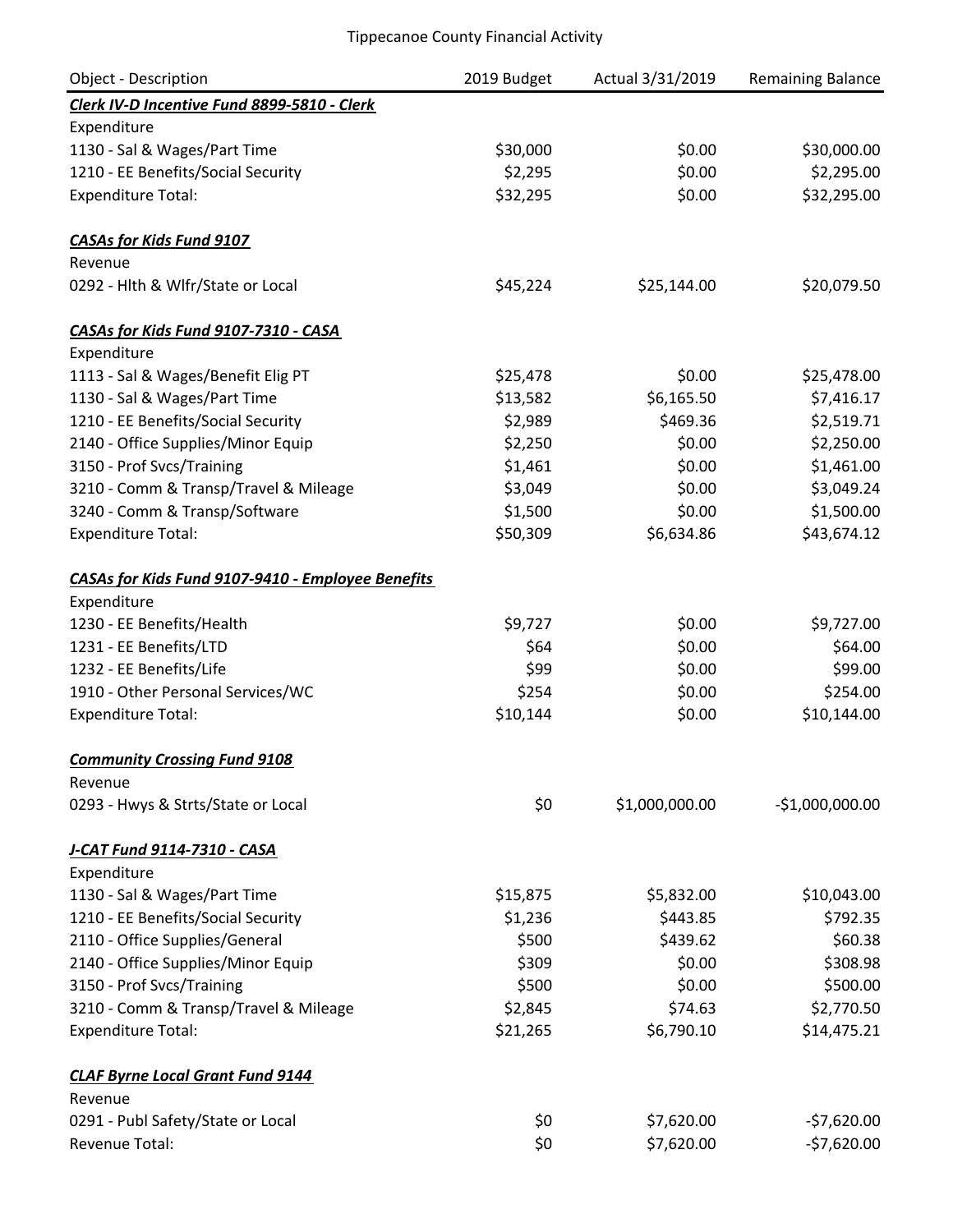Tippecanoe County Financial Activity

| Object - Description | 2019 Budget | Actual 3/31/2019 | Remaining Balance |
|---|---|---|---|
| ***Clerk IV-D Incentive Fund 8899-5810 - Clerk*** | | | |
| Expenditure | | | |
| 1130 - Sal & Wages/Part Time | $30,000 | $0.00 | $30,000.00 |
| 1210 - EE Benefits/Social Security | $2,295 | $0.00 | $2,295.00 |
| Expenditure Total: | $32,295 | $0.00 | $32,295.00 |
| | | | |
| ***CASAs for Kids Fund 9107*** | | | |
| Revenue | | | |
| 0292 - Hlth & Wlfr/State or Local | $45,224 | $25,144.00 | $20,079.50 |
| | | | |
| ***CASAs for Kids Fund 9107-7310 - CASA*** | | | |
| Expenditure | | | |
| 1113 - Sal & Wages/Benefit Elig PT | $25,478 | $0.00 | $25,478.00 |
| 1130 - Sal & Wages/Part Time | $13,582 | $6,165.50 | $7,416.17 |
| 1210 - EE Benefits/Social Security | $2,989 | $469.36 | $2,519.71 |
| 2140 - Office Supplies/Minor Equip | $2,250 | $0.00 | $2,250.00 |
| 3150 - Prof Svcs/Training | $1,461 | $0.00 | $1,461.00 |
| 3210 - Comm & Transp/Travel & Mileage | $3,049 | $0.00 | $3,049.24 |
| 3240 - Comm & Transp/Software | $1,500 | $0.00 | $1,500.00 |
| Expenditure Total: | $50,309 | $6,634.86 | $43,674.12 |
| | | | |
| ***CASAs for Kids Fund 9107-9410 - Employee Benefits*** | | | |
| Expenditure | | | |
| 1230 - EE Benefits/Health | $9,727 | $0.00 | $9,727.00 |
| 1231 - EE Benefits/LTD | $64 | $0.00 | $64.00 |
| 1232 - EE Benefits/Life | $99 | $0.00 | $99.00 |
| 1910 - Other Personal Services/WC | $254 | $0.00 | $254.00 |
| Expenditure Total: | $10,144 | $0.00 | $10,144.00 |
| | | | |
| ***Community Crossing Fund 9108*** | | | |
| Revenue | | | |
| 0293 - Hwys & Strts/State or Local | $0 | $1,000,000.00 | -$1,000,000.00 |
| | | | |
| ***J-CAT Fund 9114-7310 - CASA*** | | | |
| Expenditure | | | |
| 1130 - Sal & Wages/Part Time | $15,875 | $5,832.00 | $10,043.00 |
| 1210 - EE Benefits/Social Security | $1,236 | $443.85 | $792.35 |
| 2110 - Office Supplies/General | $500 | $439.62 | $60.38 |
| 2140 - Office Supplies/Minor Equip | $309 | $0.00 | $308.98 |
| 3150 - Prof Svcs/Training | $500 | $0.00 | $500.00 |
| 3210 - Comm & Transp/Travel & Mileage | $2,845 | $74.63 | $2,770.50 |
| Expenditure Total: | $21,265 | $6,790.10 | $14,475.21 |
| | | | |
| ***CLAF Byrne Local Grant Fund 9144*** | | | |
| Revenue | | | |
| 0291 - Publ Safety/State or Local | $0 | $7,620.00 | -$7,620.00 |
| Revenue Total: | $0 | $7,620.00 | -$7,620.00 |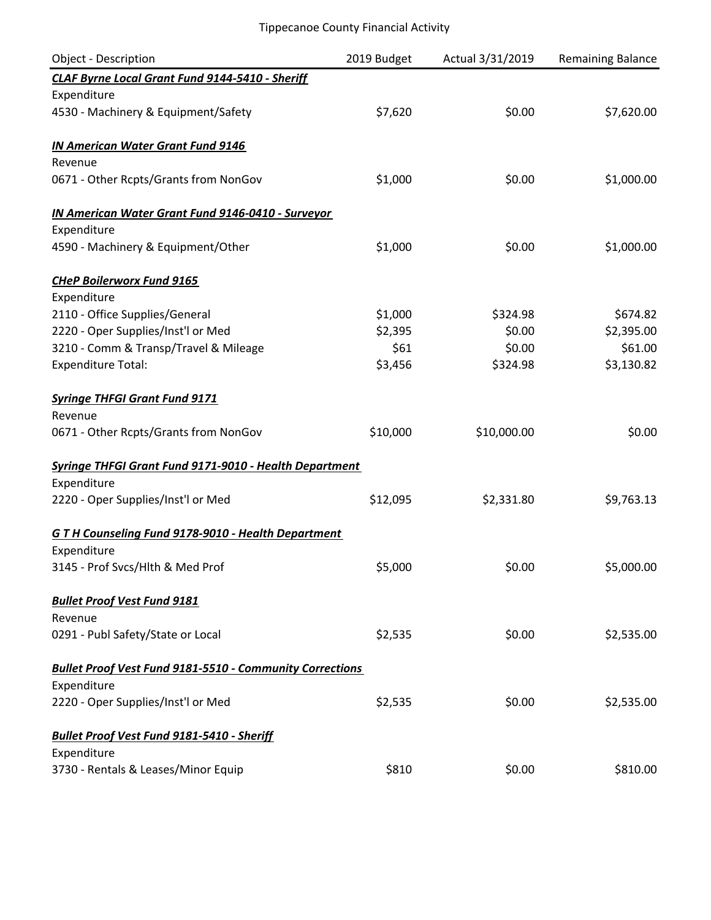Tippecanoe County Financial Activity

| Object - Description | 2019 Budget | Actual 3/31/2019 | Remaining Balance |
|---|---|---|---|
| ***CLAF Byrne Local Grant Fund 9144-5410 - Sheriff*** | | | |
| Expenditure | | | |
| 4530 - Machinery & Equipment/Safety | $7,620 | $0.00 | $7,620.00 |
| ***IN American Water Grant Fund 9146*** | | | |
| Revenue | | | |
| 0671 - Other Rcpts/Grants from NonGov | $1,000 | $0.00 | $1,000.00 |
| ***IN American Water Grant Fund 9146-0410 - Surveyor*** | | | |
| Expenditure | | | |
| 4590 - Machinery & Equipment/Other | $1,000 | $0.00 | $1,000.00 |
| ***CHeP Boilerworx Fund 9165*** | | | |
| Expenditure | | | |
| 2110 - Office Supplies/General | $1,000 | $324.98 | $674.82 |
| 2220 - Oper Supplies/Inst'l or Med | $2,395 | $0.00 | $2,395.00 |
| 3210 - Comm & Transp/Travel & Mileage | $61 | $0.00 | $61.00 |
| Expenditure Total: | $3,456 | $324.98 | $3,130.82 |
| ***Syringe THFGI Grant Fund 9171*** | | | |
| Revenue | | | |
| 0671 - Other Rcpts/Grants from NonGov | $10,000 | $10,000.00 | $0.00 |
| ***Syringe THFGI Grant Fund 9171-9010 - Health Department*** | | | |
| Expenditure | | | |
| 2220 - Oper Supplies/Inst'l or Med | $12,095 | $2,331.80 | $9,763.13 |
| ***G T H Counseling Fund 9178-9010 - Health Department*** | | | |
| Expenditure | | | |
| 3145 - Prof Svcs/Hlth & Med Prof | $5,000 | $0.00 | $5,000.00 |
| ***Bullet Proof Vest Fund 9181*** | | | |
| Revenue | | | |
| 0291 - Publ Safety/State or Local | $2,535 | $0.00 | $2,535.00 |
| ***Bullet Proof Vest Fund 9181-5510 - Community Corrections*** | | | |
| Expenditure | | | |
| 2220 - Oper Supplies/Inst'l or Med | $2,535 | $0.00 | $2,535.00 |
| ***Bullet Proof Vest Fund 9181-5410 - Sheriff*** | | | |
| Expenditure | | | |
| 3730 - Rentals & Leases/Minor Equip | $810 | $0.00 | $810.00 |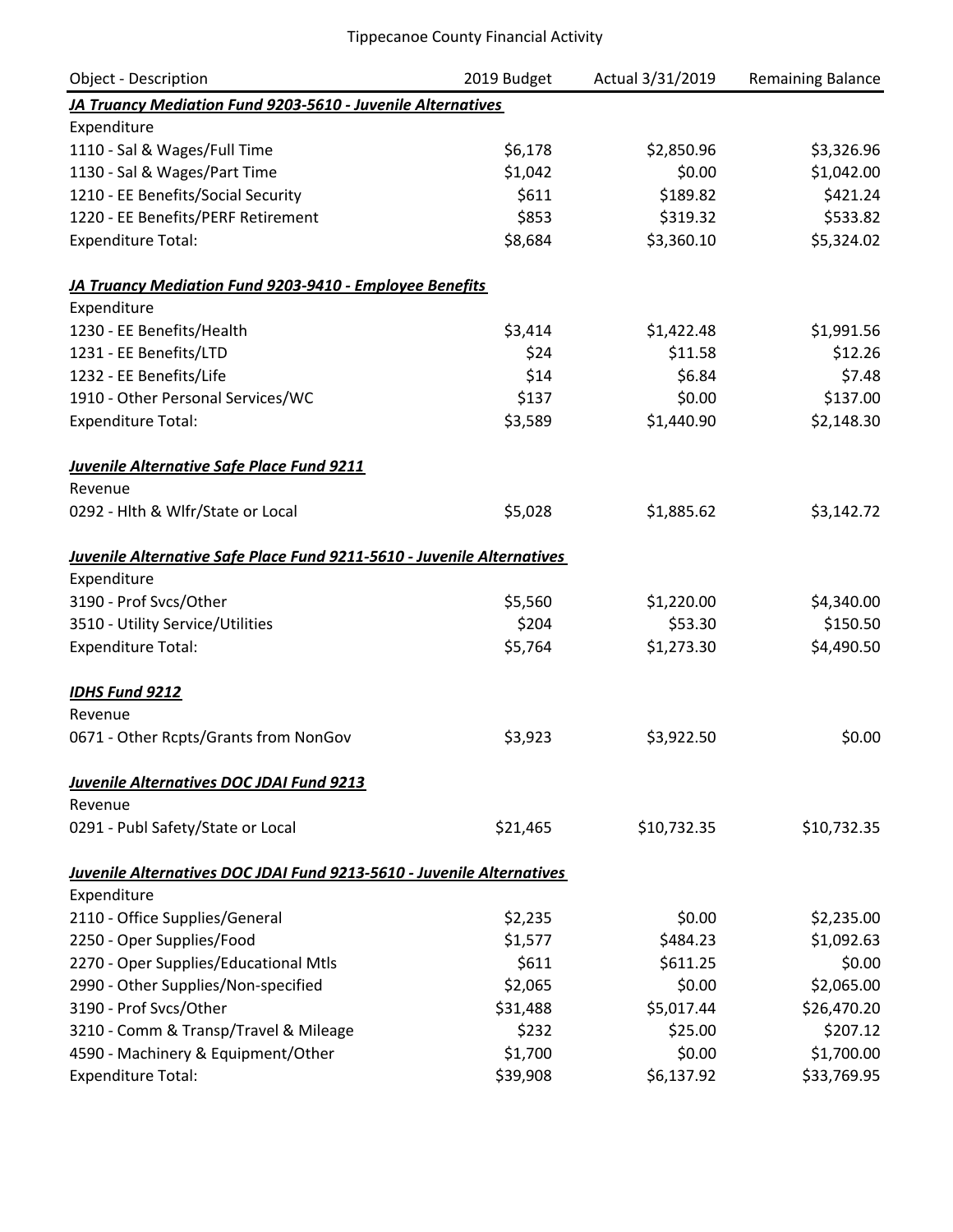# Tippecanoe County Financial Activity

| Object - Description | 2019 Budget | Actual 3/31/2019 | Remaining Balance |
|---|---|---|---|
| ***JA Truancy Mediation Fund 9203-5610 - Juvenile Alternatives*** | | | |
| Expenditure | | | |
| 1110 - Sal & Wages/Full Time | $6,178 | $2,850.96 | $3,326.96 |
| 1130 - Sal & Wages/Part Time | $1,042 | $0.00 | $1,042.00 |
| 1210 - EE Benefits/Social Security | $611 | $189.82 | $421.24 |
| 1220 - EE Benefits/PERF Retirement | $853 | $319.32 | $533.82 |
| Expenditure Total: | $8,684 | $3,360.10 | $5,324.02 |
| ***JA Truancy Mediation Fund 9203-9410 - Employee Benefits*** | | | |
| Expenditure | | | |
| 1230 - EE Benefits/Health | $3,414 | $1,422.48 | $1,991.56 |
| 1231 - EE Benefits/LTD | $24 | $11.58 | $12.26 |
| 1232 - EE Benefits/Life | $14 | $6.84 | $7.48 |
| 1910 - Other Personal Services/WC | $137 | $0.00 | $137.00 |
| Expenditure Total: | $3,589 | $1,440.90 | $2,148.30 |
| ***Juvenile Alternative Safe Place Fund 9211*** | | | |
| Revenue | | | |
| 0292 - Hlth & Wlfr/State or Local | $5,028 | $1,885.62 | $3,142.72 |
| ***Juvenile Alternative Safe Place Fund 9211-5610 - Juvenile Alternatives*** | | | |
| Expenditure | | | |
| 3190 - Prof Svcs/Other | $5,560 | $1,220.00 | $4,340.00 |
| 3510 - Utility Service/Utilities | $204 | $53.30 | $150.50 |
| Expenditure Total: | $5,764 | $1,273.30 | $4,490.50 |
| ***IDHS Fund 9212*** | | | |
| Revenue | | | |
| 0671 - Other Rcpts/Grants from NonGov | $3,923 | $3,922.50 | $0.00 |
| ***Juvenile Alternatives DOC JDAI Fund 9213*** | | | |
| Revenue | | | |
| 0291 - Publ Safety/State or Local | $21,465 | $10,732.35 | $10,732.35 |
| ***Juvenile Alternatives DOC JDAI Fund 9213-5610 - Juvenile Alternatives*** | | | |
| Expenditure | | | |
| 2110 - Office Supplies/General | $2,235 | $0.00 | $2,235.00 |
| 2250 - Oper Supplies/Food | $1,577 | $484.23 | $1,092.63 |
| 2270 - Oper Supplies/Educational Mtls | $611 | $611.25 | $0.00 |
| 2990 - Other Supplies/Non-specified | $2,065 | $0.00 | $2,065.00 |
| 3190 - Prof Svcs/Other | $31,488 | $5,017.44 | $26,470.20 |
| 3210 - Comm & Transp/Travel & Mileage | $232 | $25.00 | $207.12 |
| 4590 - Machinery & Equipment/Other | $1,700 | $0.00 | $1,700.00 |
| Expenditure Total: | $39,908 | $6,137.92 | $33,769.95 |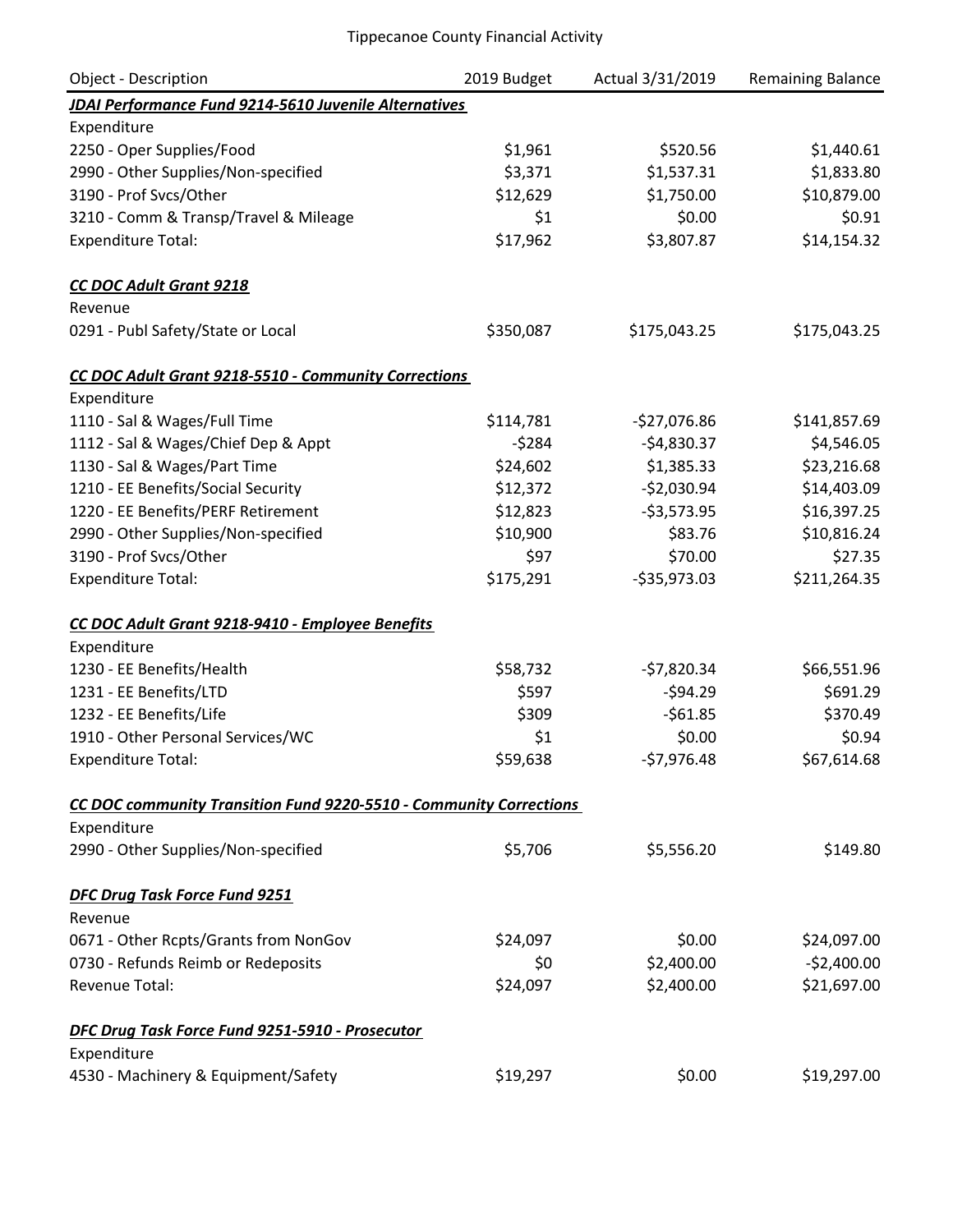Tippecanoe County Financial Activity

| Object - Description | 2019 Budget | Actual 3/31/2019 | Remaining Balance |
|---|---|---|---|
| ***JDAI Performance Fund 9214-5610 Juvenile Alternatives*** | | | |
| Expenditure | | | |
| 2250 - Oper Supplies/Food | $1,961 | $520.56 | $1,440.61 |
| 2990 - Other Supplies/Non-specified | $3,371 | $1,537.31 | $1,833.80 |
| 3190 - Prof Svcs/Other | $12,629 | $1,750.00 | $10,879.00 |
| 3210 - Comm & Transp/Travel & Mileage | $1 | $0.00 | $0.91 |
| Expenditure Total: | $17,962 | $3,807.87 | $14,154.32 |
| | | | |
| ***CC DOC Adult Grant 9218*** | | | |
| Revenue | | | |
| 0291 - Publ Safety/State or Local | $350,087 | $175,043.25 | $175,043.25 |
| | | | |
| ***CC DOC Adult Grant 9218-5510 - Community Corrections*** | | | |
| Expenditure | | | |
| 1110 - Sal & Wages/Full Time | $114,781 | -$27,076.86 | $141,857.69 |
| 1112 - Sal & Wages/Chief Dep & Appt | -$284 | -$4,830.37 | $4,546.05 |
| 1130 - Sal & Wages/Part Time | $24,602 | $1,385.33 | $23,216.68 |
| 1210 - EE Benefits/Social Security | $12,372 | -$2,030.94 | $14,403.09 |
| 1220 - EE Benefits/PERF Retirement | $12,823 | -$3,573.95 | $16,397.25 |
| 2990 - Other Supplies/Non-specified | $10,900 | $83.76 | $10,816.24 |
| 3190 - Prof Svcs/Other | $97 | $70.00 | $27.35 |
| Expenditure Total: | $175,291 | -$35,973.03 | $211,264.35 |
| | | | |
| ***CC DOC Adult Grant 9218-9410 - Employee Benefits*** | | | |
| Expenditure | | | |
| 1230 - EE Benefits/Health | $58,732 | -$7,820.34 | $66,551.96 |
| 1231 - EE Benefits/LTD | $597 | -$94.29 | $691.29 |
| 1232 - EE Benefits/Life | $309 | -$61.85 | $370.49 |
| 1910 - Other Personal Services/WC | $1 | $0.00 | $0.94 |
| Expenditure Total: | $59,638 | -$7,976.48 | $67,614.68 |
| | | | |
| ***CC DOC community Transition Fund 9220-5510 - Community Corrections*** | | | |
| Expenditure | | | |
| 2990 - Other Supplies/Non-specified | $5,706 | $5,556.20 | $149.80 |
| | | | |
| ***DFC Drug Task Force Fund 9251*** | | | |
| Revenue | | | |
| 0671 - Other Rcpts/Grants from NonGov | $24,097 | $0.00 | $24,097.00 |
| 0730 - Refunds Reimb or Redeposits | $0 | $2,400.00 | -$2,400.00 |
| Revenue Total: | $24,097 | $2,400.00 | $21,697.00 |
| | | | |
| ***DFC Drug Task Force Fund 9251-5910 - Prosecutor*** | | | |
| Expenditure | | | |
| 4530 - Machinery & Equipment/Safety | $19,297 | $0.00 | $19,297.00 |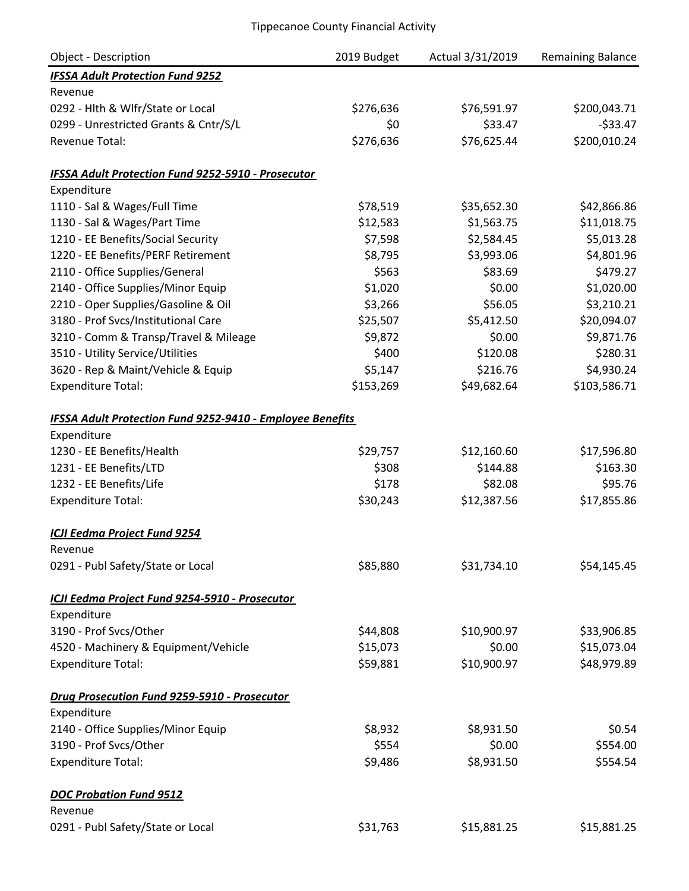Tippecanoe County Financial Activity

| Object - Description | 2019 Budget | Actual 3/31/2019 | Remaining Balance |
|---|---|---|---|
| ***IFSSA Adult Protection Fund 9252*** | | | |
| Revenue | | | |
| 0292 - Hlth & Wlfr/State or Local | $276,636 | $76,591.97 | $200,043.71 |
| 0299 - Unrestricted Grants & Cntr/S/L | $0 | $33.47 | -$33.47 |
| Revenue Total: | $276,636 | $76,625.44 | $200,010.24 |
| | | | |
| ***IFSSA Adult Protection Fund 9252-5910 - Prosecutor*** | | | |
| Expenditure | | | |
| 1110 - Sal & Wages/Full Time | $78,519 | $35,652.30 | $42,866.86 |
| 1130 - Sal & Wages/Part Time | $12,583 | $1,563.75 | $11,018.75 |
| 1210 - EE Benefits/Social Security | $7,598 | $2,584.45 | $5,013.28 |
| 1220 - EE Benefits/PERF Retirement | $8,795 | $3,993.06 | $4,801.96 |
| 2110 - Office Supplies/General | $563 | $83.69 | $479.27 |
| 2140 - Office Supplies/Minor Equip | $1,020 | $0.00 | $1,020.00 |
| 2210 - Oper Supplies/Gasoline & Oil | $3,266 | $56.05 | $3,210.21 |
| 3180 - Prof Svcs/Institutional Care | $25,507 | $5,412.50 | $20,094.07 |
| 3210 - Comm & Transp/Travel & Mileage | $9,872 | $0.00 | $9,871.76 |
| 3510 - Utility Service/Utilities | $400 | $120.08 | $280.31 |
| 3620 - Rep & Maint/Vehicle & Equip | $5,147 | $216.76 | $4,930.24 |
| Expenditure Total: | $153,269 | $49,682.64 | $103,586.71 |
| | | | |
| ***IFSSA Adult Protection Fund 9252-9410 - Employee Benefits*** | | | |
| Expenditure | | | |
| 1230 - EE Benefits/Health | $29,757 | $12,160.60 | $17,596.80 |
| 1231 - EE Benefits/LTD | $308 | $144.88 | $163.30 |
| 1232 - EE Benefits/Life | $178 | $82.08 | $95.76 |
| Expenditure Total: | $30,243 | $12,387.56 | $17,855.86 |
| | | | |
| ***ICJI Eedma Project Fund 9254*** | | | |
| Revenue | | | |
| 0291 - Publ Safety/State or Local | $85,880 | $31,734.10 | $54,145.45 |
| | | | |
| ***ICJI Eedma Project Fund 9254-5910 - Prosecutor*** | | | |
| Expenditure | | | |
| 3190 - Prof Svcs/Other | $44,808 | $10,900.97 | $33,906.85 |
| 4520 - Machinery & Equipment/Vehicle | $15,073 | $0.00 | $15,073.04 |
| Expenditure Total: | $59,881 | $10,900.97 | $48,979.89 |
| | | | |
| ***Drug Prosecution Fund 9259-5910 - Prosecutor*** | | | |
| Expenditure | | | |
| 2140 - Office Supplies/Minor Equip | $8,932 | $8,931.50 | $0.54 |
| 3190 - Prof Svcs/Other | $554 | $0.00 | $554.00 |
| Expenditure Total: | $9,486 | $8,931.50 | $554.54 |
| | | | |
| ***DOC Probation Fund 9512*** | | | |
| Revenue | | | |
| 0291 - Publ Safety/State or Local | $31,763 | $15,881.25 | $15,881.25 |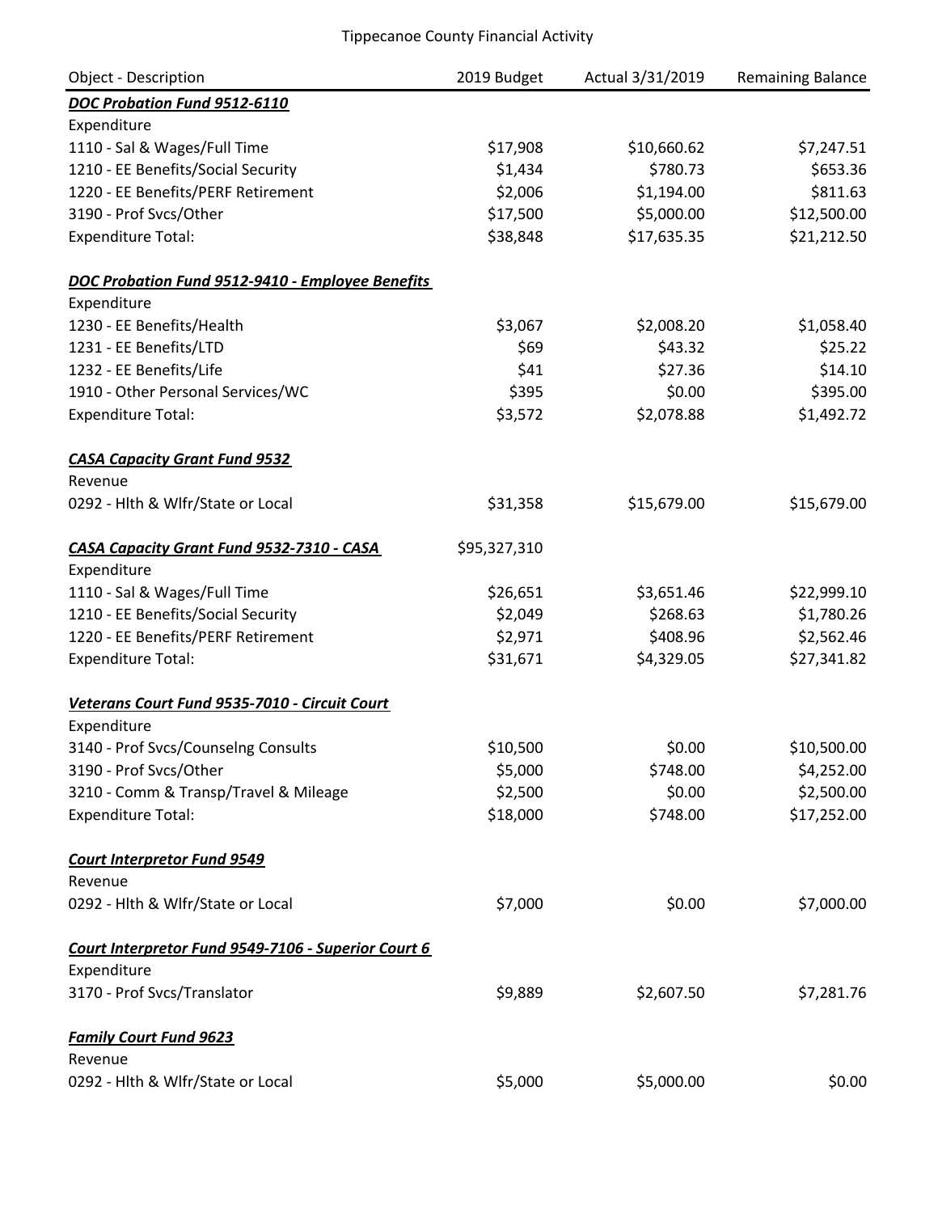Tippecanoe County Financial Activity

| Object - Description | 2019 Budget | Actual 3/31/2019 | Remaining Balance |
|---|---|---|---|
| ***DOC Probation Fund 9512-6110*** | | | |
| Expenditure | | | |
| 1110 - Sal & Wages/Full Time | $17,908 | $10,660.62 | $7,247.51 |
| 1210 - EE Benefits/Social Security | $1,434 | $780.73 | $653.36 |
| 1220 - EE Benefits/PERF Retirement | $2,006 | $1,194.00 | $811.63 |
| 3190 - Prof Svcs/Other | $17,500 | $5,000.00 | $12,500.00 |
| Expenditure Total: | $38,848 | $17,635.35 | $21,212.50 |
| | | | |
| ***DOC Probation Fund 9512-9410 - Employee Benefits*** | | | |
| Expenditure | | | |
| 1230 - EE Benefits/Health | $3,067 | $2,008.20 | $1,058.40 |
| 1231 - EE Benefits/LTD | $69 | $43.32 | $25.22 |
| 1232 - EE Benefits/Life | $41 | $27.36 | $14.10 |
| 1910 - Other Personal Services/WC | $395 | $0.00 | $395.00 |
| Expenditure Total: | $3,572 | $2,078.88 | $1,492.72 |
| | | | |
| ***CASA Capacity Grant Fund 9532*** | | | |
| Revenue | | | |
| 0292 - Hlth & Wlfr/State or Local | $31,358 | $15,679.00 | $15,679.00 |
| | | | |
| ***CASA Capacity Grant Fund 9532-7310 - CASA*** | $95,327,310 | | |
| Expenditure | | | |
| 1110 - Sal & Wages/Full Time | $26,651 | $3,651.46 | $22,999.10 |
| 1210 - EE Benefits/Social Security | $2,049 | $268.63 | $1,780.26 |
| 1220 - EE Benefits/PERF Retirement | $2,971 | $408.96 | $2,562.46 |
| Expenditure Total: | $31,671 | $4,329.05 | $27,341.82 |
| | | | |
| ***Veterans Court Fund 9535-7010 - Circuit Court*** | | | |
| Expenditure | | | |
| 3140 - Prof Svcs/Counselng Consults | $10,500 | $0.00 | $10,500.00 |
| 3190 - Prof Svcs/Other | $5,000 | $748.00 | $4,252.00 |
| 3210 - Comm & Transp/Travel & Mileage | $2,500 | $0.00 | $2,500.00 |
| Expenditure Total: | $18,000 | $748.00 | $17,252.00 |
| | | | |
| ***Court Interpretor Fund 9549*** | | | |
| Revenue | | | |
| 0292 - Hlth & Wlfr/State or Local | $7,000 | $0.00 | $7,000.00 |
| | | | |
| ***Court Interpretor Fund 9549-7106 - Superior Court 6*** | | | |
| Expenditure | | | |
| 3170 - Prof Svcs/Translator | $9,889 | $2,607.50 | $7,281.76 |
| | | | |
| ***Family Court Fund 9623*** | | | |
| Revenue | | | |
| 0292 - Hlth & Wlfr/State or Local | $5,000 | $5,000.00 | $0.00 |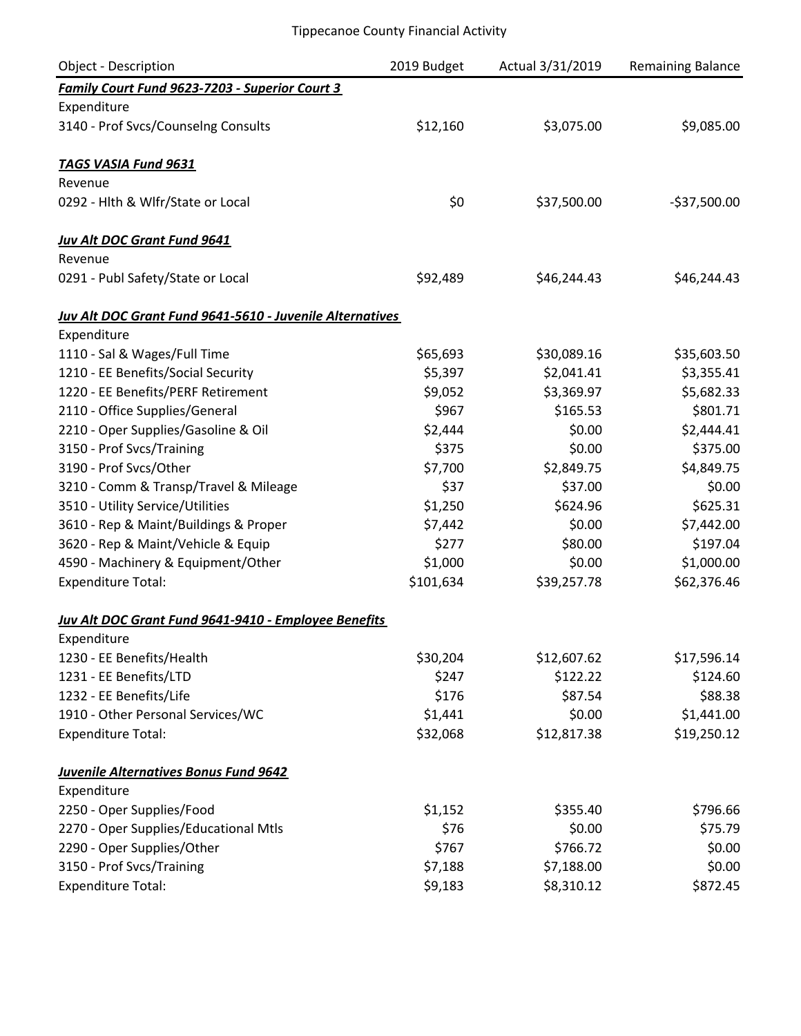Tippecanoe County Financial Activity

| Object - Description | 2019 Budget | Actual 3/31/2019 | Remaining Balance |
|---|---|---|---|
| ***Family Court Fund 9623-7203 - Superior Court 3*** | | | |
| Expenditure | | | |
| 3140 - Prof Svcs/Counselng Consults | $12,160 | $3,075.00 | $9,085.00 |
| | | | |
| ***TAGS VASIA Fund 9631*** | | | |
| Revenue | | | |
| 0292 - Hlth & Wlfr/State or Local | $0 | $37,500.00 | -$37,500.00 |
| | | | |
| ***Juv Alt DOC Grant Fund 9641*** | | | |
| Revenue | | | |
| 0291 - Publ Safety/State or Local | $92,489 | $46,244.43 | $46,244.43 |
| | | | |
| ***Juv Alt DOC Grant Fund 9641-5610 - Juvenile Alternatives*** | | | |
| Expenditure | | | |
| 1110 - Sal & Wages/Full Time | $65,693 | $30,089.16 | $35,603.50 |
| 1210 - EE Benefits/Social Security | $5,397 | $2,041.41 | $3,355.41 |
| 1220 - EE Benefits/PERF Retirement | $9,052 | $3,369.97 | $5,682.33 |
| 2110 - Office Supplies/General | $967 | $165.53 | $801.71 |
| 2210 - Oper Supplies/Gasoline & Oil | $2,444 | $0.00 | $2,444.41 |
| 3150 - Prof Svcs/Training | $375 | $0.00 | $375.00 |
| 3190 - Prof Svcs/Other | $7,700 | $2,849.75 | $4,849.75 |
| 3210 - Comm & Transp/Travel & Mileage | $37 | $37.00 | $0.00 |
| 3510 - Utility Service/Utilities | $1,250 | $624.96 | $625.31 |
| 3610 - Rep & Maint/Buildings & Proper | $7,442 | $0.00 | $7,442.00 |
| 3620 - Rep & Maint/Vehicle & Equip | $277 | $80.00 | $197.04 |
| 4590 - Machinery & Equipment/Other | $1,000 | $0.00 | $1,000.00 |
| Expenditure Total: | $101,634 | $39,257.78 | $62,376.46 |
| | | | |
| ***Juv Alt DOC Grant Fund 9641-9410 - Employee Benefits*** | | | |
| Expenditure | | | |
| 1230 - EE Benefits/Health | $30,204 | $12,607.62 | $17,596.14 |
| 1231 - EE Benefits/LTD | $247 | $122.22 | $124.60 |
| 1232 - EE Benefits/Life | $176 | $87.54 | $88.38 |
| 1910 - Other Personal Services/WC | $1,441 | $0.00 | $1,441.00 |
| Expenditure Total: | $32,068 | $12,817.38 | $19,250.12 |
| | | | |
| ***Juvenile Alternatives Bonus Fund 9642*** | | | |
| Expenditure | | | |
| 2250 - Oper Supplies/Food | $1,152 | $355.40 | $796.66 |
| 2270 - Oper Supplies/Educational Mtls | $76 | $0.00 | $75.79 |
| 2290 - Oper Supplies/Other | $767 | $766.72 | $0.00 |
| 3150 - Prof Svcs/Training | $7,188 | $7,188.00 | $0.00 |
| Expenditure Total: | $9,183 | $8,310.12 | $872.45 |